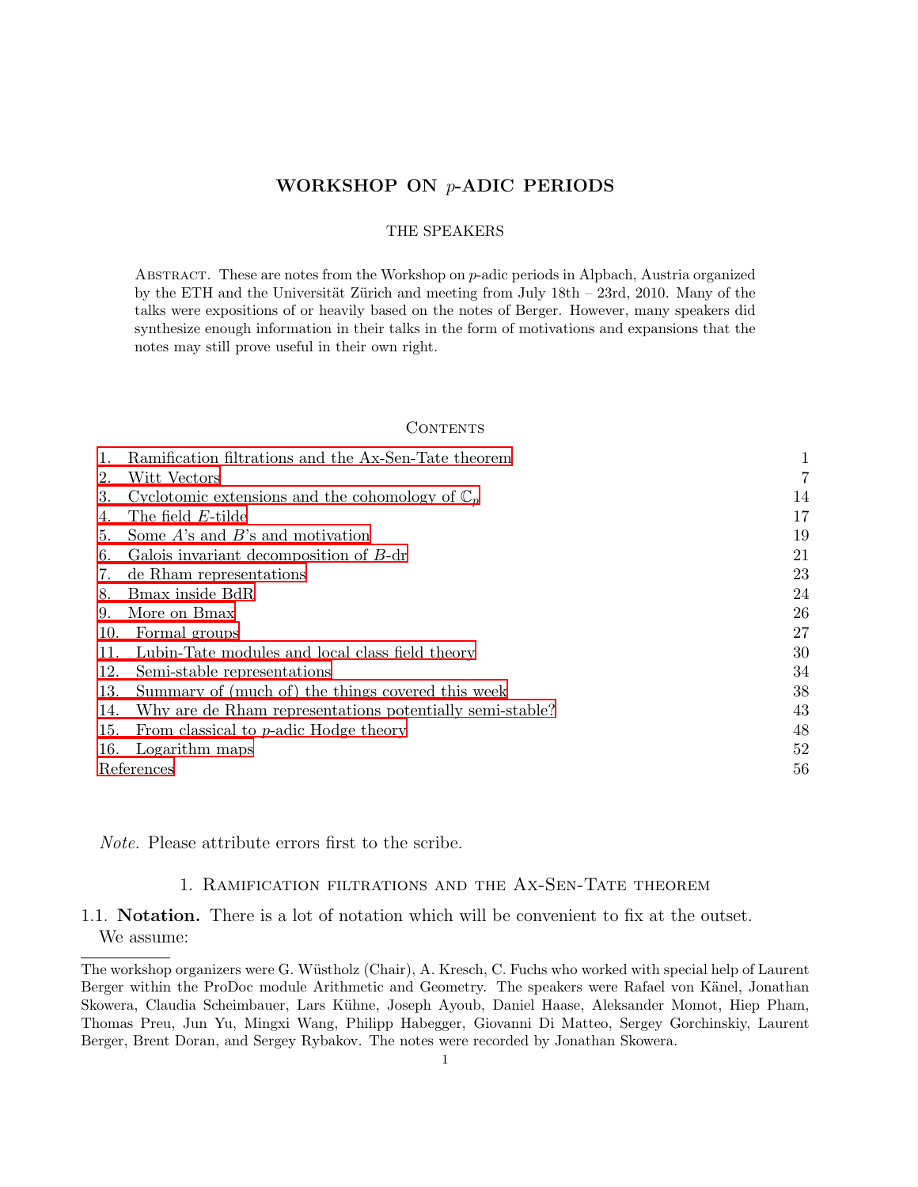# WORKSHOP ON $p$-ADIC PERIODS

THE SPEAKERS

Abstract. These are notes from the Workshop on $p$-adic periods in Alpbach, Austria organized by the ETH and the Universität Zürich and meeting from July 18th – 23rd, 2010. Many of the talks were expositions of or heavily based on the notes of Berger. However, many speakers did synthesize enough information in their talks in the form of motivations and expansions that the notes may still prove useful in their own right.

## Contents

| | |
|---|---|
| 1. Ramification filtrations and the Ax-Sen-Tate theorem | 1 |
| 2. Witt Vectors | 7 |
| 3. Cyclotomic extensions and the cohomology of $\mathbb{C}_p$ | 14 |
| 4. The field $E$-tilde | 17 |
| 5. Some $A$'s and $B$'s and motivation | 19 |
| 6. Galois invariant decomposition of $B$-dr | 21 |
| 7. de Rham representations | 23 |
| 8. Bmax inside BdR | 24 |
| 9. More on Bmax | 26 |
| 10. Formal groups | 27 |
| 11. Lubin-Tate modules and local class field theory | 30 |
| 12. Semi-stable representations | 34 |
| 13. Summary of (much of) the things covered this week | 38 |
| 14. Why are de Rham representations potentially semi-stable? | 43 |
| 15. From classical to $p$-adic Hodge theory | 48 |
| 16. Logarithm maps | 52 |
| References | 56 |

*Note.* Please attribute errors first to the scribe.

## 1. Ramification filtrations and the Ax-Sen-Tate theorem

1.1. **Notation.** There is a lot of notation which will be convenient to fix at the outset.

We assume:

---

The workshop organizers were G. Wüstholz (Chair), A. Kresch, C. Fuchs who worked with special help of Laurent Berger within the ProDoc module Arithmetic and Geometry. The speakers were Rafael von Känel, Jonathan Skowera, Claudia Scheimbauer, Lars Kühne, Joseph Ayoub, Daniel Haase, Aleksander Momot, Hiep Pham, Thomas Preu, Jun Yu, Mingxi Wang, Philipp Habegger, Giovanni Di Matteo, Sergey Gorchinskiy, Laurent Berger, Brent Doran, and Sergey Rybakov. The notes were recorded by Jonathan Skowera.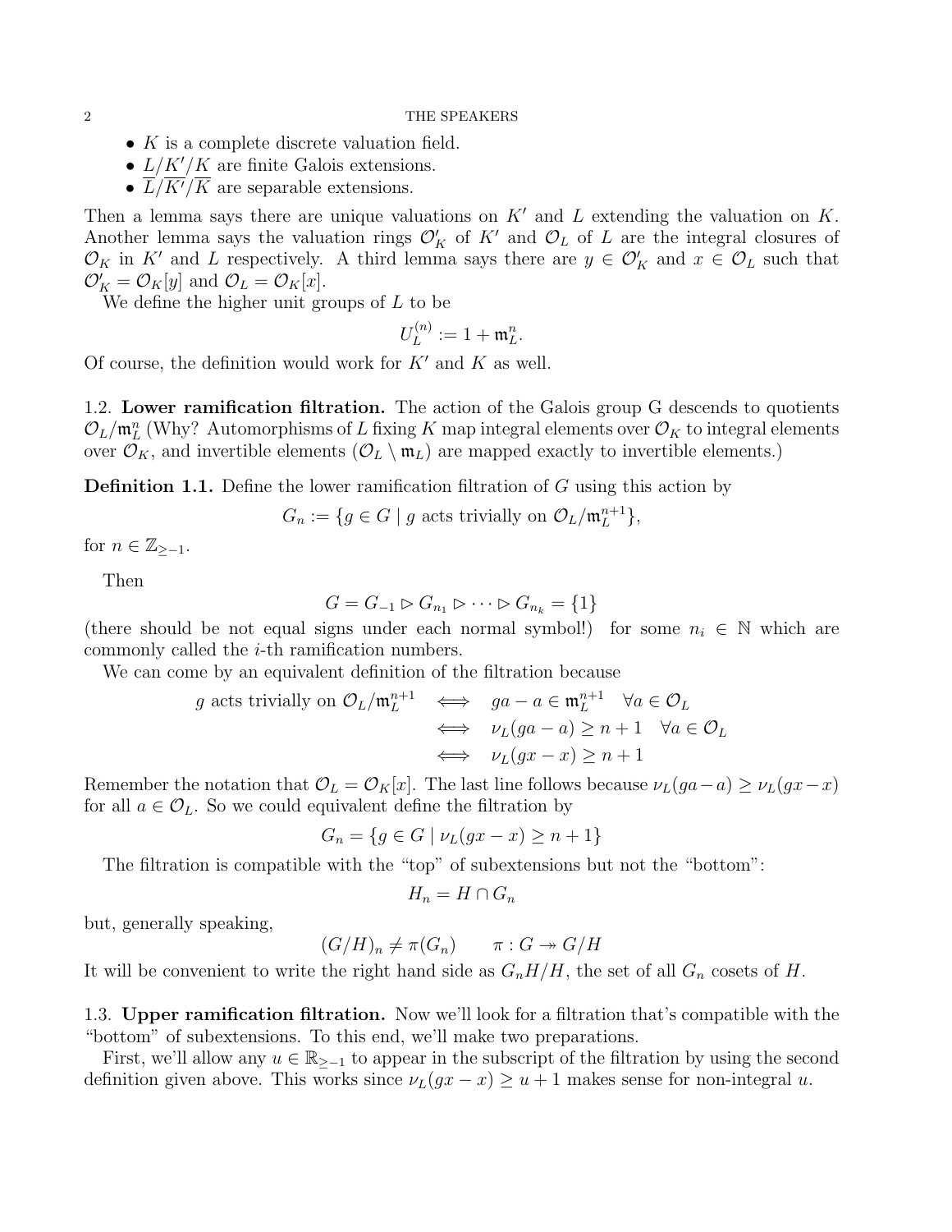- $K$ is a complete discrete valuation field.
- $L/K'/K$ are finite Galois extensions.
- $\overline{L}/\overline{K'}/\overline{K}$ are separable extensions.

Then a lemma says there are unique valuations on $K'$ and $L$ extending the valuation on $K$. Another lemma says the valuation rings $\mathcal{O}'_K$ of $K'$ and $\mathcal{O}_L$ of $L$ are the integral closures of $\mathcal{O}_K$ in $K'$ and $L$ respectively. A third lemma says there are $y \in \mathcal{O}'_K$ and $x \in \mathcal{O}_L$ such that $\mathcal{O}'_K = \mathcal{O}_K[y]$ and $\mathcal{O}_L = \mathcal{O}_K[x]$.

We define the higher unit groups of $L$ to be

$$U_L^{(n)} := 1 + \mathfrak{m}_L^n.$$

Of course, the definition would work for $K'$ and $K$ as well.

### 1.2. Lower ramification filtration.

The action of the Galois group G descends to quotients $\mathcal{O}_L/\mathfrak{m}_L^n$ (Why? Automorphisms of $L$ fixing $K$ map integral elements over $\mathcal{O}_K$ to integral elements over $\mathcal{O}_K$, and invertible elements ($\mathcal{O}_L \setminus \mathfrak{m}_L$) are mapped exactly to invertible elements.)

**Definition 1.1.** Define the lower ramification filtration of $G$ using this action by

$$G_n := \{g \in G \mid g \text{ acts trivially on } \mathcal{O}_L/\mathfrak{m}_L^{n+1}\},$$

for $n \in \mathbb{Z}_{\geq -1}$.

Then

$$G = G_{-1} \rhd G_{n_1} \rhd \cdots \rhd G_{n_k} = \{1\}$$

(there should be not equal signs under each normal symbol!) for some $n_i \in \mathbb{N}$ which are commonly called the $i$-th ramification numbers.

We can come by an equivalent definition of the filtration because

$$\begin{aligned} g \text{ acts trivially on } \mathcal{O}_L/\mathfrak{m}_L^{n+1} \quad &\iff \quad ga - a \in \mathfrak{m}_L^{n+1} \quad \forall a \in \mathcal{O}_L \\ &\iff \quad \nu_L(ga - a) \geq n + 1 \quad \forall a \in \mathcal{O}_L \\ &\iff \quad \nu_L(gx - x) \geq n + 1 \end{aligned}$$

Remember the notation that $\mathcal{O}_L = \mathcal{O}_K[x]$. The last line follows because $\nu_L(ga - a) \geq \nu_L(gx - x)$ for all $a \in \mathcal{O}_L$. So we could equivalent define the filtration by

$$G_n = \{g \in G \mid \nu_L(gx - x) \geq n + 1\}$$

The filtration is compatible with the "top" of subextensions but not the "bottom":

$$H_n = H \cap G_n$$

but, generally speaking,

$$(G/H)_n \neq \pi(G_n) \qquad \pi : G \twoheadrightarrow G/H$$

It will be convenient to write the right hand side as $G_nH/H$, the set of all $G_n$ cosets of $H$.

### 1.3. Upper ramification filtration.

Now we'll look for a filtration that's compatible with the "bottom" of subextensions. To this end, we'll make two preparations.

First, we'll allow any $u \in \mathbb{R}_{\geq -1}$ to appear in the subscript of the filtration by using the second definition given above. This works since $\nu_L(gx - x) \geq u + 1$ makes sense for non-integral $u$.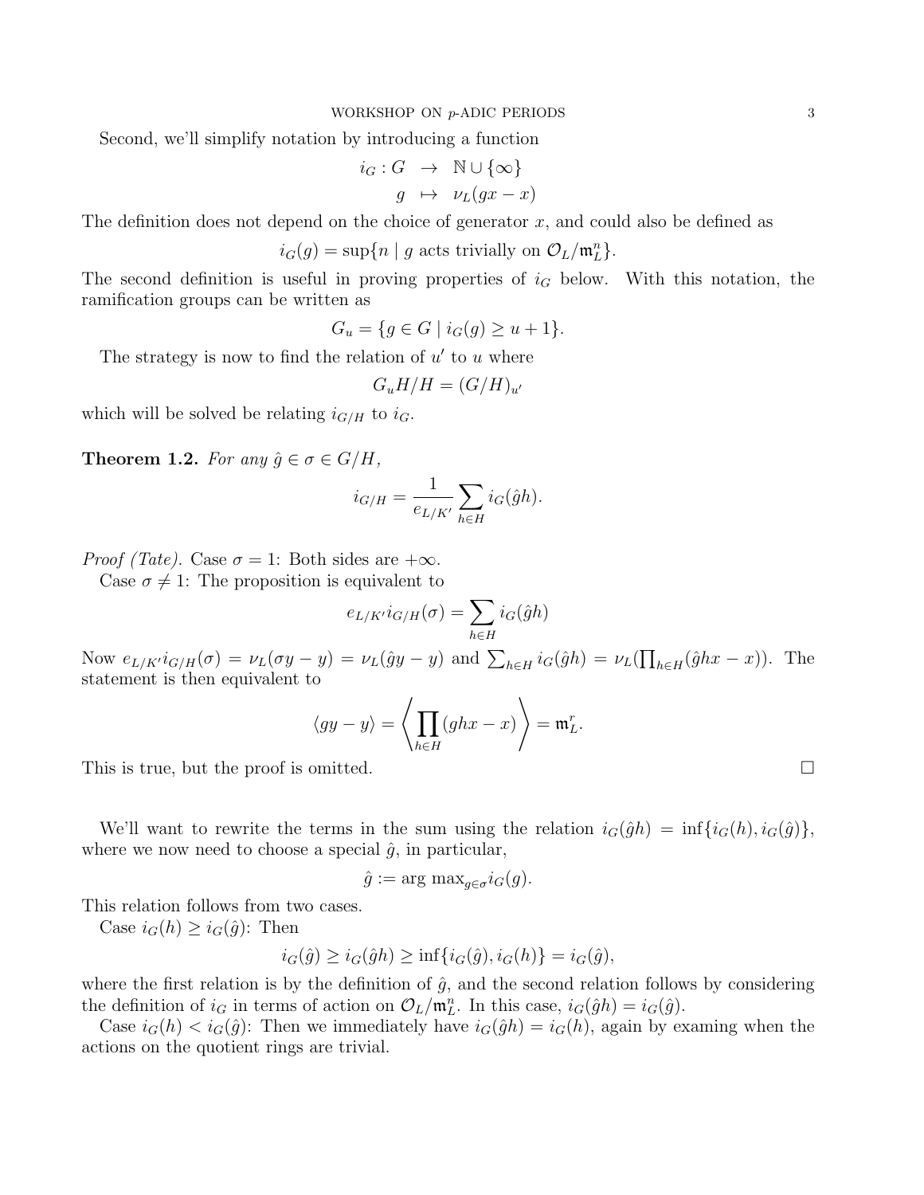Second, we'll simplify notation by introducing a function

$$\begin{aligned} i_G : G &\to \mathbb{N} \cup \{\infty\} \\ g &\mapsto \nu_L(gx - x) \end{aligned}$$

The definition does not depend on the choice of generator $x$, and could also be defined as

$$i_G(g) = \sup\{n \mid g \text{ acts trivially on } \mathcal{O}_L/\mathfrak{m}_L^n\}.$$

The second definition is useful in proving properties of $i_G$ below. With this notation, the ramification groups can be written as

$$G_u = \{g \in G \mid i_G(g) \geq u + 1\}.$$

The strategy is now to find the relation of $u'$ to $u$ where

$$G_u H/H = (G/H)_{u'}$$

which will be solved be relating $i_{G/H}$ to $i_G$.

**Theorem 1.2.** *For any $\hat{g} \in \sigma \in G/H$,*

$$i_{G/H} = \frac{1}{e_{L/K'}} \sum_{h \in H} i_G(\hat{g}h).$$

*Proof (Tate).* Case $\sigma = 1$: Both sides are $+\infty$.

Case $\sigma \neq 1$: The proposition is equivalent to

$$e_{L/K'} i_{G/H}(\sigma) = \sum_{h \in H} i_G(\hat{g}h)$$

Now $e_{L/K'} i_{G/H}(\sigma) = \nu_L(\sigma y - y) = \nu_L(\hat{g}y - y)$ and $\sum_{h \in H} i_G(\hat{g}h) = \nu_L(\prod_{h \in H}(\hat{g}hx - x))$. The statement is then equivalent to

$$\langle gy - y \rangle = \left\langle \prod_{h \in H}(ghx - x) \right\rangle = \mathfrak{m}_L^r.$$

This is true, but the proof is omitted. □

We'll want to rewrite the terms in the sum using the relation $i_G(\hat{g}h) = \inf\{i_G(h), i_G(\hat{g})\}$, where we now need to choose a special $\hat{g}$, in particular,

$$\hat{g} := \arg\max_{g \in \sigma} i_G(g).$$

This relation follows from two cases.

Case $i_G(h) \geq i_G(\hat{g})$: Then

$$i_G(\hat{g}) \geq i_G(\hat{g}h) \geq \inf\{i_G(\hat{g}), i_G(h)\} = i_G(\hat{g}),$$

where the first relation is by the definition of $\hat{g}$, and the second relation follows by considering the definition of $i_G$ in terms of action on $\mathcal{O}_L/\mathfrak{m}_L^n$. In this case, $i_G(\hat{g}h) = i_G(\hat{g})$.

Case $i_G(h) < i_G(\hat{g})$: Then we immediately have $i_G(\hat{g}h) = i_G(h)$, again by examing when the actions on the quotient rings are trivial.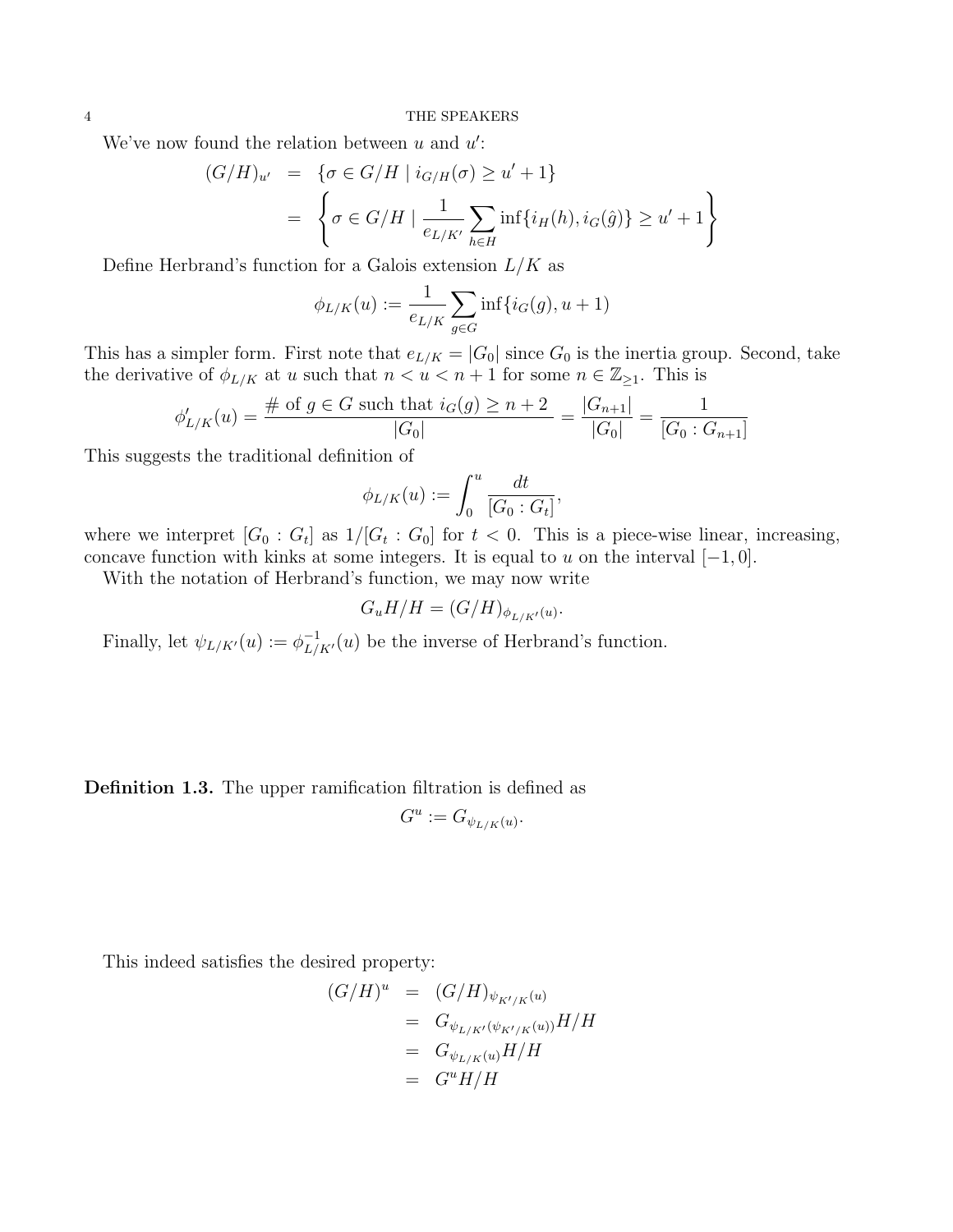We've now found the relation between $u$ and $u'$:

$$
\begin{aligned}
(G/H)_{u'} &= \{\sigma \in G/H \mid i_{G/H}(\sigma) \geq u' + 1\} \\
&= \left\{\sigma \in G/H \mid \frac{1}{e_{L/K'}} \sum_{h \in H} \inf\{i_H(h), i_G(\hat{g})\} \geq u' + 1\right\}
\end{aligned}
$$

Define Herbrand's function for a Galois extension $L/K$ as

$$
\phi_{L/K}(u) := \frac{1}{e_{L/K}} \sum_{g \in G} \inf\{i_G(g), u + 1)
$$

This has a simpler form. First note that $e_{L/K} = |G_0|$ since $G_0$ is the inertia group. Second, take the derivative of $\phi_{L/K}$ at $u$ such that $n < u < n + 1$ for some $n \in \mathbb{Z}_{\geq 1}$. This is

$$
\phi'_{L/K}(u) = \frac{\#\text{ of } g \in G \text{ such that } i_G(g) \geq n + 2}{|G_0|} = \frac{|G_{n+1}|}{|G_0|} = \frac{1}{[G_0 : G_{n+1}]}
$$

This suggests the traditional definition of

$$
\phi_{L/K}(u) := \int_0^u \frac{dt}{[G_0 : G_t]},
$$

where we interpret $[G_0 : G_t]$ as $1/[G_t : G_0]$ for $t < 0$. This is a piece-wise linear, increasing, concave function with kinks at some integers. It is equal to $u$ on the interval $[-1, 0]$.

With the notation of Herbrand's function, we may now write

$$
G_u H/H = (G/H)_{\phi_{L/K'}(u)}.
$$

Finally, let $\psi_{L/K'}(u) := \phi_{L/K'}^{-1}(u)$ be the inverse of Herbrand's function.

**Definition 1.3.** The upper ramification filtration is defined as

$$
G^u := G_{\psi_{L/K}(u)}.
$$

This indeed satisfies the desired property:

$$
\begin{aligned}
(G/H)^u &= (G/H)_{\psi_{K'/K}(u)} \\
&= G_{\psi_{L/K'}(\psi_{K'/K}(u))} H/H \\
&= G_{\psi_{L/K}(u)} H/H \\
&= G^u H/H
\end{aligned}
$$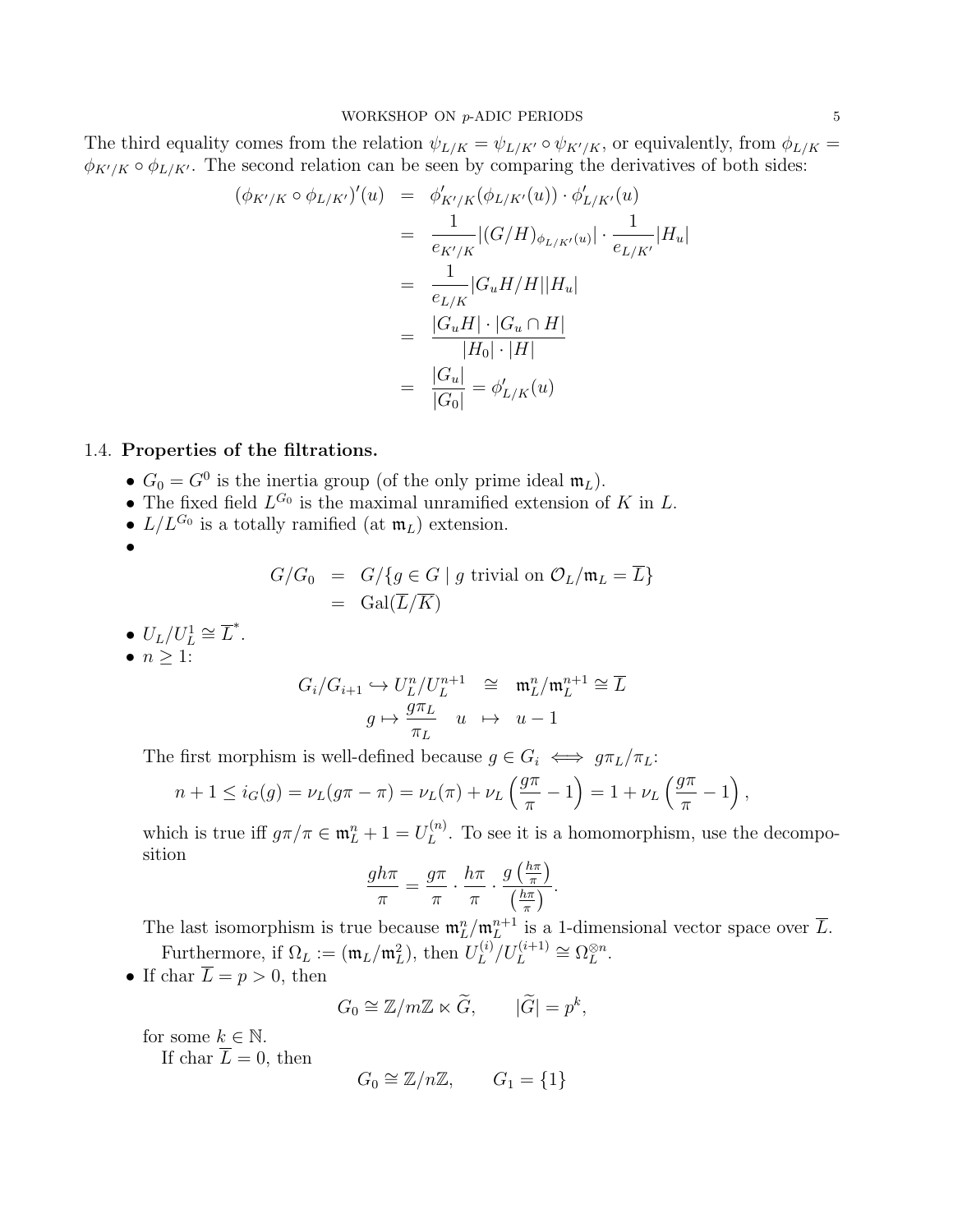The third equality comes from the relation $\psi_{L/K} = \psi_{L/K'} \circ \psi_{K'/K}$, or equivalently, from $\phi_{L/K} = \phi_{K'/K} \circ \phi_{L/K'}$. The second relation can be seen by comparing the derivatives of both sides:

$$
\begin{aligned}
(\phi_{K'/K} \circ \phi_{L/K'})'(u) &= \phi'_{K'/K}(\phi_{L/K'}(u)) \cdot \phi'_{L/K'}(u) \\
&= \frac{1}{e_{K'/K}} |(G/H)_{\phi_{L/K'}(u)}| \cdot \frac{1}{e_{L/K'}} |H_u| \\
&= \frac{1}{e_{L/K}} |G_u H/H||H_u| \\
&= \frac{|G_u H| \cdot |G_u \cap H|}{|H_0| \cdot |H|} \\
&= \frac{|G_u|}{|G_0|} = \phi'_{L/K}(u)
\end{aligned}
$$

### 1.4. Properties of the filtrations.

- $G_0 = G^0$ is the inertia group (of the only prime ideal $\mathfrak{m}_L$).
- The fixed field $L^{G_0}$ is the maximal unramified extension of $K$ in $L$.
- $L/L^{G_0}$ is a totally ramified (at $\mathfrak{m}_L$) extension.
- 
$$
\begin{aligned}
G/G_0 &= G/\{g \in G \mid g \text{ trivial on } \mathcal{O}_L/\mathfrak{m}_L = \overline{L}\} \\
&= \mathrm{Gal}(\overline{L}/\overline{K})
\end{aligned}
$$
- $U_L/U_L^1 \cong \overline{L}^*$.
- $n \geq 1$:
$$
\begin{aligned}
G_i/G_{i+1} \hookrightarrow U_L^n/U_L^{n+1} &\cong \mathfrak{m}_L^n/\mathfrak{m}_L^{n+1} \cong \overline{L} \\
g \mapsto \frac{g\pi_L}{\pi_L} \quad u &\mapsto u - 1
\end{aligned}
$$
The first morphism is well-defined because $g \in G_i \iff g\pi_L/\pi_L$:
$$
n + 1 \leq i_G(g) = \nu_L(g\pi - \pi) = \nu_L(\pi) + \nu_L\left(\frac{g\pi}{\pi} - 1\right) = 1 + \nu_L\left(\frac{g\pi}{\pi} - 1\right),
$$
which is true iff $g\pi/\pi \in \mathfrak{m}_L^n + 1 = U_L^{(n)}$. To see it is a homomorphism, use the decomposition
$$
\frac{gh\pi}{\pi} = \frac{g\pi}{\pi} \cdot \frac{h\pi}{\pi} \cdot \frac{g\left(\frac{h\pi}{\pi}\right)}{\left(\frac{h\pi}{\pi}\right)}.
$$
The last isomorphism is true because $\mathfrak{m}_L^n/\mathfrak{m}_L^{n+1}$ is a 1-dimensional vector space over $\overline{L}$.
Furthermore, if $\Omega_L := (\mathfrak{m}_L/\mathfrak{m}_L^2)$, then $U_L^{(i)}/U_L^{(i+1)} \cong \Omega_L^{\otimes n}$.
- If char $\overline{L} = p > 0$, then
$$
G_0 \cong \mathbb{Z}/m\mathbb{Z} \ltimes \widetilde{G}, \qquad |\widetilde{G}| = p^k,
$$
for some $k \in \mathbb{N}$.
If char $\overline{L} = 0$, then
$$
G_0 \cong \mathbb{Z}/n\mathbb{Z}, \qquad G_1 = \{1\}
$$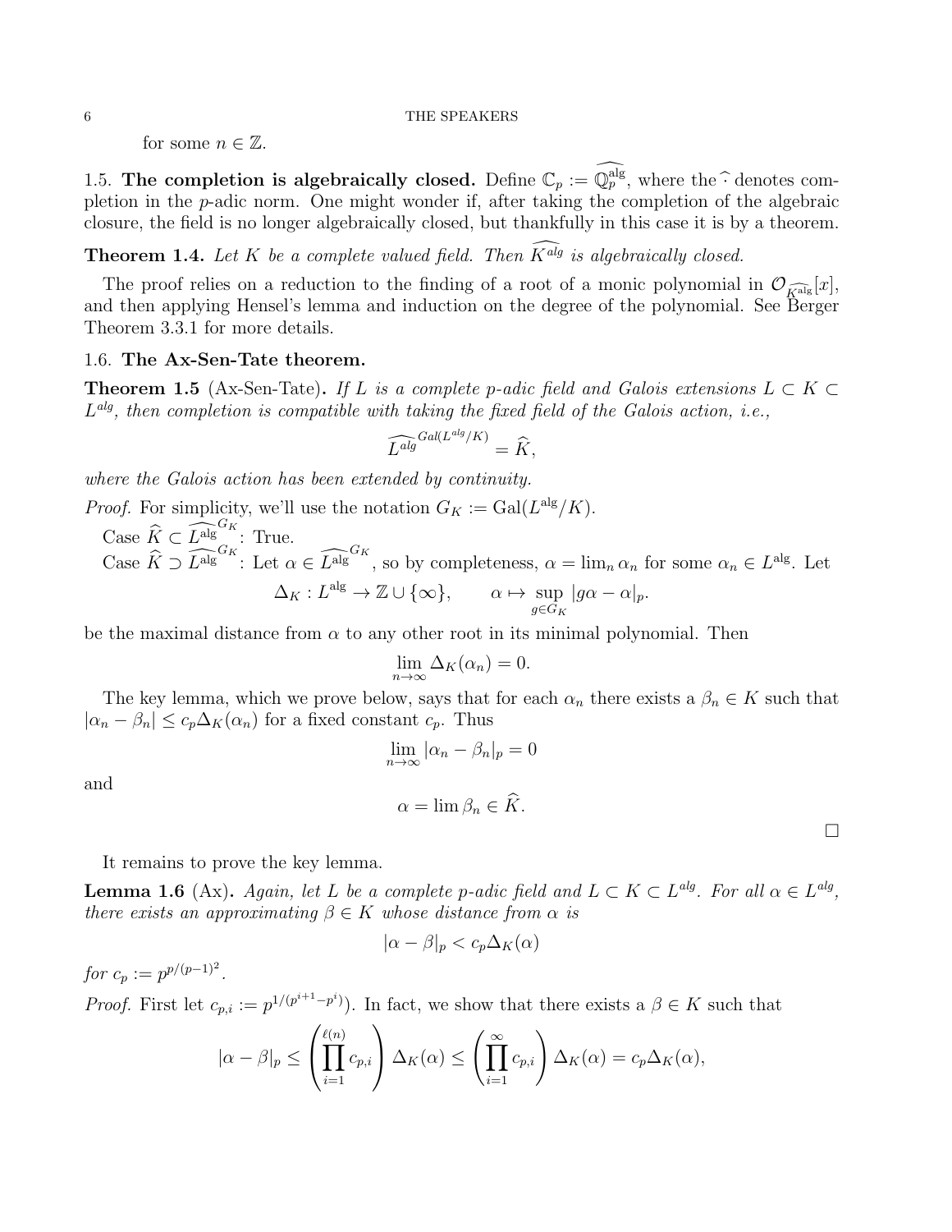for some $n \in \mathbb{Z}$.

## 1.5. The completion is algebraically closed.

Define $\mathbb{C}_p := \widehat{\mathbb{Q}_p^{\mathrm{alg}}}$, where the $\widehat{\cdot}$ denotes completion in the $p$-adic norm. One might wonder if, after taking the completion of the algebraic closure, the field is no longer algebraically closed, but thankfully in this case it is by a theorem.

**Theorem 1.4.** *Let $K$ be a complete valued field. Then $\widehat{K^{alg}}$ is algebraically closed.*

The proof relies on a reduction to the finding of a root of a monic polynomial in $\mathcal{O}_{\widehat{K^{\mathrm{alg}}}}[x]$, and then applying Hensel's lemma and induction on the degree of the polynomial. See Berger Theorem 3.3.1 for more details.

## 1.6. The Ax-Sen-Tate theorem.

**Theorem 1.5** (Ax-Sen-Tate)**.** *If $L$ is a complete $p$-adic field and Galois extensions $L \subset K \subset L^{alg}$, then completion is compatible with taking the fixed field of the Galois action, i.e.,*

$$\widehat{L^{alg}}^{Gal(L^{alg}/K)} = \widehat{K},$$

*where the Galois action has been extended by continuity.*

*Proof.* For simplicity, we'll use the notation $G_K := \mathrm{Gal}(L^{\mathrm{alg}}/K)$.

Case $\widehat{K} \subset \widehat{L^{\mathrm{alg}}}^{G_K}$: True.

Case $\widehat{K} \supset \widehat{L^{\mathrm{alg}}}^{G_K}$: Let $\alpha \in \widehat{L^{\mathrm{alg}}}^{G_K}$, so by completeness, $\alpha = \lim_n \alpha_n$ for some $\alpha_n \in L^{\mathrm{alg}}$. Let

$$\Delta_K : L^{\mathrm{alg}} \to \mathbb{Z} \cup \{\infty\}, \qquad \alpha \mapsto \sup_{g \in G_K} |g\alpha - \alpha|_p.$$

be the maximal distance from $\alpha$ to any other root in its minimal polynomial. Then

$$\lim_{n \to \infty} \Delta_K(\alpha_n) = 0.$$

The key lemma, which we prove below, says that for each $\alpha_n$ there exists a $\beta_n \in K$ such that $|\alpha_n - \beta_n| \leq c_p \Delta_K(\alpha_n)$ for a fixed constant $c_p$. Thus

$$\lim_{n \to \infty} |\alpha_n - \beta_n|_p = 0$$

and

$$\alpha = \lim \beta_n \in \widehat{K}.$$

$\square$

It remains to prove the key lemma.

**Lemma 1.6** (Ax)**.** *Again, let $L$ be a complete $p$-adic field and $L \subset K \subset L^{alg}$. For all $\alpha \in L^{alg}$, there exists an approximating $\beta \in K$ whose distance from $\alpha$ is*

$$|\alpha - \beta|_p < c_p \Delta_K(\alpha)$$

*for $c_p := p^{p/(p-1)^2}$.*

*Proof.* First let $c_{p,i} := p^{1/(p^{i+1} - p^i)})$. In fact, we show that there exists a $\beta \in K$ such that

$$|\alpha - \beta|_p \leq \left( \prod_{i=1}^{\ell(n)} c_{p,i} \right) \Delta_K(\alpha) \leq \left( \prod_{i=1}^{\infty} c_{p,i} \right) \Delta_K(\alpha) = c_p \Delta_K(\alpha),$$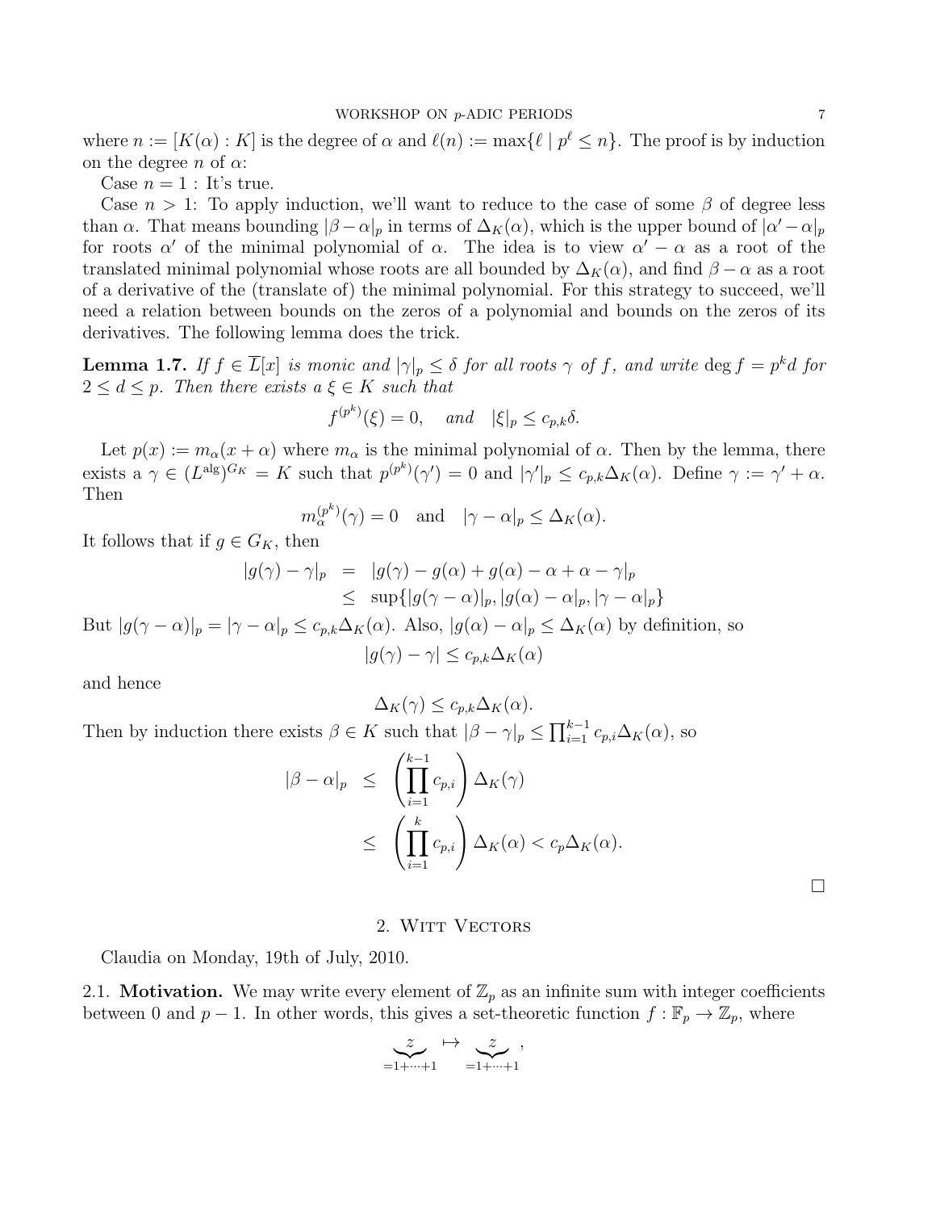where $n := [K(\alpha) : K]$ is the degree of $\alpha$ and $\ell(n) := \max\{\ell \mid p^\ell \le n\}$. The proof is by induction on the degree $n$ of $\alpha$:

Case $n = 1$ : It's true.

Case $n > 1$: To apply induction, we'll want to reduce to the case of some $\beta$ of degree less than $\alpha$. That means bounding $|\beta - \alpha|_p$ in terms of $\Delta_K(\alpha)$, which is the upper bound of $|\alpha' - \alpha|_p$ for roots $\alpha'$ of the minimal polynomial of $\alpha$. The idea is to view $\alpha' - \alpha$ as a root of the translated minimal polynomial whose roots are all bounded by $\Delta_K(\alpha)$, and find $\beta - \alpha$ as a root of a derivative of the (translate of) the minimal polynomial. For this strategy to succeed, we'll need a relation between bounds on the zeros of a polynomial and bounds on the zeros of its derivatives. The following lemma does the trick.

**Lemma 1.7.** *If $f \in \overline{L}[x]$ is monic and $|\gamma|_p \le \delta$ for all roots $\gamma$ of $f$, and write $\deg f = p^k d$ for $2 \le d \le p$. Then there exists a $\xi \in K$ such that*

$$f^{(p^k)}(\xi) = 0, \quad \textit{and} \quad |\xi|_p \le c_{p,k}\delta.$$

Let $p(x) := m_\alpha(x + \alpha)$ where $m_\alpha$ is the minimal polynomial of $\alpha$. Then by the lemma, there exists a $\gamma \in (L^{\text{alg}})^{G_K} = K$ such that $p^{(p^k)}(\gamma') = 0$ and $|\gamma'|_p \le c_{p,k}\Delta_K(\alpha)$. Define $\gamma := \gamma' + \alpha$. Then

$$m_\alpha^{(p^k)}(\gamma) = 0 \quad \text{and} \quad |\gamma - \alpha|_p \le \Delta_K(\alpha).$$

It follows that if $g \in G_K$, then

$$\begin{aligned} |g(\gamma) - \gamma|_p &= |g(\gamma) - g(\alpha) + g(\alpha) - \alpha + \alpha - \gamma|_p \\ &\le \sup\{|g(\gamma - \alpha)|_p, |g(\alpha) - \alpha|_p, |\gamma - \alpha|_p\} \end{aligned}$$

But $|g(\gamma - \alpha)|_p = |\gamma - \alpha|_p \le c_{p,k}\Delta_K(\alpha)$. Also, $|g(\alpha) - \alpha|_p \le \Delta_K(\alpha)$ by definition, so

$$|g(\gamma) - \gamma| \le c_{p,k}\Delta_K(\alpha)$$

and hence

$$\Delta_K(\gamma) \le c_{p,k}\Delta_K(\alpha).$$

Then by induction there exists $\beta \in K$ such that $|\beta - \gamma|_p \le \prod_{i=1}^{k-1} c_{p,i}\Delta_K(\alpha)$, so

$$\begin{aligned} |\beta - \alpha|_p &\le \left(\prod_{i=1}^{k-1} c_{p,i}\right)\Delta_K(\gamma) \\ &\le \left(\prod_{i=1}^{k} c_{p,i}\right)\Delta_K(\alpha) < c_p\Delta_K(\alpha). \end{aligned}$$

□

## 2. Witt Vectors

Claudia on Monday, 19th of July, 2010.

**2.1. Motivation.** We may write every element of $\mathbb{Z}_p$ as an infinite sum with integer coefficients between 0 and $p - 1$. In other words, this gives a set-theoretic function $f : \mathbb{F}_p \to \mathbb{Z}_p$, where

$$\underbrace{z}_{=1+\cdots+1} \mapsto \underbrace{z}_{=1+\cdots+1},$$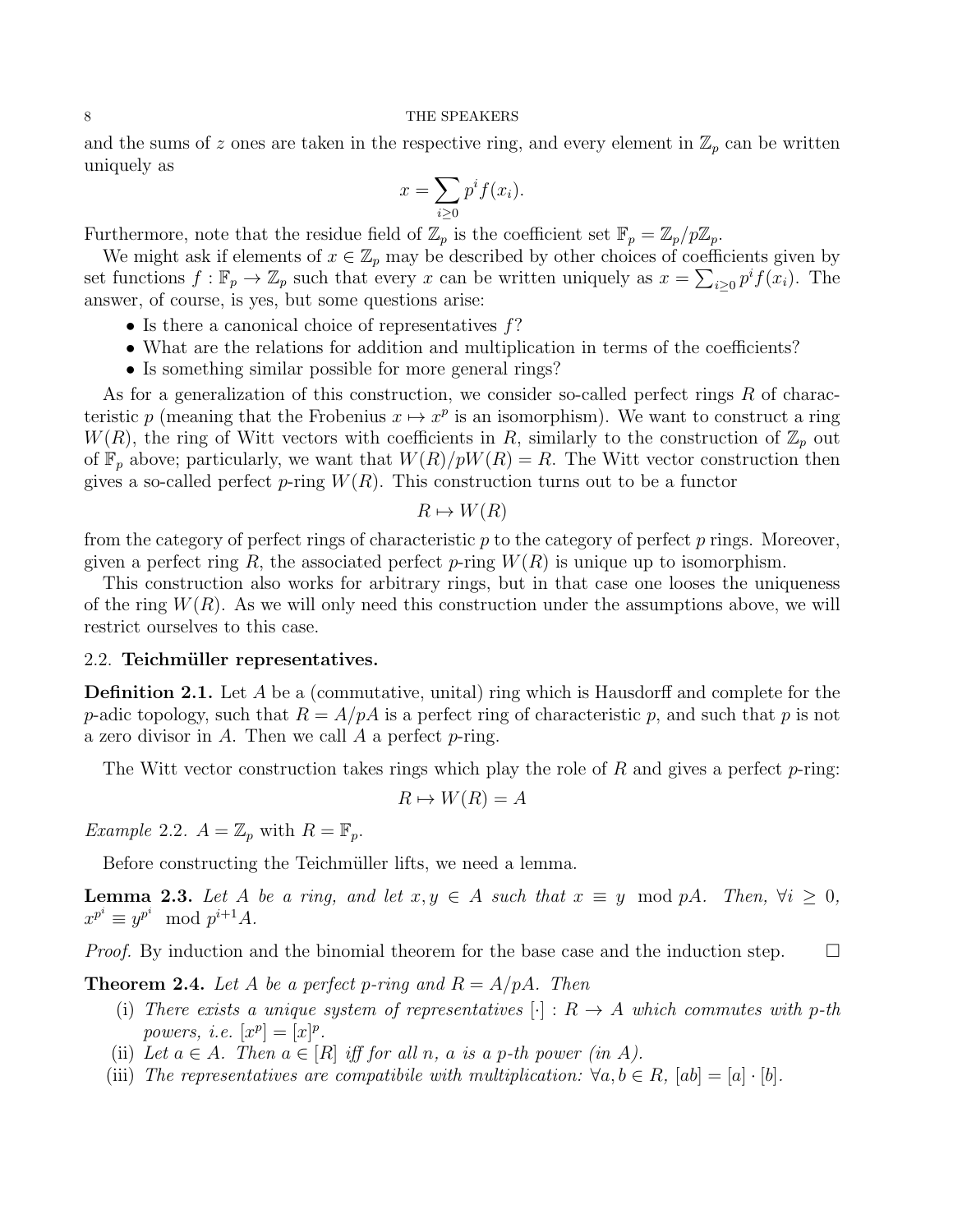and the sums of $z$ ones are taken in the respective ring, and every element in $\mathbb{Z}_p$ can be written uniquely as

$$x = \sum_{i \geq 0} p^i f(x_i).$$

Furthermore, note that the residue field of $\mathbb{Z}_p$ is the coefficient set $\mathbb{F}_p = \mathbb{Z}_p/p\mathbb{Z}_p$.

We might ask if elements of $x \in \mathbb{Z}_p$ may be described by other choices of coefficients given by set functions $f : \mathbb{F}_p \to \mathbb{Z}_p$ such that every $x$ can be written uniquely as $x = \sum_{i \geq 0} p^i f(x_i)$. The answer, of course, is yes, but some questions arise:

- Is there a canonical choice of representatives $f$?
- What are the relations for addition and multiplication in terms of the coefficients?
- Is something similar possible for more general rings?

As for a generalization of this construction, we consider so-called perfect rings $R$ of characteristic $p$ (meaning that the Frobenius $x \mapsto x^p$ is an isomorphism). We want to construct a ring $W(R)$, the ring of Witt vectors with coefficients in $R$, similarly to the construction of $\mathbb{Z}_p$ out of $\mathbb{F}_p$ above; particularly, we want that $W(R)/pW(R) = R$. The Witt vector construction then gives a so-called perfect $p$-ring $W(R)$. This construction turns out to be a functor

$$R \mapsto W(R)$$

from the category of perfect rings of characteristic $p$ to the category of perfect $p$ rings. Moreover, given a perfect ring $R$, the associated perfect $p$-ring $W(R)$ is unique up to isomorphism.

This construction also works for arbitrary rings, but in that case one looses the uniqueness of the ring $W(R)$. As we will only need this construction under the assumptions above, we will restrict ourselves to this case.

### 2.2. Teichmüller representatives.

**Definition 2.1.** Let $A$ be a (commutative, unital) ring which is Hausdorff and complete for the $p$-adic topology, such that $R = A/pA$ is a perfect ring of characteristic $p$, and such that $p$ is not a zero divisor in $A$. Then we call $A$ a perfect $p$-ring.

The Witt vector construction takes rings which play the role of $R$ and gives a perfect $p$-ring:

$$R \mapsto W(R) = A$$

*Example* 2.2. $A = \mathbb{Z}_p$ with $R = \mathbb{F}_p$.

Before constructing the Teichmüller lifts, we need a lemma.

**Lemma 2.3.** *Let $A$ be a ring, and let $x, y \in A$ such that $x \equiv y \mod pA$. Then, $\forall i \geq 0$, $x^{p^i} \equiv y^{p^i} \mod p^{i+1}A$.*

*Proof.* By induction and the binomial theorem for the base case and the induction step. $\square$

**Theorem 2.4.** *Let $A$ be a perfect $p$-ring and $R = A/pA$. Then*

(i) *There exists a unique system of representatives $[\cdot] : R \to A$ which commutes with $p$-th powers, i.e. $[x^p] = [x]^p$.*

(ii) *Let $a \in A$. Then $a \in [R]$ iff for all $n$, $a$ is a $p$-th power (in $A$).*

(iii) *The representatives are compatibile with multiplication: $\forall a, b \in R$, $[ab] = [a] \cdot [b]$.*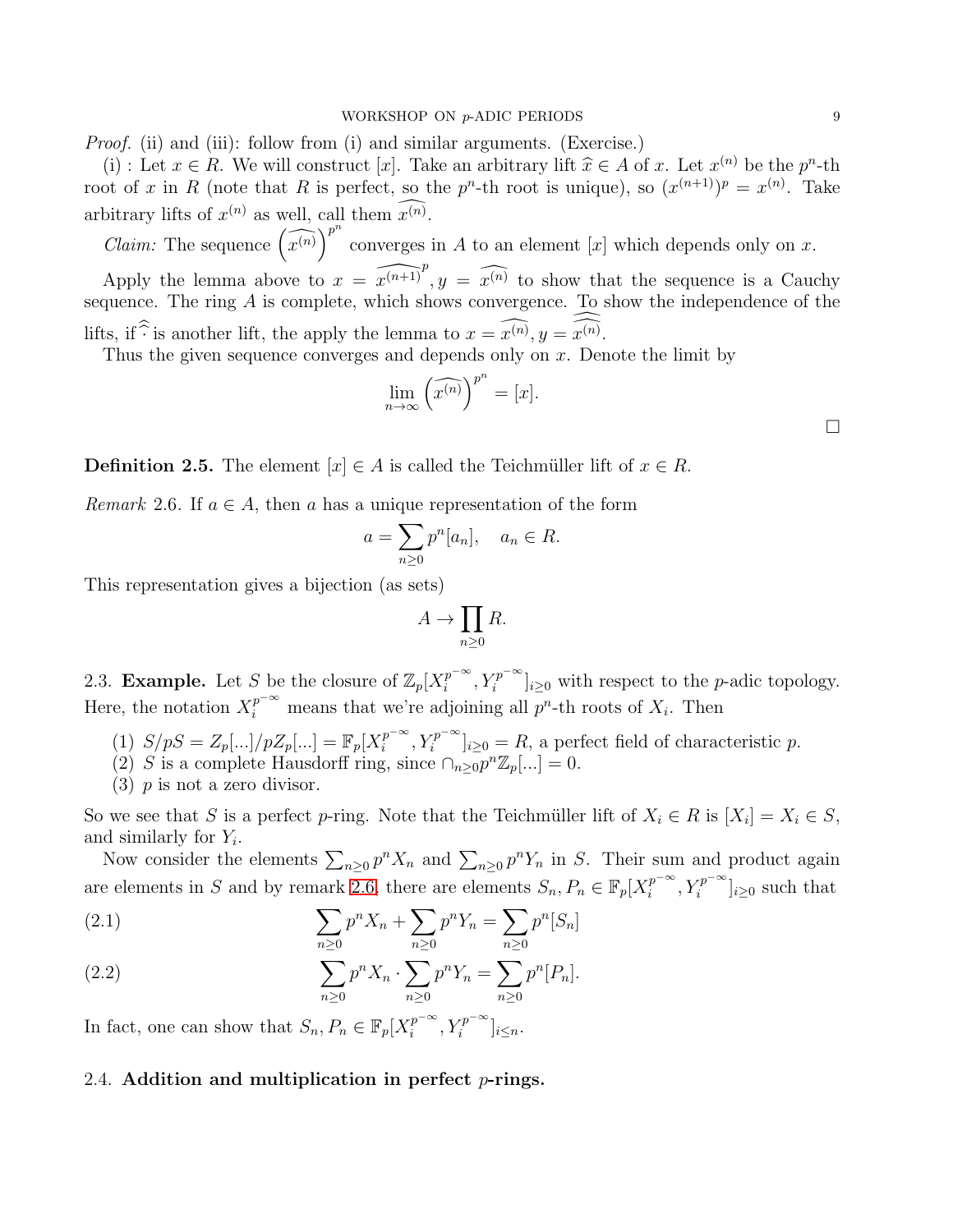*Proof.* (ii) and (iii): follow from (i) and similar arguments. (Exercise.)

(i) : Let $x \in R$. We will construct $[x]$. Take an arbitrary lift $\widehat{x} \in A$ of $x$. Let $x^{(n)}$ be the $p^n$-th root of $x$ in $R$ (note that $R$ is perfect, so the $p^n$-th root is unique), so $(x^{(n+1)})^p = x^{(n)}$. Take arbitrary lifts of $x^{(n)}$ as well, call them $\widehat{x^{(n)}}$.

*Claim:* The sequence $\left(\widehat{x^{(n)}}\right)^{p^n}$ converges in $A$ to an element $[x]$ which depends only on $x$.

Apply the lemma above to $x = \widehat{x^{(n+1)}}^p, y = \widehat{x^{(n)}}$ to show that the sequence is a Cauchy sequence. The ring $A$ is complete, which shows convergence. To show the independence of the lifts, if $\widehat{\widehat{\cdot}}$ is another lift, the apply the lemma to $x = \widehat{x^{(n)}}, y = \widehat{\widehat{x^{(n)}}}$.

Thus the given sequence converges and depends only on $x$. Denote the limit by

$$\lim_{n\to\infty} \left(\widehat{x^{(n)}}\right)^{p^n} = [x].$$

□

**Definition 2.5.** The element $[x] \in A$ is called the Teichmüller lift of $x \in R$.

*Remark* 2.6. If $a \in A$, then $a$ has a unique representation of the form

$$a = \sum_{n\geq 0} p^n [a_n], \quad a_n \in R.$$

This representation gives a bijection (as sets)

$$A \to \prod_{n\geq 0} R.$$

2.3. **Example.** Let $S$ be the closure of $\mathbb{Z}_p[X_i^{p^{-\infty}}, Y_i^{p^{-\infty}}]_{i\geq 0}$ with respect to the $p$-adic topology. Here, the notation $X_i^{p^{-\infty}}$ means that we're adjoining all $p^n$-th roots of $X_i$. Then

(1) $S/pS = Z_p[...]/pZ_p[...] = \mathbb{F}_p[X_i^{p^{-\infty}}, Y_i^{p^{-\infty}}]_{i\geq 0} = R$, a perfect field of characteristic $p$.
(2) $S$ is a complete Hausdorff ring, since $\cap_{n\geq 0} p^n \mathbb{Z}_p[...] = 0$.
(3) $p$ is not a zero divisor.

So we see that $S$ is a perfect $p$-ring. Note that the Teichmüller lift of $X_i \in R$ is $[X_i] = X_i \in S$, and similarly for $Y_i$.

Now consider the elements $\sum_{n\geq 0} p^n X_n$ and $\sum_{n\geq 0} p^n Y_n$ in $S$. Their sum and product again are elements in $S$ and by remark 2.6, there are elements $S_n, P_n \in \mathbb{F}_p[X_i^{p^{-\infty}}, Y_i^{p^{-\infty}}]_{i\geq 0}$ such that

$$\sum_{n\geq 0} p^n X_n + \sum_{n\geq 0} p^n Y_n = \sum_{n\geq 0} p^n [S_n] \tag{2.1}$$

$$\sum_{n\geq 0} p^n X_n \cdot \sum_{n\geq 0} p^n Y_n = \sum_{n\geq 0} p^n [P_n]. \tag{2.2}$$

In fact, one can show that $S_n, P_n \in \mathbb{F}_p[X_i^{p^{-\infty}}, Y_i^{p^{-\infty}}]_{i\leq n}$.

## 2.4. **Addition and multiplication in perfect $p$-rings.**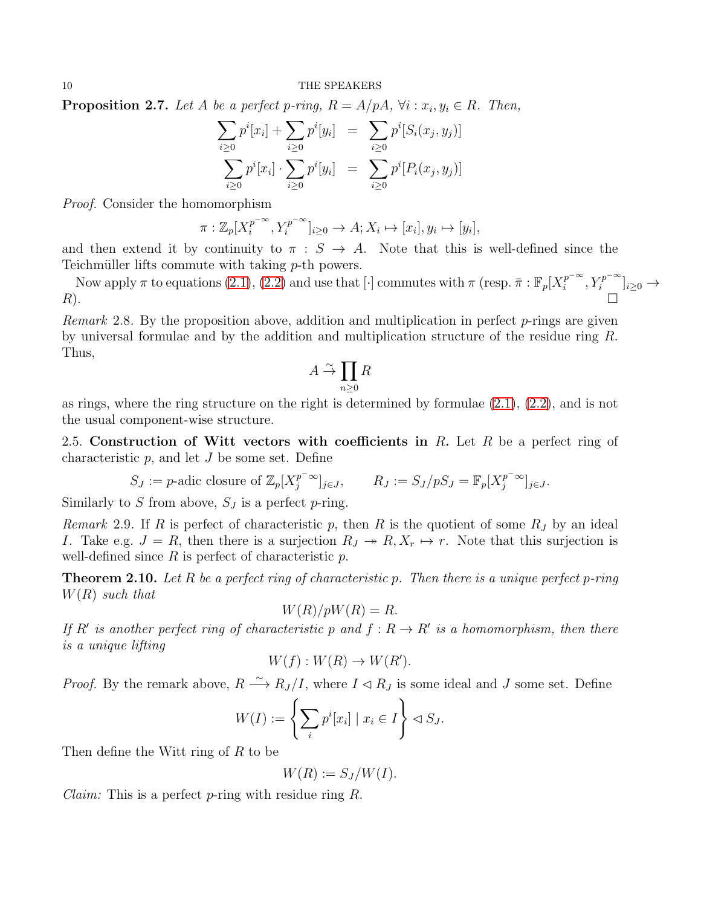**Proposition 2.7.** *Let $A$ be a perfect $p$-ring, $R = A/pA$, $\forall i : x_i, y_i \in R$. Then,*

$$\begin{aligned}
\sum_{i\geq 0} p^i[x_i] + \sum_{i\geq 0} p^i[y_i] &= \sum_{i\geq 0} p^i[S_i(x_j, y_j)] \\
\sum_{i\geq 0} p^i[x_i] \cdot \sum_{i\geq 0} p^i[y_i] &= \sum_{i\geq 0} p^i[P_i(x_j, y_j)]
\end{aligned}$$

*Proof.* Consider the homomorphism

$$\pi : \mathbb{Z}_p[X_i^{p^{-\infty}}, Y_i^{p^{-\infty}}]_{i\geq 0} \to A; X_i \mapsto [x_i], y_i \mapsto [y_i],$$

and then extend it by continuity to $\pi : S \to A$. Note that this is well-defined since the Teichmüller lifts commute with taking $p$-th powers.

Now apply $\pi$ to equations (2.1), (2.2) and use that $[\cdot]$ commutes with $\pi$ (resp. $\bar{\pi} : \mathbb{F}_p[X_i^{p^{-\infty}}, Y_i^{p^{-\infty}}]_{i\geq 0} \to R$). □

*Remark* 2.8. By the proposition above, addition and multiplication in perfect $p$-rings are given by universal formulae and by the addition and multiplication structure of the residue ring $R$. Thus,

$$A \xrightarrow{\sim} \prod_{n\geq 0} R$$

as rings, where the ring structure on the right is determined by formulae (2.1), (2.2), and is not the usual component-wise structure.

2.5. **Construction of Witt vectors with coefficients in $R$.** Let $R$ be a perfect ring of characteristic $p$, and let $J$ be some set. Define

$$S_J := p\text{-adic closure of } \mathbb{Z}_p[X_j^{p^{-\infty}}]_{j\in J}, \qquad R_J := S_J/pS_J = \mathbb{F}_p[X_j^{p^{-\infty}}]_{j\in J}.$$

Similarly to $S$ from above, $S_J$ is a perfect $p$-ring.

*Remark* 2.9. If $R$ is perfect of characteristic $p$, then $R$ is the quotient of some $R_J$ by an ideal $I$. Take e.g. $J = R$, then there is a surjection $R_J \twoheadrightarrow R, X_r \mapsto r$. Note that this surjection is well-defined since $R$ is perfect of characteristic $p$.

**Theorem 2.10.** *Let $R$ be a perfect ring of characteristic $p$. Then there is a unique perfect $p$-ring $W(R)$ such that*

$$W(R)/pW(R) = R.$$

*If $R'$ is another perfect ring of characteristic $p$ and $f : R \to R'$ is a homomorphism, then there is a unique lifting*

$$W(f) : W(R) \to W(R').$$

*Proof.* By the remark above, $R \xrightarrow{\sim} R_J/I$, where $I \lhd R_J$ is some ideal and $J$ some set. Define

$$W(I) := \left\{ \sum_i p^i[x_i] \mid x_i \in I \right\} \lhd S_J.$$

Then define the Witt ring of $R$ to be

$$W(R) := S_J/W(I).$$

*Claim:* This is a perfect $p$-ring with residue ring $R$.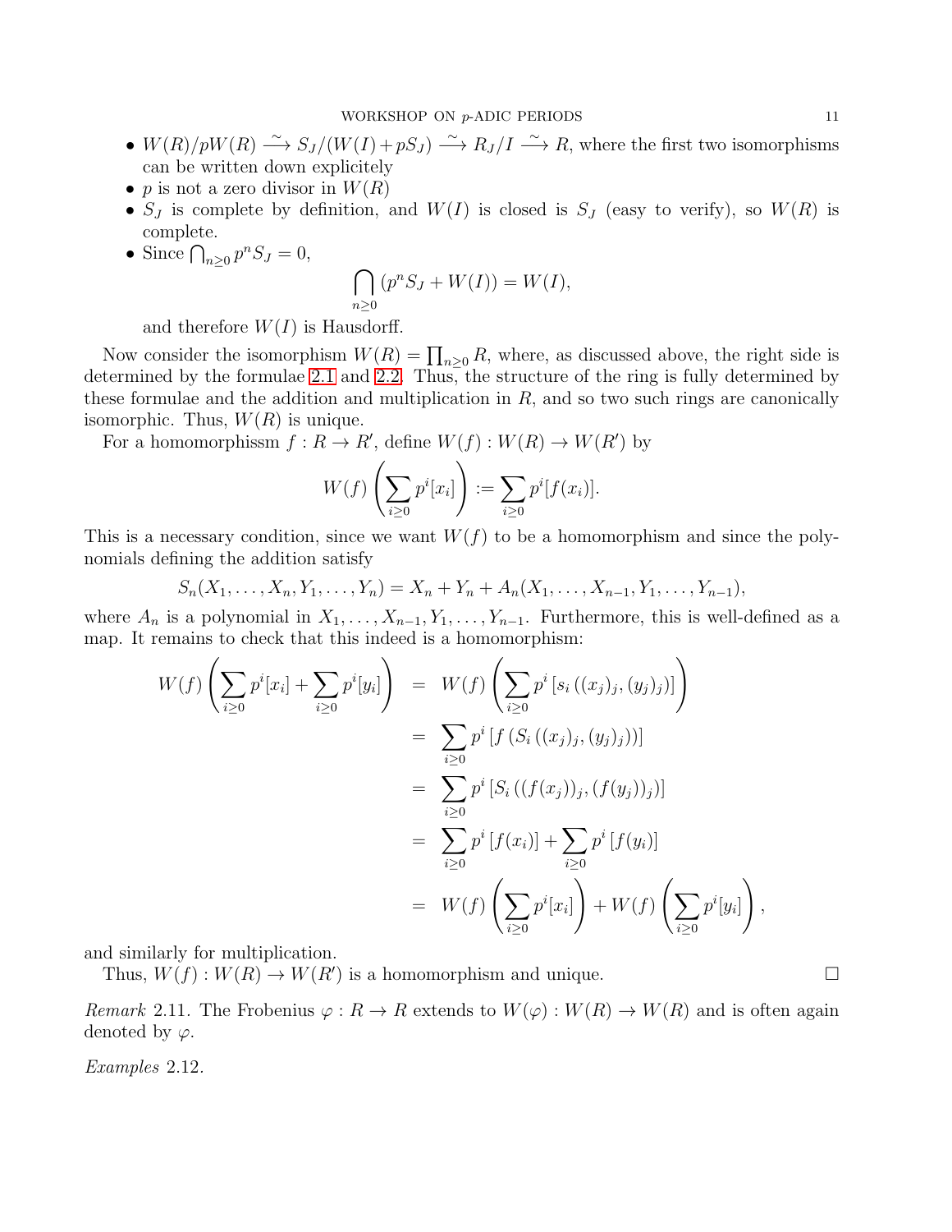- $W(R)/pW(R) \xrightarrow{\sim} S_J/(W(I)+pS_J) \xrightarrow{\sim} R_J/I \xrightarrow{\sim} R$, where the first two isomorphisms can be written down explicitely
- $p$ is not a zero divisor in $W(R)$
- $S_J$ is complete by definition, and $W(I)$ is closed is $S_J$ (easy to verify), so $W(R)$ is complete.
- Since $\bigcap_{n\geq 0} p^n S_J = 0$,
$$\bigcap_{n\geq 0} (p^n S_J + W(I)) = W(I),$$
and therefore $W(I)$ is Hausdorff.

Now consider the isomorphism $W(R) = \prod_{n\geq 0} R$, where, as discussed above, the right side is determined by the formulae 2.1 and 2.2. Thus, the structure of the ring is fully determined by these formulae and the addition and multiplication in $R$, and so two such rings are canonically isomorphic. Thus, $W(R)$ is unique.

For a homomorphissm $f : R \to R'$, define $W(f) : W(R) \to W(R')$ by

$$W(f)\left(\sum_{i\geq 0} p^i[x_i]\right) := \sum_{i\geq 0} p^i[f(x_i)].$$

This is a necessary condition, since we want $W(f)$ to be a homomorphism and since the polynomials defining the addition satisfy

$$S_n(X_1, \ldots, X_n, Y_1, \ldots, Y_n) = X_n + Y_n + A_n(X_1, \ldots, X_{n-1}, Y_1, \ldots, Y_{n-1}),$$

where $A_n$ is a polynomial in $X_1, \ldots, X_{n-1}, Y_1, \ldots, Y_{n-1}$. Furthermore, this is well-defined as a map. It remains to check that this indeed is a homomorphism:

$$\begin{aligned}
W(f)\left(\sum_{i\geq 0} p^i[x_i] + \sum_{i\geq 0} p^i[y_i]\right) &= W(f)\left(\sum_{i\geq 0} p^i\left[s_i\left((x_j)_j, (y_j)_j\right)\right]\right) \\
&= \sum_{i\geq 0} p^i\left[f\left(S_i\left((x_j)_j, (y_j)_j\right)\right)\right] \\
&= \sum_{i\geq 0} p^i\left[S_i\left((f(x_j))_j, (f(y_j))_j\right)\right] \\
&= \sum_{i\geq 0} p^i\left[f(x_i)\right] + \sum_{i\geq 0} p^i\left[f(y_i)\right] \\
&= W(f)\left(\sum_{i\geq 0} p^i[x_i]\right) + W(f)\left(\sum_{i\geq 0} p^i[y_i]\right),
\end{aligned}$$

and similarly for multiplication.

Thus, $W(f) : W(R) \to W(R')$ is a homomorphism and unique. $\square$

*Remark* 2.11. The Frobenius $\varphi : R \to R$ extends to $W(\varphi) : W(R) \to W(R)$ and is often again denoted by $\varphi$.

*Examples* 2.12.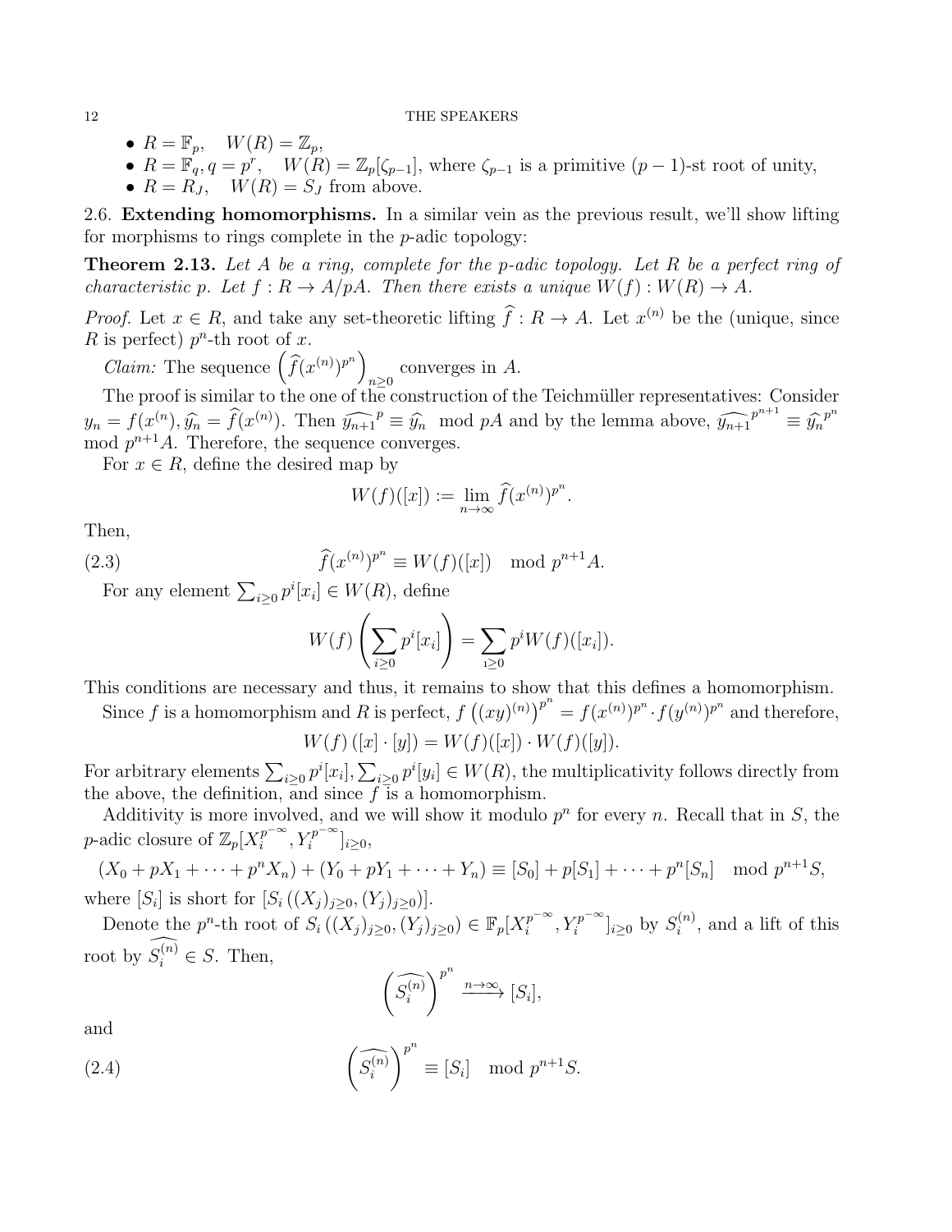- $R = \mathbb{F}_p$, $\quad W(R) = \mathbb{Z}_p$,
- $R = \mathbb{F}_q, q = p^r$, $\quad W(R) = \mathbb{Z}_p[\zeta_{p-1}]$, where $\zeta_{p-1}$ is a primitive $(p-1)$-st root of unity,
- $R = R_J$, $\quad W(R) = S_J$ from above.

2.6. **Extending homomorphisms.** In a similar vein as the previous result, we'll show lifting for morphisms to rings complete in the $p$-adic topology:

**Theorem 2.13.** *Let $A$ be a ring, complete for the $p$-adic topology. Let $R$ be a perfect ring of characteristic $p$. Let $f : R \to A/pA$. Then there exists a unique $W(f) : W(R) \to A$.*

*Proof.* Let $x \in R$, and take any set-theoretic lifting $\widehat{f} : R \to A$. Let $x^{(n)}$ be the (unique, since $R$ is perfect) $p^n$-th root of $x$.

*Claim:* The sequence $\left(\widehat{f}(x^{(n)})^{p^n}\right)_{n\geq 0}$ converges in $A$.

The proof is similar to the one of the construction of the Teichmüller representatives: Consider $y_n = f(x^{(n)}), \widehat{y_n} = \widehat{f}(x^{(n)})$. Then $\widehat{y_{n+1}}^p \equiv \widehat{y_n} \mod pA$ and by the lemma above, $\widehat{y_{n+1}}^{p^{n+1}} \equiv \widehat{y_n}^{p^n}$ mod $p^{n+1}A$. Therefore, the sequence converges.

For $x \in R$, define the desired map by

$$W(f)([x]) := \lim_{n\to\infty} \widehat{f}(x^{(n)})^{p^n}.$$

Then,

$$\widehat{f}(x^{(n)})^{p^n} \equiv W(f)([x]) \mod p^{n+1}A. \tag{2.3}$$

For any element $\sum_{i\geq 0} p^i[x_i] \in W(R)$, define

$$W(f)\left(\sum_{i\geq 0} p^i[x_i]\right) = \sum_{i\geq 0} p^i W(f)([x_i]).$$

This conditions are necessary and thus, it remains to show that this defines a homomorphism.

Since $f$ is a homomorphism and $R$ is perfect, $f\left((xy)^{(n)}\right)^{p^n} = f(x^{(n)})^{p^n} \cdot f(y^{(n)})^{p^n}$ and therefore,

$$W(f)\left([x]\cdot[y]\right) = W(f)([x]) \cdot W(f)([y]).$$

For arbitrary elements $\sum_{i\geq 0} p^i[x_i], \sum_{i\geq 0} p^i[y_i] \in W(R)$, the multiplicativity follows directly from the above, the definition, and since $f$ is a homomorphism.

Additivity is more involved, and we will show it modulo $p^n$ for every $n$. Recall that in $S$, the $p$-adic closure of $\mathbb{Z}_p[X_i^{p^{-\infty}}, Y_i^{p^{-\infty}}]_{i\geq 0}$,

$$(X_0 + pX_1 + \cdots + p^n X_n) + (Y_0 + pY_1 + \cdots + Y_n) \equiv [S_0] + p[S_1] + \cdots + p^n[S_n] \mod p^{n+1}S,$$

where $[S_i]$ is short for $[S_i\left((X_j)_{j\geq 0}, (Y_j)_{j\geq 0}\right)]$.

Denote the $p^n$-th root of $S_i\left((X_j)_{j\geq 0}, (Y_j)_{j\geq 0}\right) \in \mathbb{F}_p[X_i^{p^{-\infty}}, Y_i^{p^{-\infty}}]_{i\geq 0}$ by $S_i^{(n)}$, and a lift of this root by $\widehat{S_i^{(n)}} \in S$. Then,

$$\left(\widehat{S_i^{(n)}}\right)^{p^n} \xrightarrow{n\to\infty} [S_i],$$

and

$$\left(\widehat{S_i^{(n)}}\right)^{p^n} \equiv [S_i] \mod p^{n+1}S. \tag{2.4}$$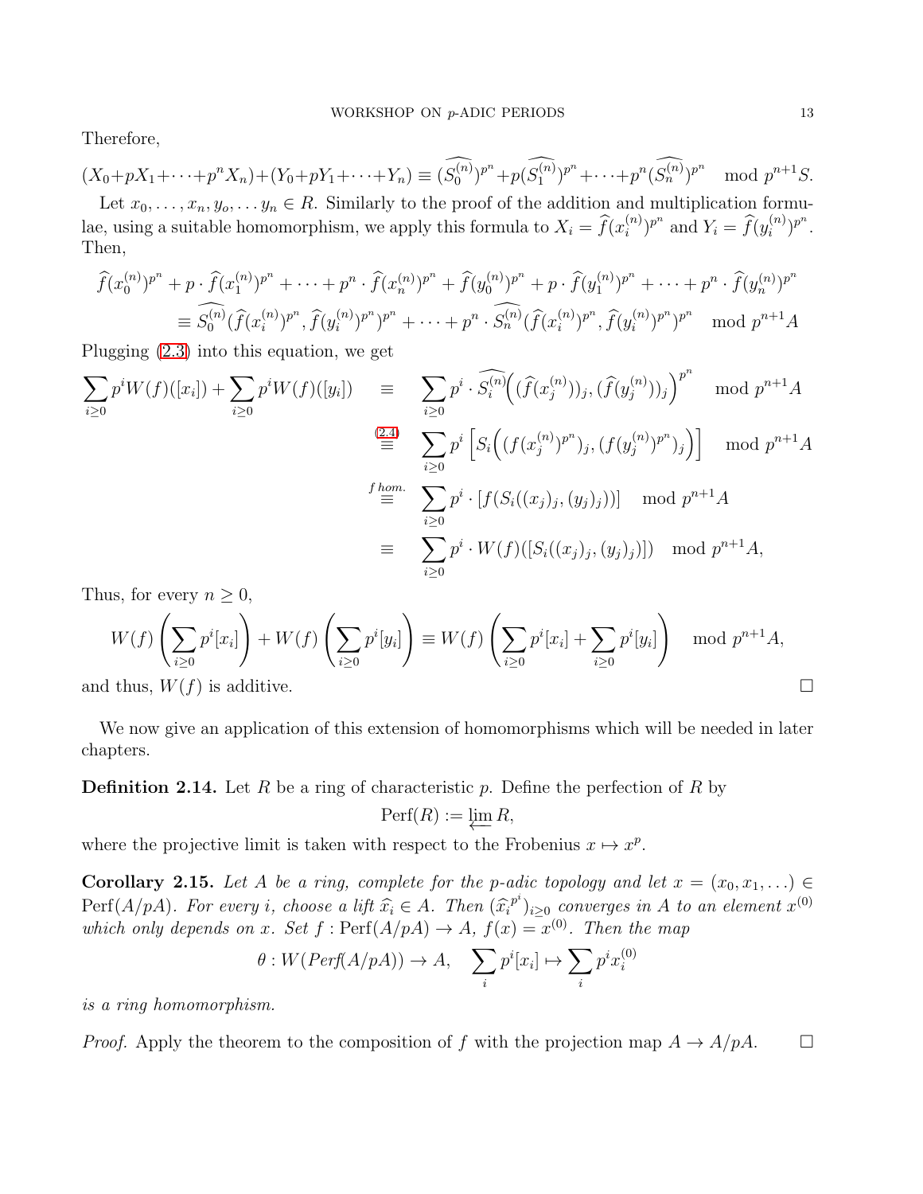Therefore,

$$(X_0+pX_1+\cdots+p^nX_n)+(Y_0+pY_1+\cdots+Y_n) \equiv (\widehat{S_0^{(n)}})^{p^n}+p(\widehat{S_1^{(n)}})^{p^n}+\cdots+p^n(\widehat{S_n^{(n)}})^{p^n} \mod p^{n+1}S.$$

Let $x_0,\ldots,x_n,y_o,\ldots y_n \in R$. Similarly to the proof of the addition and multiplication formulae, using a suitable homomorphism, we apply this formula to $X_i = \widehat{f}(x_i^{(n)})^{p^n}$ and $Y_i = \widehat{f}(y_i^{(n)})^{p^n}$. Then,

$$\begin{aligned}\widehat{f}(x_0^{(n)})^{p^n} + p\cdot\widehat{f}(x_1^{(n)})^{p^n}+\cdots+p^n\cdot\widehat{f}(x_n^{(n)})^{p^n}+\widehat{f}(y_0^{(n)})^{p^n}+p\cdot\widehat{f}(y_1^{(n)})^{p^n}+\cdots+p^n\cdot\widehat{f}(y_n^{(n)})^{p^n}\\ \equiv \widehat{S_0^{(n)}}(\widehat{f}(x_i^{(n)})^{p^n},\widehat{f}(y_i^{(n)})^{p^n})^{p^n}+\cdots+p^n\cdot\widehat{S_n^{(n)}}(\widehat{f}(x_i^{(n)})^{p^n},\widehat{f}(y_i^{(n)})^{p^n})^{p^n} \mod p^{n+1}A\end{aligned}$$

Plugging (2.3) into this equation, we get

$$\begin{aligned}\sum_{i\geq 0}p^iW(f)([x_i])+\sum_{i\geq 0}p^iW(f)([y_i]) &\equiv \sum_{i\geq 0}p^i\cdot\widehat{S_i^{(n)}}\Big((\widehat{f}(x_j^{(n)}))_j,(\widehat{f}(y_j^{(n)}))_j\Big)^{p^n} \mod p^{n+1}A\\ &\overset{(2.4)}{\equiv} \sum_{i\geq 0}p^i\left[S_i\Big((f(x_j^{(n)})^{p^n})_j,(f(y_j^{(n)})^{p^n})_j\Big)\right] \mod p^{n+1}A\\ &\overset{f\,hom.}{\equiv} \sum_{i\geq 0}p^i\cdot[f(S_i((x_j)_j,(y_j)_j))] \mod p^{n+1}A\\ &\equiv \sum_{i\geq 0}p^i\cdot W(f)([S_i((x_j)_j,(y_j)_j)]) \mod p^{n+1}A,\end{aligned}$$

Thus, for every $n\geq 0$,

$$W(f)\left(\sum_{i\geq 0}p^i[x_i]\right)+W(f)\left(\sum_{i\geq 0}p^i[y_i]\right)\equiv W(f)\left(\sum_{i\geq 0}p^i[x_i]+\sum_{i\geq 0}p^i[y_i]\right) \mod p^{n+1}A,$$

and thus, $W(f)$ is additive. □

We now give an application of this extension of homomorphisms which will be needed in later chapters.

**Definition 2.14.** Let $R$ be a ring of characteristic $p$. Define the perfection of $R$ by

$$\mathrm{Perf}(R) := \varprojlim R,$$

where the projective limit is taken with respect to the Frobenius $x\mapsto x^p$.

**Corollary 2.15.** *Let $A$ be a ring, complete for the $p$-adic topology and let $x=(x_0,x_1,\ldots)\in \mathrm{Perf}(A/pA)$. For every $i$, choose a lift $\widehat{x}_i\in A$. Then $(\widehat{x}_i^{p^i})_{i\geq 0}$ converges in $A$ to an element $x^{(0)}$ which only depends on $x$. Set $f:\mathrm{Perf}(A/pA)\to A$, $f(x)=x^{(0)}$. Then the map*

$$\theta: W(Perf(A/pA))\to A,\quad \sum_i p^i[x_i]\mapsto \sum_i p^ix_i^{(0)}$$

*is a ring homomorphism.*

*Proof.* Apply the theorem to the composition of $f$ with the projection map $A\to A/pA$. □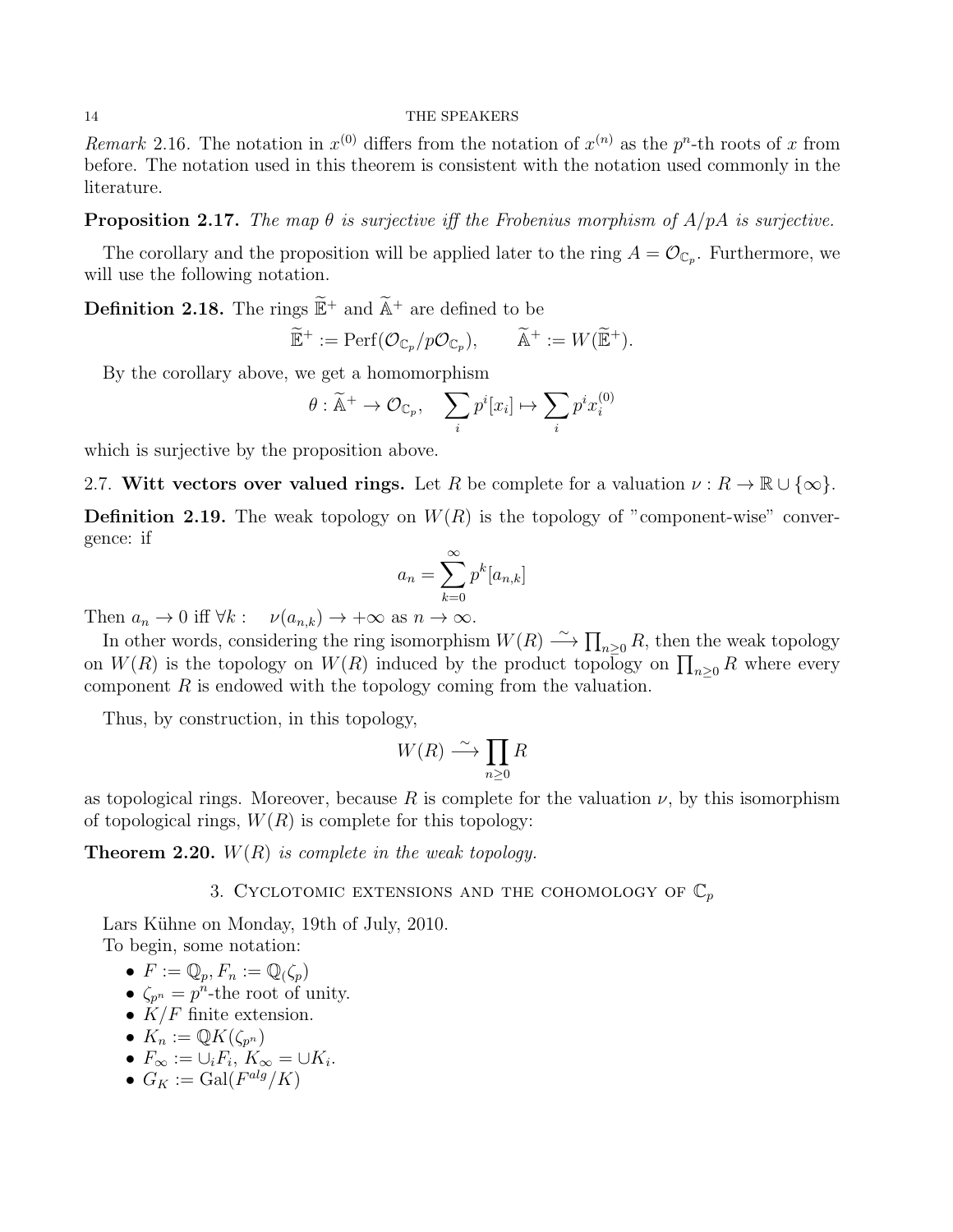*Remark* 2.16. The notation in $x^{(0)}$ differs from the notation of $x^{(n)}$ as the $p^n$-th roots of $x$ from before. The notation used in this theorem is consistent with the notation used commonly in the literature.

**Proposition 2.17.** *The map $\theta$ is surjective iff the Frobenius morphism of $A/pA$ is surjective.*

The corollary and the proposition will be applied later to the ring $A = \mathcal{O}_{\mathbb{C}_p}$. Furthermore, we will use the following notation.

**Definition 2.18.** The rings $\widetilde{\mathbb{E}}^+$ and $\widetilde{\mathbb{A}}^+$ are defined to be

$$\widetilde{\mathbb{E}}^+ := \mathrm{Perf}(\mathcal{O}_{\mathbb{C}_p}/p\mathcal{O}_{\mathbb{C}_p}), \qquad \widetilde{\mathbb{A}}^+ := W(\widetilde{\mathbb{E}}^+).$$

By the corollary above, we get a homomorphism

$$\theta : \widetilde{\mathbb{A}}^+ \to \mathcal{O}_{\mathbb{C}_p}, \quad \sum_i p^i[x_i] \mapsto \sum_i p^i x_i^{(0)}$$

which is surjective by the proposition above.

## 2.7. Witt vectors over valued rings.

Let $R$ be complete for a valuation $\nu : R \to \mathbb{R} \cup \{\infty\}$.

**Definition 2.19.** The weak topology on $W(R)$ is the topology of "component-wise" convergence: if

$$a_n = \sum_{k=0}^{\infty} p^k [a_{n,k}]$$

Then $a_n \to 0$ iff $\forall k : \quad \nu(a_{n,k}) \to +\infty$ as $n \to \infty$.

In other words, considering the ring isomorphism $W(R) \xrightarrow{\sim} \prod_{n\geq 0} R$, then the weak topology on $W(R)$ is the topology on $W(R)$ induced by the product topology on $\prod_{n\geq 0} R$ where every component $R$ is endowed with the topology coming from the valuation.

Thus, by construction, in this topology,

$$W(R) \xrightarrow{\sim} \prod_{n\geq 0} R$$

as topological rings. Moreover, because $R$ is complete for the valuation $\nu$, by this isomorphism of topological rings, $W(R)$ is complete for this topology:

**Theorem 2.20.** *$W(R)$ is complete in the weak topology.*

# 3. Cyclotomic extensions and the cohomology of $\mathbb{C}_p$

Lars Kühne on Monday, 19th of July, 2010.

To begin, some notation:

- $F := \mathbb{Q}_p, F_n := \mathbb{Q}_(\zeta_p)$
- $\zeta_{p^n} = p^n$-the root of unity.
- $K/F$ finite extension.
- $K_n := \mathbb{Q}K(\zeta_{p^n})$
- $F_\infty := \cup_i F_i$, $K_\infty = \cup K_i$.
- $G_K := \mathrm{Gal}(F^{alg}/K)$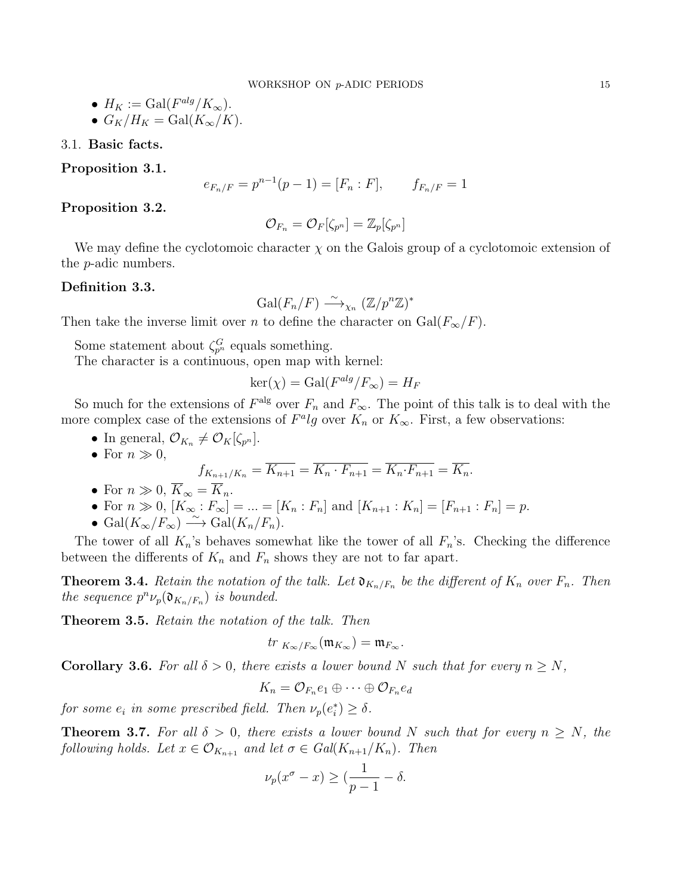- $H_K := \mathrm{Gal}(F^{alg}/K_\infty)$.
- $G_K/H_K = \mathrm{Gal}(K_\infty/K)$.

### 3.1. Basic facts.

**Proposition 3.1.**

$$e_{F_n/F} = p^{n-1}(p-1) = [F_n : F], \qquad f_{F_n/F} = 1$$

**Proposition 3.2.**

$$\mathcal{O}_{F_n} = \mathcal{O}_F[\zeta_{p^n}] = \mathbb{Z}_p[\zeta_{p^n}]$$

We may define the cyclotomoic character $\chi$ on the Galois group of a cyclotomoic extension of the $p$-adic numbers.

**Definition 3.3.**

$$\mathrm{Gal}(F_n/F) \xrightarrow{\sim}_{\chi_n} (\mathbb{Z}/p^n\mathbb{Z})^*$$

Then take the inverse limit over $n$ to define the character on $\mathrm{Gal}(F_\infty/F)$.

Some statement about $\zeta_{p^n}^G$ equals something.

The character is a continuous, open map with kernel:

$$\ker(\chi) = \mathrm{Gal}(F^{alg}/F_\infty) = H_F$$

So much for the extensions of $F^{\mathrm{alg}}$ over $F_n$ and $F_\infty$. The point of this talk is to deal with the more complex case of the extensions of $F^alg$ over $K_n$ or $K_\infty$. First, a few observations:

- In general, $\mathcal{O}_{K_n} \neq \mathcal{O}_K[\zeta_{p^n}]$.
- For $n \gg 0$,
$$f_{K_{n+1}/K_n} = \overline{K_{n+1}} = \overline{K_n \cdot F_{n+1}} = \overline{K_n \cdot F_{n+1}} = \overline{K_n}.$$
- For $n \gg 0$, $\overline{K}_\infty = \overline{K}_n$.
- For $n \gg 0$, $[K_\infty : F_\infty] = ... = [K_n : F_n]$ and $[K_{n+1} : K_n] = [F_{n+1} : F_n] = p$.
- $\mathrm{Gal}(K_\infty/F_\infty) \xrightarrow{\sim} \mathrm{Gal}(K_n/F_n)$.

The tower of all $K_n$'s behaves somewhat like the tower of all $F_n$'s. Checking the difference between the differents of $K_n$ and $F_n$ shows they are not to far apart.

**Theorem 3.4.** *Retain the notation of the talk. Let $\mathfrak{d}_{K_n/F_n}$ be the different of $K_n$ over $F_n$. Then the sequence $p^n \nu_p(\mathfrak{d}_{K_n/F_n})$ is bounded.*

**Theorem 3.5.** *Retain the notation of the talk. Then*

$$tr_{\ K_\infty/F_\infty}(\mathfrak{m}_{K_\infty}) = \mathfrak{m}_{F_\infty}.$$

**Corollary 3.6.** *For all $\delta > 0$, there exists a lower bound $N$ such that for every $n \geq N$,*

$$K_n = \mathcal{O}_{F_n} e_1 \oplus \cdots \oplus \mathcal{O}_{F_n} e_d$$

*for some $e_i$ in some prescribed field. Then $\nu_p(e_i^*) \geq \delta$.*

**Theorem 3.7.** *For all $\delta > 0$, there exists a lower bound $N$ such that for every $n \geq N$, the following holds. Let $x \in \mathcal{O}_{K_{n+1}}$ and let $\sigma \in Gal(K_{n+1}/K_n)$. Then*

$$\nu_p(x^\sigma - x) \geq (\frac{1}{p-1} - \delta.$$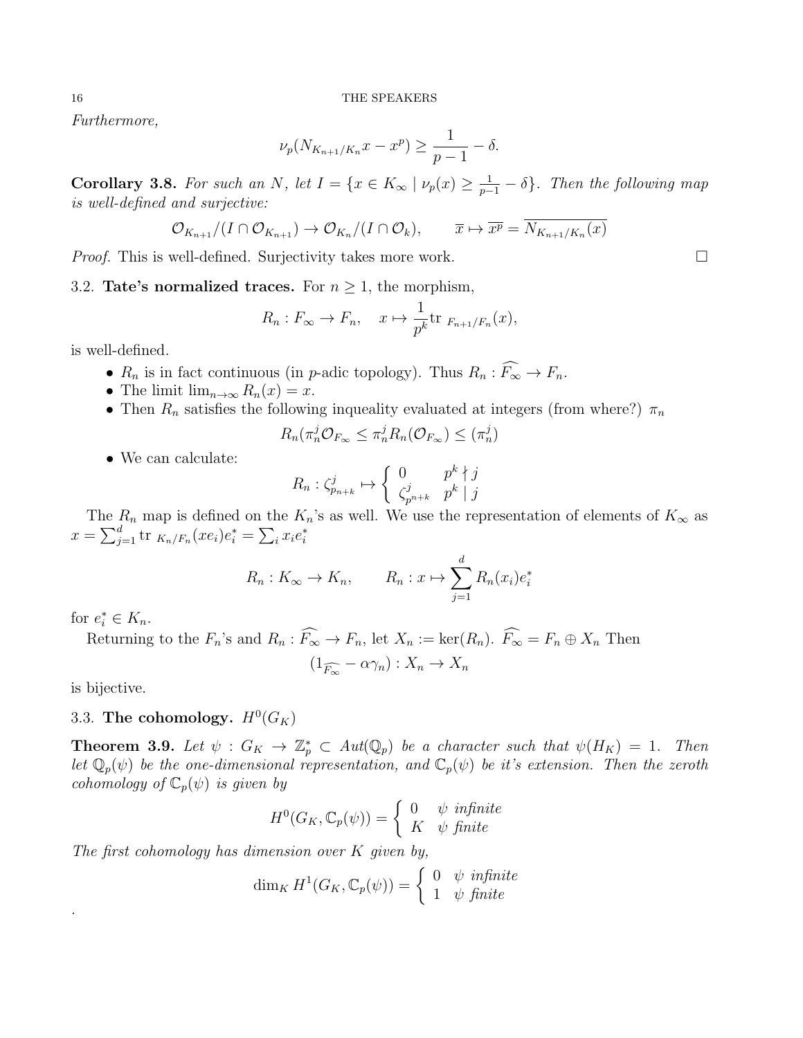*Furthermore,*

$$\nu_p(N_{K_{n+1}/K_n}x - x^p) \geq \frac{1}{p-1} - \delta.$$

**Corollary 3.8.** *For such an $N$, let $I = \{x \in K_\infty \mid \nu_p(x) \geq \frac{1}{p-1} - \delta\}$. Then the following map is well-defined and surjective:*

$$\mathcal{O}_{K_{n+1}}/(I \cap \mathcal{O}_{K_{n+1}}) \to \mathcal{O}_{K_n}/(I \cap \mathcal{O}_k), \qquad \overline{x} \mapsto \overline{x^p} = \overline{N_{K_{n+1}/K_n}(x)}$$

*Proof.* This is well-defined. Surjectivity takes more work. □

### 3.2. Tate's normalized traces.

For $n \geq 1$, the morphism,

$$R_n : F_\infty \to F_n, \quad x \mapsto \frac{1}{p^k}\text{tr}_{\ F_{n+1}/F_n}(x),$$

is well-defined.

- $R_n$ is in fact continuous (in $p$-adic topology). Thus $R_n : \widehat{F_\infty} \to F_n$.
- The limit $\lim_{n\to\infty} R_n(x) = x$.
- Then $R_n$ satisfies the following inqueality evaluated at integers (from where?) $\pi_n$

$$R_n(\pi_n^j \mathcal{O}_{F_\infty} \leq \pi_n^j R_n(\mathcal{O}_{F_\infty}) \leq (\pi_n^j)$$

- We can calculate:

$$R_n : \zeta_{p_{n+k}}^j \mapsto \begin{cases} 0 & p^k \nmid j \\ \zeta_{p^{n+k}}^j & p^k \mid j \end{cases}$$

The $R_n$ map is defined on the $K_n$'s as well. We use the representation of elements of $K_\infty$ as $x = \sum_{j=1}^d \text{tr}_{\ K_n/F_n}(xe_i)e_i^* = \sum_i x_i e_i^*$

$$R_n : K_\infty \to K_n, \qquad R_n : x \mapsto \sum_{j=1}^d R_n(x_i)e_i^*$$

for $e_i^* \in K_n$.

Returning to the $F_n$'s and $R_n : \widehat{F_\infty} \to F_n$, let $X_n := \ker(R_n)$. $\widehat{F_\infty} = F_n \oplus X_n$ Then

$$(1_{\widehat{F_\infty}} - \alpha\gamma_n) : X_n \to X_n$$

is bijective.

### 3.3. The cohomology. $H^0(G_K)$

**Theorem 3.9.** *Let $\psi : G_K \to \mathbb{Z}_p^* \subset Aut(\mathbb{Q}_p)$ be a character such that $\psi(H_K) = 1$. Then let $\mathbb{Q}_p(\psi)$ be the one-dimensional representation, and $\mathbb{C}_p(\psi)$ be it's extension. Then the zeroth cohomology of $\mathbb{C}_p(\psi)$ is given by*

$$H^0(G_K, \mathbb{C}_p(\psi)) = \begin{cases} 0 & \psi \textit{ infinite} \\ K & \psi \textit{ finite} \end{cases}$$

*The first cohomology has dimension over $K$ given by,*

$$\dim_K H^1(G_K, \mathbb{C}_p(\psi)) = \begin{cases} 0 & \psi \textit{ infinite} \\ 1 & \psi \textit{ finite} \end{cases}$$

.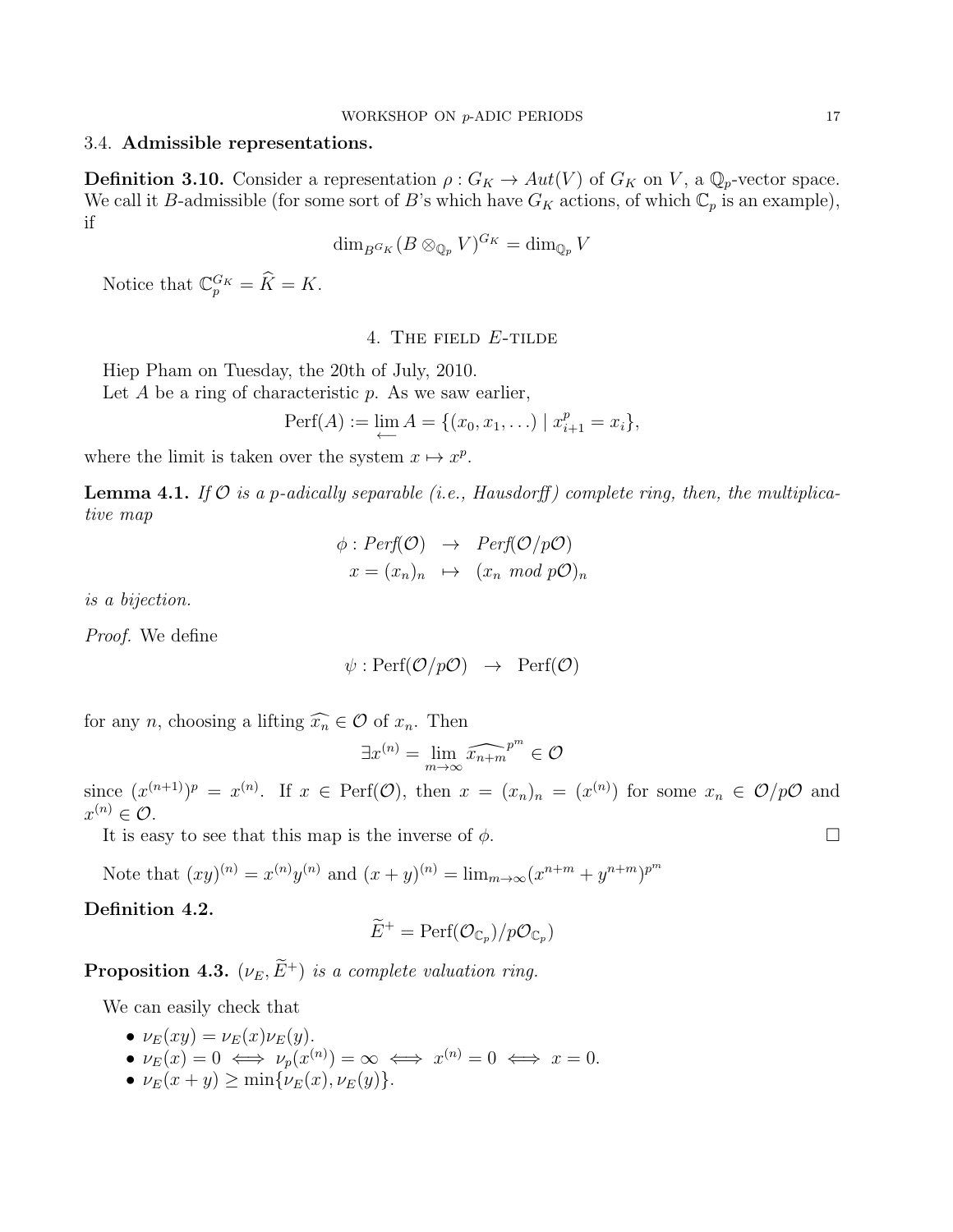### 3.4. **Admissible representations.**

**Definition 3.10.** Consider a representation $\rho : G_K \to Aut(V)$ of $G_K$ on $V$, a $\mathbb{Q}_p$-vector space. We call it $B$-admissible (for some sort of $B$'s which have $G_K$ actions, of which $\mathbb{C}_p$ is an example), if

$$\dim_{B^{G_K}}(B \otimes_{\mathbb{Q}_p} V)^{G_K} = \dim_{\mathbb{Q}_p} V$$

Notice that $\mathbb{C}_p^{G_K} = \widehat{K} = K$.

## 4. The field $E$-tilde

Hiep Pham on Tuesday, the 20th of July, 2010.

Let $A$ be a ring of characteristic $p$. As we saw earlier,

$$\mathrm{Perf}(A) := \varprojlim A = \{(x_0, x_1, \ldots) \mid x_{i+1}^p = x_i\},$$

where the limit is taken over the system $x \mapsto x^p$.

**Lemma 4.1.** *If $\mathcal{O}$ is a $p$-adically separable (i.e., Hausdorff) complete ring, then, the multiplicative map*

$$\begin{aligned} \phi : Perf(\mathcal{O}) &\to Perf(\mathcal{O}/p\mathcal{O}) \\ x = (x_n)_n &\mapsto (x_n \ mod \ p\mathcal{O})_n \end{aligned}$$

*is a bijection.*

*Proof.* We define

$$\psi : \mathrm{Perf}(\mathcal{O}/p\mathcal{O}) \to \mathrm{Perf}(\mathcal{O})$$

for any $n$, choosing a lifting $\widehat{x_n} \in \mathcal{O}$ of $x_n$. Then

$$\exists x^{(n)} = \lim_{m\to\infty} \widehat{x_{n+m}}^{p^m} \in \mathcal{O}$$

since $(x^{(n+1)})^p = x^{(n)}$. If $x \in \mathrm{Perf}(\mathcal{O})$, then $x = (x_n)_n = (x^{(n)})$ for some $x_n \in \mathcal{O}/p\mathcal{O}$ and $x^{(n)} \in \mathcal{O}$.

It is easy to see that this map is the inverse of $\phi$. $\square$

Note that $(xy)^{(n)} = x^{(n)}y^{(n)}$ and $(x + y)^{(n)} = \lim_{m\to\infty}(x^{n+m} + y^{n+m})^{p^m}$

**Definition 4.2.**

$$\widetilde{E}^+ = \mathrm{Perf}(\mathcal{O}_{\mathbb{C}_p})/p\mathcal{O}_{\mathbb{C}_p})$$

**Proposition 4.3.** *$(\nu_E, \widetilde{E}^+)$ is a complete valuation ring.*

We can easily check that

- $\nu_E(xy) = \nu_E(x)\nu_E(y)$.
- $\nu_E(x) = 0 \iff \nu_p(x^{(n)}) = \infty \iff x^{(n)} = 0 \iff x = 0$.
- $\nu_E(x + y) \geq \min\{\nu_E(x), \nu_E(y)\}$.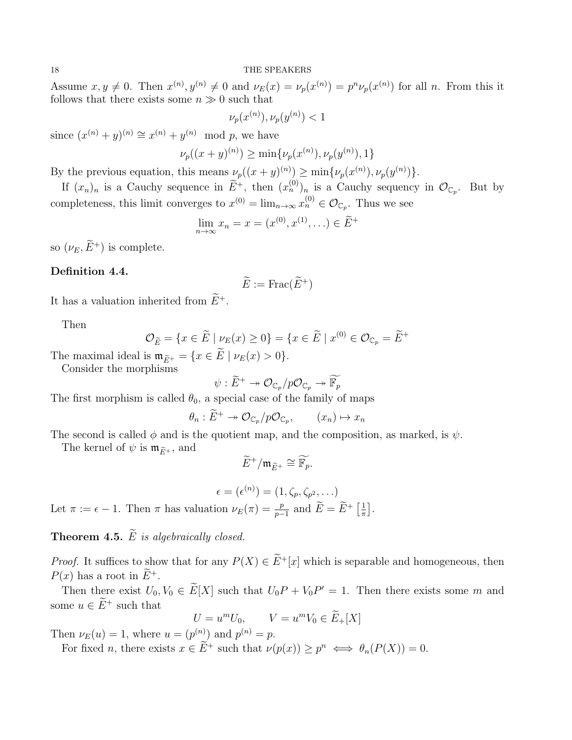Assume $x, y \neq 0$. Then $x^{(n)}, y^{(n)} \neq 0$ and $\nu_E(x) = \nu_p(x^{(n)}) = p^n \nu_p(x^{(n)})$ for all $n$. From this it follows that there exists some $n \gg 0$ such that

$$\nu_p(x^{(n)}), \nu_p(y^{(n)}) < 1$$

since $(x^{(n)} + y)^{(n)} \cong x^{(n)} + y^{(n)} \mod p$, we have

$$\nu_p((x+y)^{(n)}) \geq \min\{\nu_p(x^{(n)}), \nu_p(y^{(n)}), 1\}$$

By the previous equation, this means $\nu_p((x+y)^{(n)}) \geq \min\{\nu_p(x^{(n)}), \nu_p(y^{(n)})\}$.

If $(x_n)_n$ is a Cauchy sequence in $\widetilde{E}^+$, then $(x_n^{(0)})_n$ is a Cauchy sequency in $\mathcal{O}_{\mathbb{C}_p}$. But by completeness, this limit converges to $x^{(0)} = \lim_{n\to\infty} x_n^{(0)} \in \mathcal{O}_{\mathbb{C}_p}$. Thus we see

$$\lim_{n\to\infty} x_n = x = (x^{(0)}, x^{(1)}, \ldots) \in \widetilde{E}^+$$

so $(\nu_E, \widetilde{E}^+)$ is complete.

**Definition 4.4.**

$$\widetilde{E} := \mathrm{Frac}(\widetilde{E}^+)$$

It has a valuation inherited from $\widetilde{E}^+$.

Then

$$\mathcal{O}_{\widetilde{E}} = \{x \in \widetilde{E} \mid \nu_E(x) \geq 0\} = \{x \in \widetilde{E} \mid x^{(0)} \in \mathcal{O}_{\mathbb{C}_p} = \widetilde{E}^+$$

The maximal ideal is $\mathfrak{m}_{\widetilde{E}^+} = \{x \in \widetilde{E} \mid \nu_E(x) > 0\}$.

Consider the morphisms

$$\psi : \widetilde{E}^+ \twoheadrightarrow \mathcal{O}_{\mathbb{C}_p}/p\mathcal{O}_{\mathbb{C}_p} \twoheadrightarrow \widetilde{\mathbb{F}_p}$$

The first morphism is called $\theta_0$, a special case of the family of maps

$$\theta_n : \widetilde{E}^+ \twoheadrightarrow \mathcal{O}_{\mathbb{C}_p}/p\mathcal{O}_{\mathbb{C}_p}, \qquad (x_n) \mapsto x_n$$

The second is called $\phi$ and is the quotient map, and the composition, as marked, is $\psi$.

The kernel of $\psi$ is $\mathfrak{m}_{\widetilde{E}^+}$, and

$$\widetilde{E}^+/\mathfrak{m}_{\widetilde{E}^+} \cong \widetilde{\mathbb{F}_p}.$$

$$\epsilon = (\epsilon^{(n)}) = (1, \zeta_p, \zeta_{p^2}, \ldots)$$

Let $\pi := \epsilon - 1$. Then $\pi$ has valuation $\nu_E(\pi) = \frac{p}{p-1}$ and $\widetilde{E} = \widetilde{E}^+\left[\frac{1}{\pi}\right]$.

**Theorem 4.5.** *$\widetilde{E}$ is algebraically closed.*

*Proof.* It suffices to show that for any $P(X) \in \widetilde{E}^+[x]$ which is separable and homogeneous, then $P(x)$ has a root in $\widetilde{E}^+$.

Then there exist $U_0, V_0 \in \widetilde{E}[X]$ such that $U_0 P + V_0 P' = 1$. Then there exists some $m$ and some $u \in \widetilde{E}^+$ such that

$$U = u^m U_0, \qquad V = u^m V_0 \in \widetilde{E}_+[X]$$

Then $\nu_E(u) = 1$, where $u = (p^{(n)})$ and $p^{(n)} = p$.

For fixed $n$, there exists $x \in \widetilde{E}^+$ such that $\nu(p(x)) \geq p^n \iff \theta_n(P(X)) = 0$.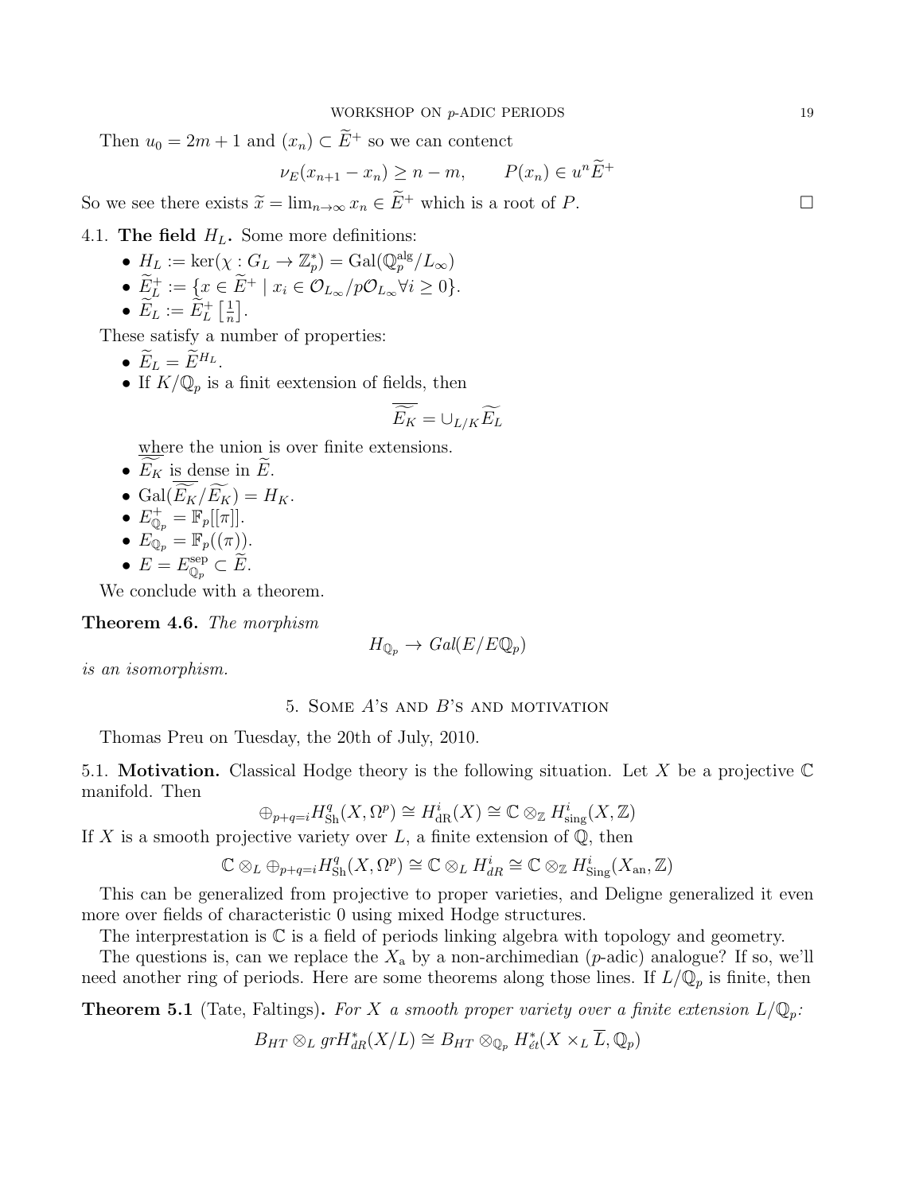Then $u_0 = 2m+1$ and $(x_n) \subset \widetilde{E}^+$ so we can contenct

$$\nu_E(x_{n+1} - x_n) \geq n - m, \qquad P(x_n) \in u^n \widetilde{E}^+$$

So we see there exists $\widetilde{x} = \lim_{n\to\infty} x_n \in \widetilde{E}^+$ which is a root of $P$. $\square$

### 4.1. The field $H_L$.

Some more definitions:

- $H_L := \ker(\chi : G_L \to \mathbb{Z}_p^*) = \mathrm{Gal}(\mathbb{Q}_p^{\mathrm{alg}}/L_\infty)$
- $\widetilde{E}_L^+ := \{x \in \widetilde{E}^+ \mid x_i \in \mathcal{O}_{L_\infty}/p\mathcal{O}_{L_\infty} \forall i \geq 0\}$.
- $\widetilde{E}_L := \widetilde{E}_L^+ \left[\frac{1}{n}\right]$.

These satisfy a number of properties:

- $\widetilde{E}_L = \widetilde{E}^{H_L}$.
- If $K/\mathbb{Q}_p$ is a finit eextension of fields, then

$$\overline{\widetilde{E_K}} = \cup_{L/K} \widetilde{E_L}$$

  where the union is over finite extensions.
- $\overline{\widetilde{E_K}}$ is dense in $\widetilde{E}$.
- $\mathrm{Gal}(\overline{\widetilde{E_K}}/\widetilde{E_K}) = H_K$.
- $E_{\mathbb{Q}_p}^+ = \mathbb{F}_p[[\pi]]$.
- $E_{\mathbb{Q}_p} = \mathbb{F}_p((\pi))$.
- $E = E_{\mathbb{Q}_p}^{\mathrm{sep}} \subset \widetilde{E}$.

We conclude with a theorem.

**Theorem 4.6.** *The morphism*

$$H_{\mathbb{Q}_p} \to Gal(E/E\mathbb{Q}_p)$$

*is an isomorphism.*

## 5. Some $A$'s and $B$'s and motivation

Thomas Preu on Tuesday, the 20th of July, 2010.

### 5.1. Motivation.

Classical Hodge theory is the following situation. Let $X$ be a projective $\mathbb{C}$ manifold. Then

$$\oplus_{p+q=i} H^q_{\mathrm{Sh}}(X, \Omega^p) \cong H^i_{\mathrm{dR}}(X) \cong \mathbb{C} \otimes_{\mathbb{Z}} H^i_{\mathrm{sing}}(X, \mathbb{Z})$$

If $X$ is a smooth projective variety over $L$, a finite extension of $\mathbb{Q}$, then

$$\mathbb{C} \otimes_L \oplus_{p+q=i} H^q_{\mathrm{Sh}}(X, \Omega^p) \cong \mathbb{C} \otimes_L H^i_{dR} \cong \mathbb{C} \otimes_{\mathbb{Z}} H^i_{\mathrm{Sing}}(X_{\mathrm{an}}, \mathbb{Z})$$

This can be generalized from projective to proper varieties, and Deligne generalized it even more over fields of characteristic 0 using mixed Hodge structures.

The interprestation is $\mathbb{C}$ is a field of periods linking algebra with topology and geometry.

The questions is, can we replace the $X_{\mathrm{a}}$ by a non-archimedian ($p$-adic) analogue? If so, we'll need another ring of periods. Here are some theorems along those lines. If $L/\mathbb{Q}_p$ is finite, then

**Theorem 5.1** (Tate, Faltings)**.** *For $X$ a smooth proper variety over a finite extension $L/\mathbb{Q}_p$:*

$$B_{HT} \otimes_L grH^*_{dR}(X/L) \cong B_{HT} \otimes_{\mathbb{Q}_p} H^*_{\acute{e}t}(X \times_L \overline{L}, \mathbb{Q}_p)$$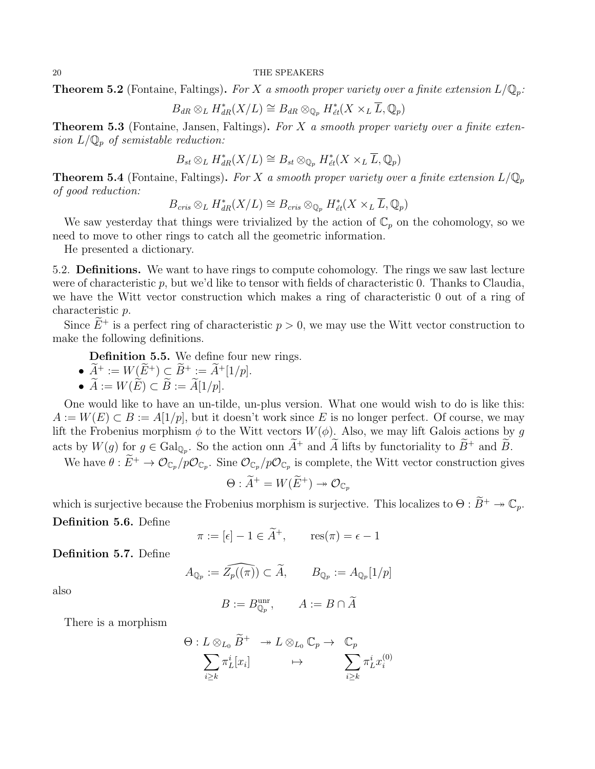**Theorem 5.2** (Fontaine, Faltings)**.** *For $X$ a smooth proper variety over a finite extension $L/\mathbb{Q}_p$:*

$$B_{dR} \otimes_L H^*_{dR}(X/L) \cong B_{dR} \otimes_{\mathbb{Q}_p} H^*_{\acute{e}t}(X \times_L \overline{L}, \mathbb{Q}_p)$$

**Theorem 5.3** (Fontaine, Jansen, Faltings)**.** *For $X$ a smooth proper variety over a finite extension $L/\mathbb{Q}_p$ of semistable reduction:*

$$B_{st} \otimes_L H^*_{dR}(X/L) \cong B_{st} \otimes_{\mathbb{Q}_p} H^*_{\acute{e}t}(X \times_L \overline{L}, \mathbb{Q}_p)$$

**Theorem 5.4** (Fontaine, Faltings)**.** *For $X$ a smooth proper variety over a finite extension $L/\mathbb{Q}_p$ of good reduction:*

$$B_{cris} \otimes_L H^*_{dR}(X/L) \cong B_{cris} \otimes_{\mathbb{Q}_p} H^*_{\acute{e}t}(X \times_L \overline{L}, \mathbb{Q}_p)$$

We saw yesterday that things were trivialized by the action of $\mathbb{C}_p$ on the cohomology, so we need to move to other rings to catch all the geometric information.

He presented a dictionary.

### 5.2. Definitions.

We want to have rings to compute cohomology. The rings we saw last lecture were of characteristic $p$, but we'd like to tensor with fields of characteristic 0. Thanks to Claudia, we have the Witt vector construction which makes a ring of characteristic 0 out of a ring of characteristic $p$.

Since $\widetilde{E}^+$ is a perfect ring of characteristic $p > 0$, we may use the Witt vector construction to make the following definitions.

**Definition 5.5.** We define four new rings.

- $\widetilde{A}^+ := W(\widetilde{E}^+) \subset \widetilde{B}^+ := \widetilde{A}^+[1/p]$.
- $\widetilde{A} := W(\widetilde{E}) \subset \widetilde{B} := \widetilde{A}[1/p]$.

One would like to have an un-tilde, un-plus version. What one would wish to do is like this: $A := W(E) \subset B := A[1/p]$, but it doesn't work since $E$ is no longer perfect. Of course, we may lift the Frobenius morphism $\phi$ to the Witt vectors $W(\phi)$. Also, we may lift Galois actions by $g$ acts by $W(g)$ for $g \in \mathrm{Gal}_{\mathbb{Q}_p}$. So the action onn $\widetilde{A}^+$ and $\widetilde{A}$ lifts by functoriality to $\widetilde{B}^+$ and $\widetilde{B}$.

We have $\theta : \widetilde{E}^+ \to \mathcal{O}_{\mathbb{C}_p}/p\mathcal{O}_{\mathbb{C}_p}$. Sine $\mathcal{O}_{\mathbb{C}_p}/p\mathcal{O}_{\mathbb{C}_p}$ is complete, the Witt vector construction gives

$$\Theta : \widetilde{A}^+ = W(\widetilde{E}^+) \twoheadrightarrow \mathcal{O}_{\mathbb{C}_p}$$

which is surjective because the Frobenius morphism is surjective. This localizes to $\Theta : \widetilde{B}^+ \twoheadrightarrow \mathbb{C}_p$.

**Definition 5.6.** Define

$$\pi := [\epsilon] - 1 \in \widetilde{A}^+, \qquad \mathrm{res}(\pi) = \epsilon - 1$$

**Definition 5.7.** Define

$$A_{\mathbb{Q}_p} := \widehat{Z_p((\pi))} \subset \widetilde{A}, \qquad B_{\mathbb{Q}_p} := A_{\mathbb{Q}_p}[1/p]$$

also

$$B := B_{\mathbb{Q}_p}^{\mathrm{unr}}, \qquad A := B \cap \widetilde{A}$$

There is a morphism

$$\begin{array}{rcccl} \Theta : L \otimes_{L_0} \widetilde{B}^+ & \twoheadrightarrow L \otimes_{L_0} \mathbb{C}_p \to & \mathbb{C}_p \\ \displaystyle\sum_{i \geq k} \pi_L^i [x_i] & \mapsto & \displaystyle\sum_{i \geq k} \pi_L^i x_i^{(0)} \end{array}$$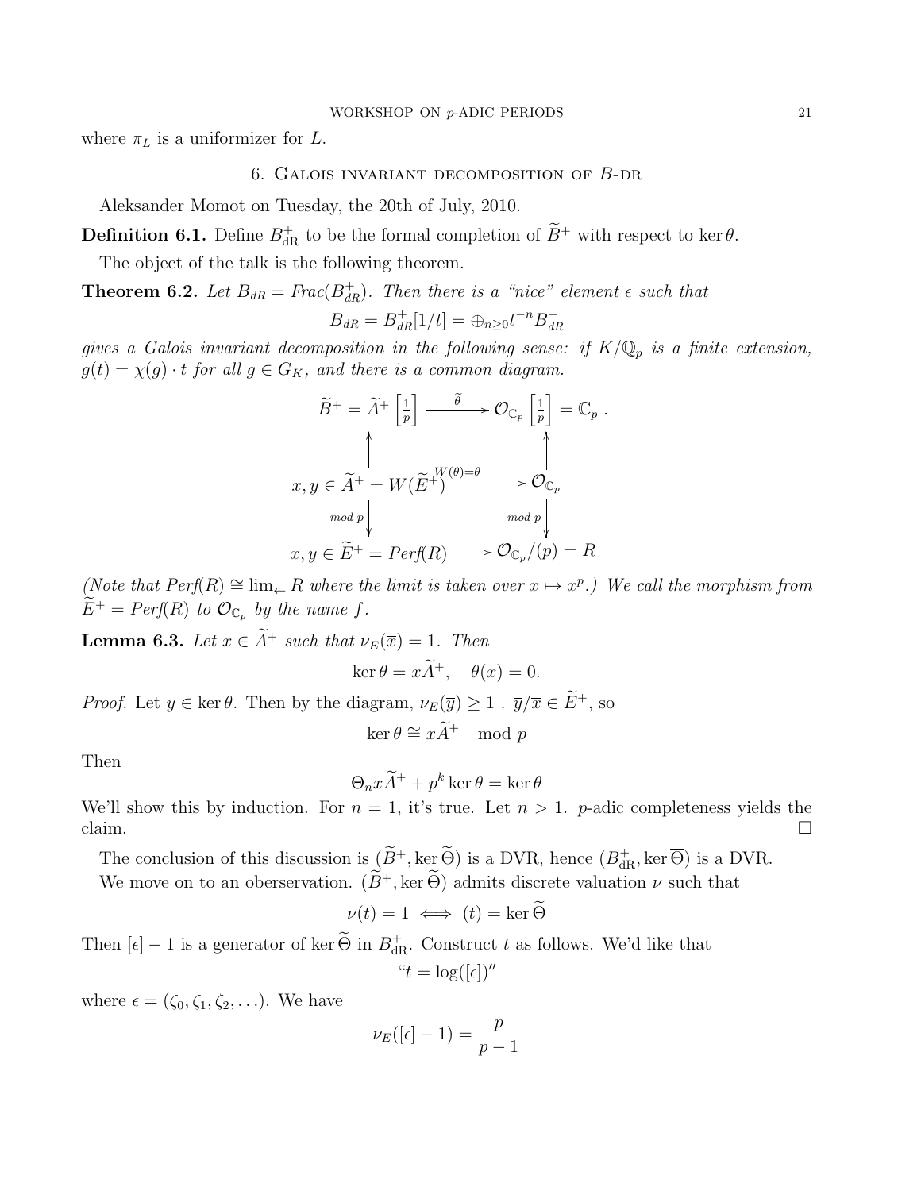where $\pi_L$ is a uniformizer for $L$.

## 6. Galois invariant decomposition of B-dr

Aleksander Momot on Tuesday, the 20th of July, 2010.

**Definition 6.1.** Define $B^+_{\mathrm{dR}}$ to be the formal completion of $\widetilde{B}^+$ with respect to $\ker\theta$.

The object of the talk is the following theorem.

**Theorem 6.2.** *Let $B_{dR} = Frac(B^+_{dR})$. Then there is a "nice" element $\epsilon$ such that*

$$B_{dR} = B^+_{dR}[1/t] = \oplus_{n\geq 0} t^{-n} B^+_{dR}$$

*gives a Galois invariant decomposition in the following sense: if $K/\mathbb{Q}_p$ is a finite extension, $g(t) = \chi(g)\cdot t$ for all $g \in G_K$, and there is a common diagram.*

$$\begin{array}{ccc}
\widetilde{B}^+ = \widetilde{A}^+\left[\frac{1}{p}\right] & \xrightarrow{\ \widetilde{\theta}\ } & \mathcal{O}_{\mathbb{C}_p}\left[\frac{1}{p}\right] = \mathbb{C}_p\ . \\
\uparrow & & \uparrow \\
x, y \in \widetilde{A}^+ = W(\widetilde{E}^+) & \xrightarrow{\ W(\theta)=\theta\ } & \mathcal{O}_{\mathbb{C}_p} \\
\downarrow {\scriptstyle mod\ p} & & \downarrow {\scriptstyle mod\ p} \\
\overline{x}, \overline{y} \in \widetilde{E}^+ = Perf(R) & \longrightarrow & \mathcal{O}_{\mathbb{C}_p}/(p) = R
\end{array}$$

*(Note that $Perf(R) \cong \lim_{\leftarrow} R$ where the limit is taken over $x \mapsto x^p$.) We call the morphism from $\widetilde{E}^+ = Perf(R)$ to $\mathcal{O}_{\mathbb{C}_p}$ by the name $f$.*

**Lemma 6.3.** *Let $x \in \widetilde{A}^+$ such that $\nu_E(\overline{x}) = 1$. Then*

$$\ker\theta = x\widetilde{A}^+, \quad \theta(x) = 0.$$

*Proof.* Let $y \in \ker\theta$. Then by the diagram, $\nu_E(\overline{y}) \geq 1$ . $\overline{y}/\overline{x} \in \widetilde{E}^+$, so

$$\ker\theta \cong x\widetilde{A}^+ \mod p$$

Then

$$\Theta_n x\widetilde{A}^+ + p^k \ker\theta = \ker\theta$$

We'll show this by induction. For $n = 1$, it's true. Let $n > 1$. $p$-adic completeness yields the claim. □

The conclusion of this discussion is $(\widetilde{B}^+, \ker\widetilde{\Theta})$ is a DVR, hence $(B^+_{\mathrm{dR}}, \ker\overline{\Theta})$ is a DVR.

We move on to an oberservation. $(\widetilde{B}^+, \ker\widetilde{\Theta})$ admits discrete valuation $\nu$ such that

$$\nu(t) = 1 \iff (t) = \ker\widetilde{\Theta}$$

Then $[\epsilon] - 1$ is a generator of $\ker\widetilde{\Theta}$ in $B^+_{\mathrm{dR}}$. Construct $t$ as follows. We'd like that

$$\text{``}t = \log([\epsilon])\text{''}$$

where $\epsilon = (\zeta_0, \zeta_1, \zeta_2, \ldots)$. We have

$$\nu_E([\epsilon] - 1) = \frac{p}{p-1}$$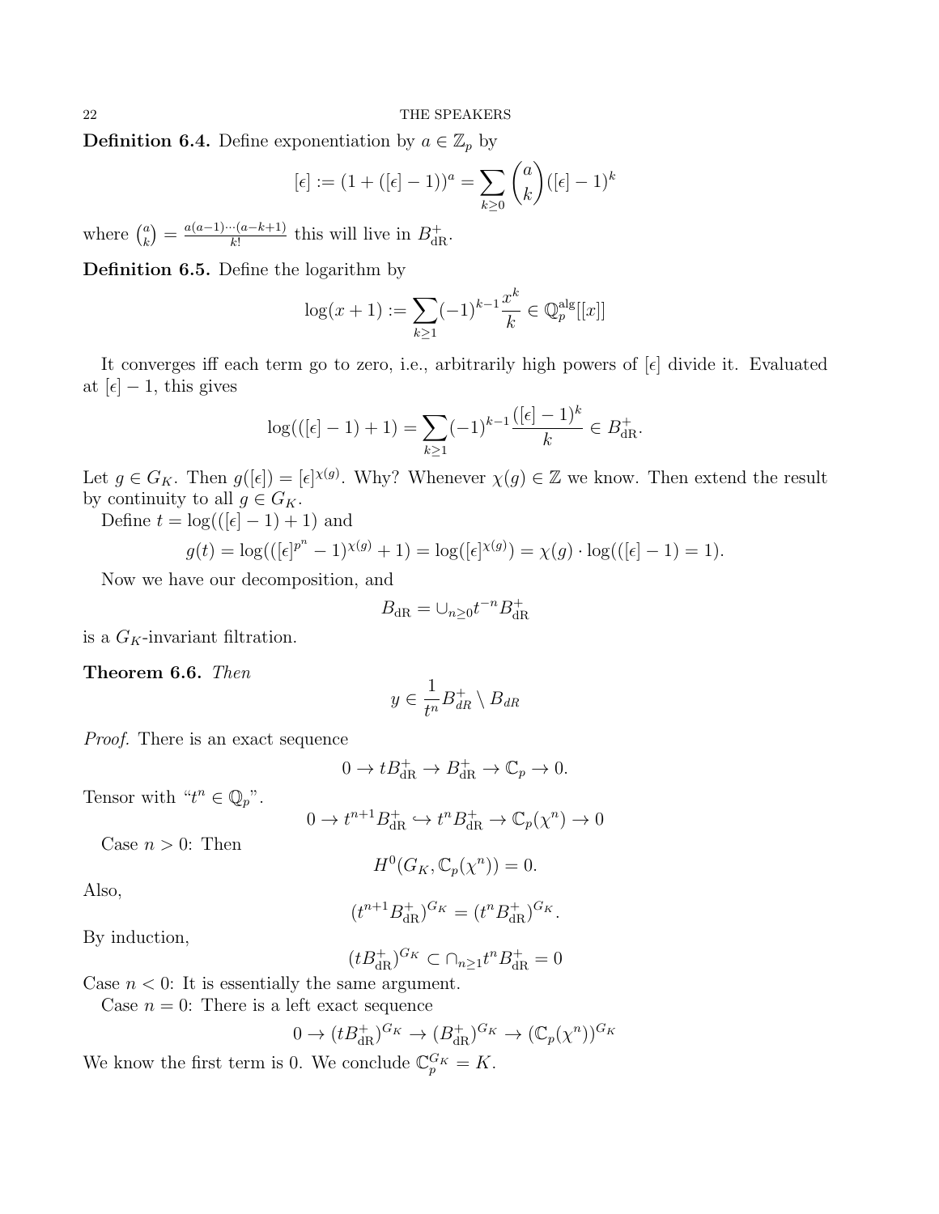**Definition 6.4.** Define exponentiation by $a \in \mathbb{Z}_p$ by

$$[\epsilon] := (1 + ([\epsilon] - 1))^a = \sum_{k \geq 0} \binom{a}{k} ([\epsilon] - 1)^k$$

where $\binom{a}{k} = \frac{a(a-1)\cdots(a-k+1)}{k!}$ this will live in $B_{\mathrm{dR}}^+$.

**Definition 6.5.** Define the logarithm by

$$\log(x+1) := \sum_{k \geq 1} (-1)^{k-1} \frac{x^k}{k} \in \mathbb{Q}_p^{\mathrm{alg}}[[x]]$$

It converges iff each term go to zero, i.e., arbitrarily high powers of $[\epsilon]$ divide it. Evaluated at $[\epsilon] - 1$, this gives

$$\log(([\epsilon] - 1) + 1) = \sum_{k \geq 1} (-1)^{k-1} \frac{([\epsilon] - 1)^k}{k} \in B_{\mathrm{dR}}^+.$$

Let $g \in G_K$. Then $g([\epsilon]) = [\epsilon]^{\chi(g)}$. Why? Whenever $\chi(g) \in \mathbb{Z}$ we know. Then extend the result by continuity to all $g \in G_K$.

Define $t = \log(([\epsilon] - 1) + 1)$ and

$$g(t) = \log(([\epsilon]^{p^n} - 1)^{\chi(g)} + 1) = \log([\epsilon]^{\chi(g)}) = \chi(g) \cdot \log(([\epsilon] - 1) = 1).$$

Now we have our decomposition, and

$$B_{\mathrm{dR}} = \cup_{n \geq 0} t^{-n} B_{\mathrm{dR}}^+$$

is a $G_K$-invariant filtration.

**Theorem 6.6.** *Then*

$$y \in \frac{1}{t^n} B_{dR}^+ \setminus B_{dR}$$

*Proof.* There is an exact sequence

$$0 \to t B_{\mathrm{dR}}^+ \to B_{\mathrm{dR}}^+ \to \mathbb{C}_p \to 0.$$

Tensor with "$t^n \in \mathbb{Q}_p$".

$$0 \to t^{n+1} B_{\mathrm{dR}}^+ \hookrightarrow t^n B_{\mathrm{dR}}^+ \to \mathbb{C}_p(\chi^n) \to 0$$

Case $n > 0$: Then

$$H^0(G_K, \mathbb{C}_p(\chi^n)) = 0.$$

Also,

$$(t^{n+1} B_{\mathrm{dR}}^+)^{G_K} = (t^n B_{\mathrm{dR}}^+)^{G_K}.$$

By induction,

$$(t B_{\mathrm{dR}}^+)^{G_K} \subset \cap_{n \geq 1} t^n B_{\mathrm{dR}}^+ = 0$$

Case $n < 0$: It is essentially the same argument.

Case $n = 0$: There is a left exact sequence

$$0 \to (t B_{\mathrm{dR}}^+)^{G_K} \to (B_{\mathrm{dR}}^+)^{G_K} \to (\mathbb{C}_p(\chi^n))^{G_K}$$

We know the first term is 0. We conclude $\mathbb{C}_p^{G_K} = K$.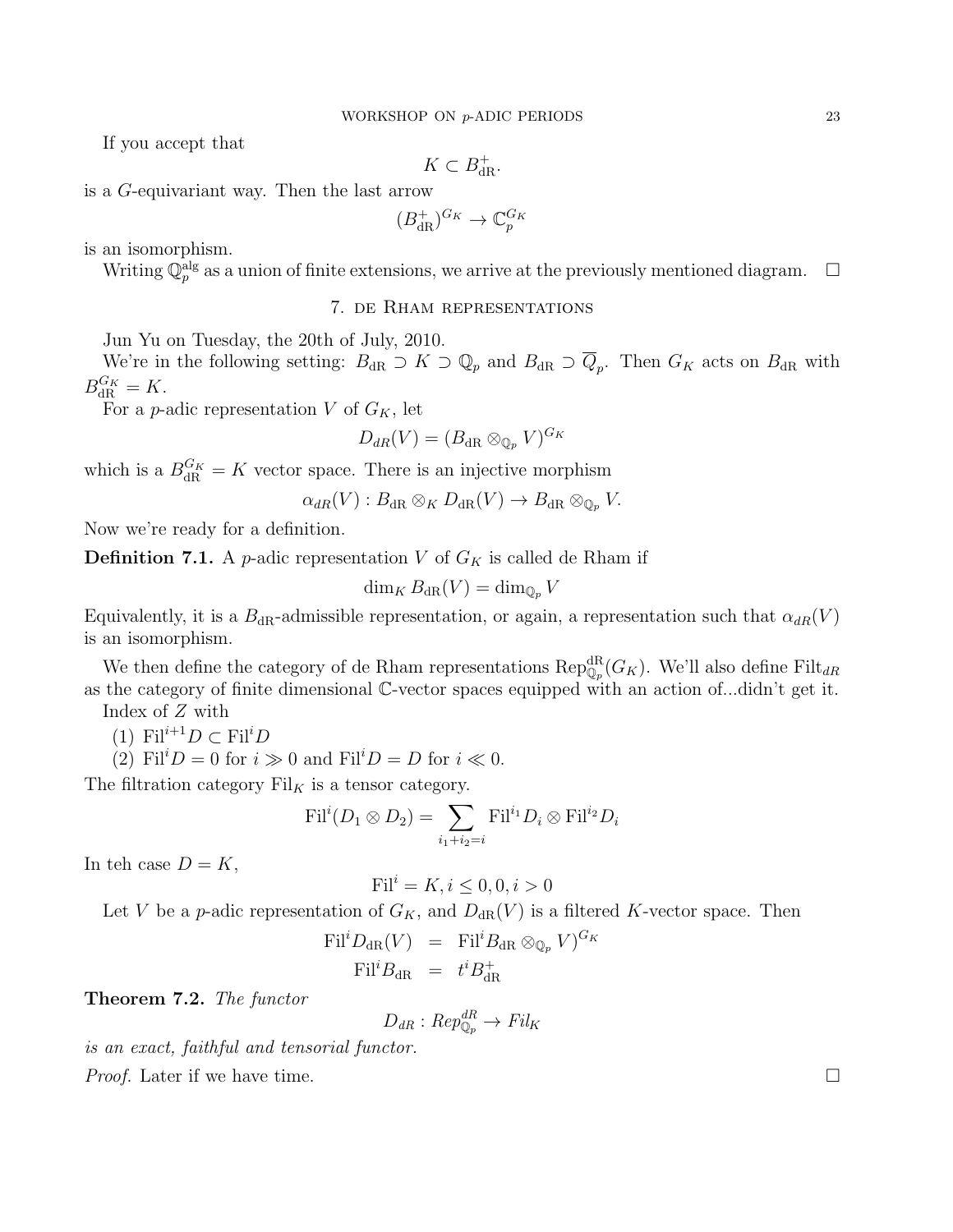If you accept that

$$K \subset B_{\mathrm{dR}}^+.$$

is a $G$-equivariant way. Then the last arrow

$$(B_{\mathrm{dR}}^+)^{G_K} \to \mathbb{C}_p^{G_K}$$

is an isomorphism.

Writing $\mathbb{Q}_p^{\mathrm{alg}}$ as a union of finite extensions, we arrive at the previously mentioned diagram. $\square$

## 7. de Rham representations

Jun Yu on Tuesday, the 20th of July, 2010.

We're in the following setting: $B_{\mathrm{dR}} \supset K \supset \mathbb{Q}_p$ and $B_{\mathrm{dR}} \supset \overline{Q}_p$. Then $G_K$ acts on $B_{\mathrm{dR}}$ with $B_{\mathrm{dR}}^{G_K} = K$.

For a $p$-adic representation $V$ of $G_K$, let

$$D_{dR}(V) = (B_{\mathrm{dR}} \otimes_{\mathbb{Q}_p} V)^{G_K}$$

which is a $B_{\mathrm{dR}}^{G_K} = K$ vector space. There is an injective morphism

$$\alpha_{dR}(V) : B_{\mathrm{dR}} \otimes_K D_{\mathrm{dR}}(V) \to B_{\mathrm{dR}} \otimes_{\mathbb{Q}_p} V.$$

Now we're ready for a definition.

**Definition 7.1.** A $p$-adic representation $V$ of $G_K$ is called de Rham if

$$\dim_K B_{\mathrm{dR}}(V) = \dim_{\mathbb{Q}_p} V$$

Equivalently, it is a $B_{\mathrm{dR}}$-admissible representation, or again, a representation such that $\alpha_{dR}(V)$ is an isomorphism.

We then define the category of de Rham representations $\mathrm{Rep}_{\mathbb{Q}_p}^{\mathrm{dR}}(G_K)$. We'll also define $\mathrm{Filt}_{dR}$ as the category of finite dimensional $\mathbb{C}$-vector spaces equipped with an action of...didn't get it.

Index of $Z$ with

1. $\mathrm{Fil}^{i+1} D \subset \mathrm{Fil}^i D$
2. $\mathrm{Fil}^i D = 0$ for $i \gg 0$ and $\mathrm{Fil}^i D = D$ for $i \ll 0$.

The filtration category $\mathrm{Fil}_K$ is a tensor category.

$$\mathrm{Fil}^i (D_1 \otimes D_2) = \sum_{i_1+i_2=i} \mathrm{Fil}^{i_1} D_i \otimes \mathrm{Fil}^{i_2} D_i$$

In teh case $D = K$,

$$\mathrm{Fil}^i = K, i \leq 0, 0, i > 0$$

Let $V$ be a $p$-adic representation of $G_K$, and $D_{\mathrm{dR}}(V)$ is a filtered $K$-vector space. Then

$$\begin{aligned}
\mathrm{Fil}^i D_{\mathrm{dR}}(V) &= \mathrm{Fil}^i B_{\mathrm{dR}} \otimes_{\mathbb{Q}_p} V)^{G_K} \\
\mathrm{Fil}^i B_{\mathrm{dR}} &= t^i B_{\mathrm{dR}}^+
\end{aligned}$$

**Theorem 7.2.** *The functor*

$$D_{dR} : Rep_{\mathbb{Q}_p}^{dR} \to Fil_K$$

*is an exact, faithful and tensorial functor.*

*Proof.* Later if we have time. $\square$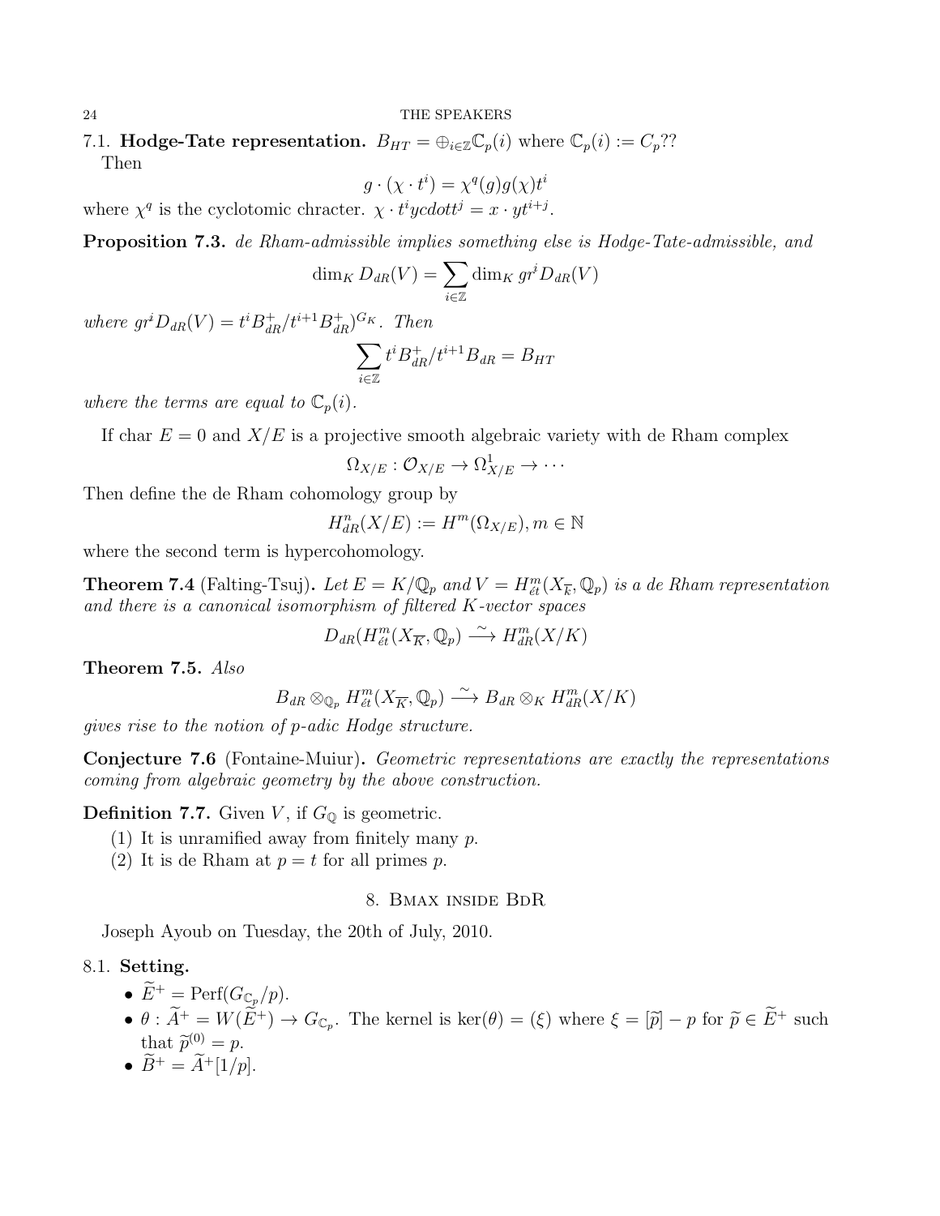**7.1. Hodge-Tate representation.** $B_{HT} = \oplus_{i\in\mathbb{Z}}\mathbb{C}_p(i)$ where $\mathbb{C}_p(i) := C_p$??
Then

$$g \cdot (\chi \cdot t^i) = \chi^q(g)g(\chi)t^i$$

where $\chi^q$ is the cyclotomic chracter. $\chi \cdot t^i ycdott^j = x \cdot yt^{i+j}$.

**Proposition 7.3.** *de Rham-admissible implies something else is Hodge-Tate-admissible, and*

$$\dim_K D_{dR}(V) = \sum_{i\in\mathbb{Z}} \dim_K gr^i D_{dR}(V)$$

*where* $gr^i D_{dR}(V) = t^i B_{dR}^+ / t^{i+1} B_{dR}^+)^{G_K}$. *Then*

$$\sum_{i\in\mathbb{Z}} t^i B_{dR}^+ / t^{i+1} B_{dR} = B_{HT}$$

*where the terms are equal to* $\mathbb{C}_p(i)$.

If char $E = 0$ and $X/E$ is a projective smooth algebraic variety with de Rham complex

$$\Omega_{X/E} : \mathcal{O}_{X/E} \to \Omega^1_{X/E} \to \cdots$$

Then define the de Rham cohomology group by

$$H^n_{dR}(X/E) := H^m(\Omega_{X/E}), m \in \mathbb{N}$$

where the second term is hypercohomology.

**Theorem 7.4** (Falting-Tsuj)**.** *Let* $E = K/\mathbb{Q}_p$ *and* $V = H^m_{\acute{e}t}(X_{\overline{k}}, \mathbb{Q}_p)$ *is a de Rham representation and there is a canonical isomorphism of filtered* $K$*-vector spaces*

$$D_{dR}(H^m_{\acute{e}t}(X_{\overline{K}}, \mathbb{Q}_p) \xrightarrow{\sim} H^m_{dR}(X/K)$$

**Theorem 7.5.** *Also*

$$B_{dR} \otimes_{\mathbb{Q}_p} H^m_{\acute{e}t}(X_{\overline{K}}, \mathbb{Q}_p) \xrightarrow{\sim} B_{dR} \otimes_K H^m_{dR}(X/K)$$

*gives rise to the notion of p-adic Hodge structure.*

**Conjecture 7.6** (Fontaine-Muiur)**.** *Geometric representations are exactly the representations coming from algebraic geometry by the above construction.*

**Definition 7.7.** Given $V$, if $G_{\mathbb{Q}}$ is geometric.

1. It is unramified away from finitely many $p$.
2. It is de Rham at $p = t$ for all primes $p$.

## 8. Bmax inside BdR

Joseph Ayoub on Tuesday, the 20th of July, 2010.

**8.1. Setting.**

- $\widetilde{E}^+ = \mathrm{Perf}(G_{\mathbb{C}_p}/p)$.
- $\theta : \widetilde{A}^+ = W(\widetilde{E}^+) \to G_{\mathbb{C}_p}$. The kernel is $\ker(\theta) = (\xi)$ where $\xi = [\widetilde{p}] - p$ for $\widetilde{p} \in \widetilde{E}^+$ such that $\widetilde{p}^{(0)} = p$.
- $\widetilde{B}^+ = \widetilde{A}^+[1/p]$.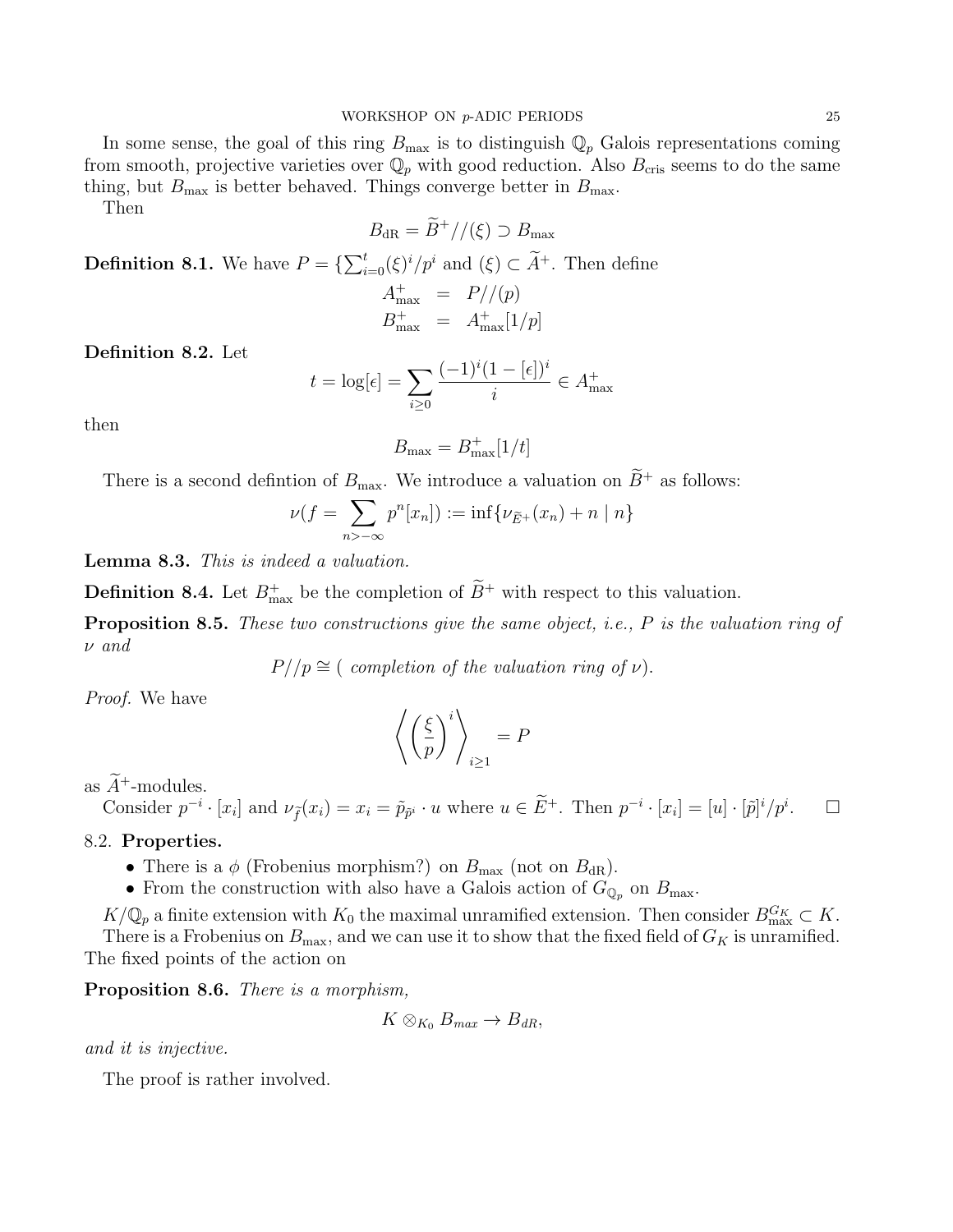In some sense, the goal of this ring $B_{\max}$ is to distinguish $\mathbb{Q}_p$ Galois representations coming from smooth, projective varieties over $\mathbb{Q}_p$ with good reduction. Also $B_{\text{cris}}$ seems to do the same thing, but $B_{\max}$ is better behaved. Things converge better in $B_{\max}$.

Then

$$B_{\text{dR}} = \widetilde{B}^{+}//(\xi) \supset B_{\max}$$

**Definition 8.1.** We have $P = \{\sum_{i=0}^{t}(\xi)^i/p^i$ and $(\xi) \subset \widetilde{A}^{+}$. Then define

$$\begin{aligned} A^{+}_{\max} &= P//(p) \\ B^{+}_{\max} &= A^{+}_{\max}[1/p] \end{aligned}$$

**Definition 8.2.** Let

$$t = \log[\epsilon] = \sum_{i \geq 0} \frac{(-1)^i(1-[\epsilon])^i}{i} \in A^{+}_{\max}$$

then

$$B_{\max} = B^{+}_{\max}[1/t]$$

There is a second defintion of $B_{\max}$. We introduce a valuation on $\widetilde{B}^{+}$ as follows:

$$\nu(f = \sum_{n > -\infty} p^n[x_n]) := \inf\{\nu_{\widetilde{E}^{+}}(x_n) + n \mid n\}$$

**Lemma 8.3.** *This is indeed a valuation.*

**Definition 8.4.** Let $B^{+}_{\max}$ be the completion of $\widetilde{B}^{+}$ with respect to this valuation.

**Proposition 8.5.** *These two constructions give the same object, i.e., $P$ is the valuation ring of $\nu$ and*

$$P//p \cong (\text{ completion of the valuation ring of } \nu).$$

*Proof.* We have

$$\left\langle \left(\frac{\xi}{p}\right)^i \right\rangle_{i \geq 1} = P$$

as $\widetilde{A}^{+}$-modules.

Consider $p^{-i} \cdot [x_i]$ and $\nu_{\tilde{f}}(x_i) = x_i = \tilde{p}_{\tilde{p}^i} \cdot u$ where $u \in \widetilde{E}^{+}$. Then $p^{-i} \cdot [x_i] = [u] \cdot [\tilde{p}]^i/p^i$. $\square$

## 8.2. Properties.

- There is a $\phi$ (Frobenius morphism?) on $B_{\max}$ (not on $B_{\text{dR}}$).
- From the construction with also have a Galois action of $G_{\mathbb{Q}_p}$ on $B_{\max}$.

$K/\mathbb{Q}_p$ a finite extension with $K_0$ the maximal unramified extension. Then consider $B^{G_K}_{\max} \subset K$.

There is a Frobenius on $B_{\max}$, and we can use it to show that the fixed field of $G_K$ is unramified. The fixed points of the action on

**Proposition 8.6.** *There is a morphism,*

$$K \otimes_{K_0} B_{max} \to B_{dR},$$

*and it is injective.*

The proof is rather involved.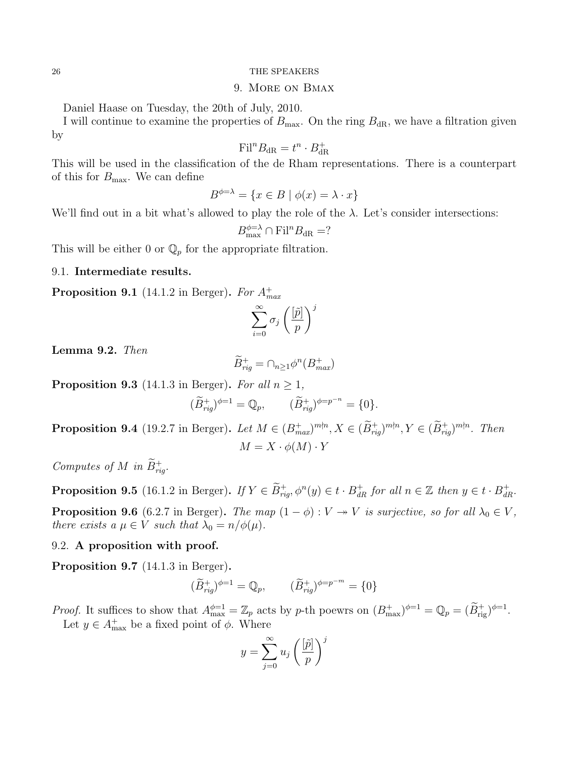## 9. More on Bmax

Daniel Haase on Tuesday, the 20th of July, 2010.

I will continue to examine the properties of $B_{\max}$. On the ring $B_{\mathrm{dR}}$, we have a filtration given by

$$\mathrm{Fil}^n B_{\mathrm{dR}} = t^n \cdot B^+_{\mathrm{dR}}$$

This will be used in the classification of the de Rham representations. There is a counterpart of this for $B_{\max}$. We can define

$$B^{\phi=\lambda} = \{x \in B \mid \phi(x) = \lambda \cdot x\}$$

We'll find out in a bit what's allowed to play the role of the $\lambda$. Let's consider intersections:

$$B^{\phi=\lambda}_{\max} \cap \mathrm{Fil}^n B_{\mathrm{dR}} = ?$$

This will be either 0 or $\mathbb{Q}_p$ for the appropriate filtration.

### 9.1. Intermediate results.

**Proposition 9.1** (14.1.2 in Berger). *For $A^+_{max}$*

$$\sum_{i=0}^{\infty} \sigma_j \left(\frac{[\tilde{p}]}{p}\right)^j$$

**Lemma 9.2.** *Then*

$$\widetilde{B}^+_{rig} = \cap_{n\geq 1} \phi^n(B^+_{max})$$

**Proposition 9.3** (14.1.3 in Berger). *For all $n \geq 1$,*

$$(\widetilde{B}^+_{rig})^{\phi=1} = \mathbb{Q}_p, \qquad (\widetilde{B}^+_{rig})^{\phi=p^{-n}} = \{0\}.$$

**Proposition 9.4** (19.2.7 in Berger). *Let $M \in (B^+_{max})^{m\nmid n}, X \in (\widetilde{B}^+_{rig})^{m\nmid n}, Y \in (\widetilde{B}^+_{rig})^{m\nmid n}$. Then*

$$M = X \cdot \phi(M) \cdot Y$$

*Computes of $M$ in $\widetilde{B}^+_{rig}$.*

**Proposition 9.5** (16.1.2 in Berger). *If $Y \in \widetilde{B}^+_{rig}, \phi^n(y) \in t \cdot B^+_{dR}$ for all $n \in \mathbb{Z}$ then $y \in t \cdot B^+_{dR}$.*

**Proposition 9.6** (6.2.7 in Berger). *The map $(1 - \phi) : V \twoheadrightarrow V$ is surjective, so for all $\lambda_0 \in V$, there exists a $\mu \in V$ such that $\lambda_0 = n/\phi(\mu)$.*

### 9.2. A proposition with proof.

**Proposition 9.7** (14.1.3 in Berger).

$$(\widetilde{B}^+_{rig})^{\phi=1} = \mathbb{Q}_p, \qquad (\widetilde{B}^+_{rig})^{\phi=p^{-m}} = \{0\}$$

*Proof.* It suffices to show that $A^{\phi=1}_{\max} = \mathbb{Z}_p$ acts by $p$-th poewrs on $(B^+_{\max})^{\phi=1} = \mathbb{Q}_p = (\widetilde{B}^+_{\mathrm{rig}})^{\phi=1}$.

Let $y \in A^+_{\max}$ be a fixed point of $\phi$. Where

$$y = \sum_{j=0}^{\infty} u_j \left(\frac{[\tilde{p}]}{p}\right)^j$$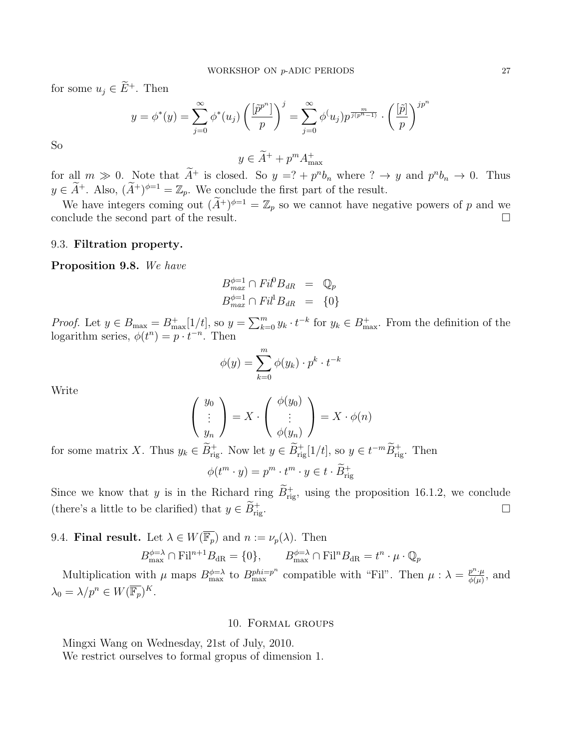for some $u_j \in \widetilde{E}^+$. Then

$$y = \phi^*(y) = \sum_{j=0}^{\infty} \phi^*(u_j) \left( \frac{[\tilde{p}^{p^n}]}{p} \right)^j = \sum_{j=0}^{\infty} \phi^(u_j) p^{\frac{m}{j(p^n-1)}} \cdot \left( \frac{[\tilde{p}]}{p} \right)^{jp^n}$$

So

$$y \in \widetilde{A}^+ + p^m A^+_{\max}$$

for all $m \gg 0$. Note that $\widetilde{A}^+$ is closed. So $y = ? + p^n b_n$ where $? \to y$ and $p^n b_n \to 0$. Thus $y \in \widetilde{A}^+$. Also, $(\widetilde{A}^+)^{\phi=1} = \mathbb{Z}_p$. We conclude the first part of the result.

We have integers coming out $(\widetilde{A}^+)^{\phi=1} = \mathbb{Z}_p$ so we cannot have negative powers of $p$ and we conclude the second part of the result. □

### 9.3. **Filtration property.**

**Proposition 9.8.** *We have*

$$\begin{aligned} B_{max}^{\phi=1} \cap Fil^0 B_{dR} &= \mathbb{Q}_p \\ B_{max}^{\phi=1} \cap Fil^1 B_{dR} &= \{0\} \end{aligned}$$

*Proof.* Let $y \in B_{\max} = B^+_{\max}[1/t]$, so $y = \sum_{k=0}^m y_k \cdot t^{-k}$ for $y_k \in B^+_{\max}$. From the definition of the logarithm series, $\phi(t^n) = p \cdot t^{-n}$. Then

$$\phi(y) = \sum_{k=0}^{m} \phi(y_k) \cdot p^k \cdot t^{-k}$$

Write

$$\begin{pmatrix} y_0 \\ \vdots \\ y_n \end{pmatrix} = X \cdot \begin{pmatrix} \phi(y_0) \\ \vdots \\ \phi(y_n) \end{pmatrix} = X \cdot \phi(n)$$

for some matrix $X$. Thus $y_k \in \widetilde{B}^+_{\mathrm{rig}}$. Now let $y \in \widetilde{B}^+_{\mathrm{rig}}[1/t]$, so $y \in t^{-m}\widetilde{B}^+_{\mathrm{rig}}$. Then

$$\phi(t^m \cdot y) = p^m \cdot t^m \cdot y \in t \cdot \widetilde{B}^+_{\mathrm{rig}}$$

Since we know that $y$ is in the Richard ring $\widetilde{B}^+_{\mathrm{rig}}$, using the proposition 16.1.2, we conclude (there's a little to be clarified) that $y \in \widetilde{B}^+_{\mathrm{rig}}$. □

### 9.4. **Final result.**

Let $\lambda \in W(\overline{\mathbb{F}_p})$ and $n := \nu_p(\lambda)$. Then

$$B^{\phi=\lambda}_{\max} \cap \mathrm{Fil}^{n+1} B_{\mathrm{dR}} = \{0\}, \qquad B^{\phi=\lambda}_{\max} \cap \mathrm{Fil}^{n} B_{\mathrm{dR}} = t^n \cdot \mu \cdot \mathbb{Q}_p$$

Multiplication with $\mu$ maps $B^{\phi=\lambda}_{\max}$ to $B^{phi=p^n}_{\max}$ compatible with "Fil". Then $\mu : \lambda = \frac{p^n \cdot \mu}{\phi(\mu)}$, and $\lambda_0 = \lambda / p^n \in W(\overline{\mathbb{F}_p})^K$.

## 10. Formal groups

Mingxi Wang on Wednesday, 21st of July, 2010.

We restrict ourselves to formal gropus of dimension 1.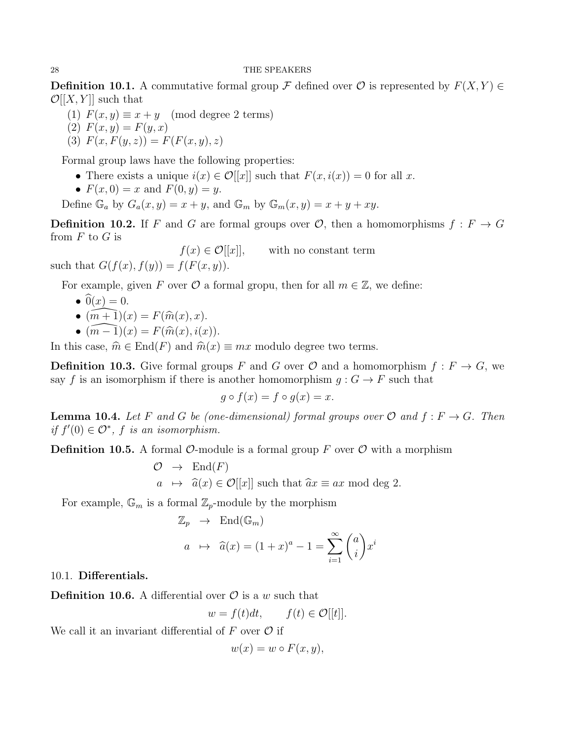**Definition 10.1.** A commutative formal group $\mathcal{F}$ defined over $\mathcal{O}$ is represented by $F(X,Y) \in \mathcal{O}[[X,Y]]$ such that

1. $F(x,y) \equiv x + y \pmod{\text{degree 2 terms}}$
2. $F(x,y) = F(y,x)$
3. $F(x, F(y,z)) = F(F(x,y), z)$

Formal group laws have the following properties:

- There exists a unique $i(x) \in \mathcal{O}[[x]]$ such that $F(x, i(x)) = 0$ for all $x$.
- $F(x,0) = x$ and $F(0,y) = y$.

Define $\mathbb{G}_a$ by $G_a(x,y) = x + y$, and $\mathbb{G}_m$ by $\mathbb{G}_m(x,y) = x + y + xy$.

**Definition 10.2.** If $F$ and $G$ are formal groups over $\mathcal{O}$, then a homomorphisms $f : F \to G$ from $F$ to $G$ is

$$f(x) \in \mathcal{O}[[x]], \qquad \text{with no constant term}$$

such that $G(f(x), f(y)) = f(F(x,y))$.

For example, given $F$ over $\mathcal{O}$ a formal gropu, then for all $m \in \mathbb{Z}$, we define:

- $\widehat{0}(x) = 0$.
- $\widehat{(m+1)}(x) = F(\widehat{m}(x), x)$.
- $\widehat{(m-1)}(x) = F(\widehat{m}(x), i(x))$.

In this case, $\widehat{m} \in \mathrm{End}(F)$ and $\widehat{m}(x) \equiv mx$ modulo degree two terms.

**Definition 10.3.** Give formal groups $F$ and $G$ over $\mathcal{O}$ and a homomorphism $f : F \to G$, we say $f$ is an isomorphism if there is another homomorphism $g : G \to F$ such that

$$g \circ f(x) = f \circ g(x) = x.$$

**Lemma 10.4.** *Let $F$ and $G$ be (one-dimensional) formal groups over $\mathcal{O}$ and $f : F \to G$. Then if $f'(0) \in \mathcal{O}^*$, $f$ is an isomorphism.*

**Definition 10.5.** A formal $\mathcal{O}$-module is a formal group $F$ over $\mathcal{O}$ with a morphism

$$\begin{aligned} \mathcal{O} &\to \mathrm{End}(F) \\ a &\mapsto \widehat{a}(x) \in \mathcal{O}[[x]] \text{ such that } \widehat{a}x \equiv ax \text{ mod deg 2.} \end{aligned}$$

For example, $\mathbb{G}_m$ is a formal $\mathbb{Z}_p$-module by the morphism

$$\begin{aligned} \mathbb{Z}_p &\to \mathrm{End}(\mathbb{G}_m) \\ a &\mapsto \widehat{a}(x) = (1+x)^a - 1 = \sum_{i=1}^{\infty} \binom{a}{i} x^i \end{aligned}$$

### 10.1. Differentials.

**Definition 10.6.** A differential over $\mathcal{O}$ is a $w$ such that

$$w = f(t)dt, \qquad f(t) \in \mathcal{O}[[t]].$$

We call it an invariant differential of $F$ over $\mathcal{O}$ if

$$w(x) = w \circ F(x,y),$$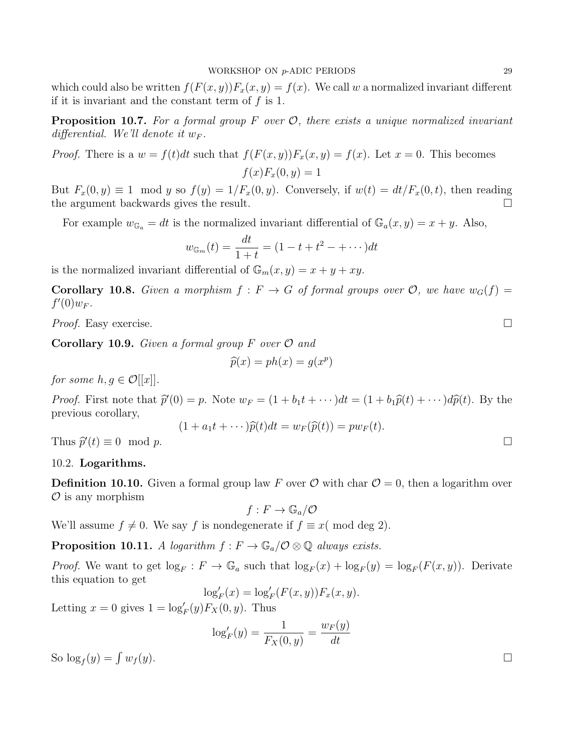which could also be written $f(F(x,y))F_x(x,y) = f(x)$. We call $w$ a normalized invariant different if it is invariant and the constant term of $f$ is 1.

**Proposition 10.7.** *For a formal group $F$ over $\mathcal{O}$, there exists a unique normalized invariant differential. We'll denote it $w_F$.*

*Proof.* There is a $w = f(t)dt$ such that $f(F(x,y))F_x(x,y) = f(x)$. Let $x = 0$. This becomes

$$f(x)F_x(0,y) = 1$$

But $F_x(0,y) \equiv 1 \mod y$ so $f(y) = 1/F_x(0,y)$. Conversely, if $w(t) = dt/F_x(0,t)$, then reading the argument backwards gives the result. □

For example $w_{\mathbb{G}_a} = dt$ is the normalized invariant differential of $\mathbb{G}_a(x,y) = x + y$. Also,

$$w_{\mathbb{G}_m}(t) = \frac{dt}{1+t} = (1 - t + t^2 - + \cdots)dt$$

is the normalized invariant differential of $\mathbb{G}_m(x,y) = x + y + xy$.

**Corollary 10.8.** *Given a morphism $f : F \to G$ of formal groups over $\mathcal{O}$, we have $w_G(f) = f'(0)w_F$.*

*Proof.* Easy exercise. □

**Corollary 10.9.** *Given a formal group $F$ over $\mathcal{O}$ and*

$$\widehat{p}(x) = ph(x) = g(x^p)$$

*for some $h, g \in \mathcal{O}[[x]]$.*

*Proof.* First note that $\widehat{p}'(0) = p$. Note $w_F = (1 + b_1 t + \cdots)dt = (1 + b_1\widehat{p}(t) + \cdots)d\widehat{p}(t)$. By the previous corollary,

$$(1 + a_1 t + \cdots)\widehat{p}(t)dt = w_F(\widehat{p}(t)) = pw_F(t).$$

Thus $\widehat{p}'(t) \equiv 0 \mod p$. □

## 10.2. Logarithms.

**Definition 10.10.** Given a formal group law $F$ over $\mathcal{O}$ with char $\mathcal{O} = 0$, then a logarithm over $\mathcal{O}$ is any morphism

$$f : F \to \mathbb{G}_a/\mathcal{O}$$

We'll assume $f \neq 0$. We say $f$ is nondegenerate if $f \equiv x(\mod \deg 2)$.

**Proposition 10.11.** *A logarithm $f : F \to \mathbb{G}_a/\mathcal{O} \otimes \mathbb{Q}$ always exists.*

*Proof.* We want to get $\log_F : F \to \mathbb{G}_a$ such that $\log_F(x) + \log_F(y) = \log_F(F(x,y))$. Derivate this equation to get

$$\log_F'(x) = \log_F'(F(x,y))F_x(x,y).$$

Letting $x = 0$ gives $1 = \log_F'(y)F_X(0,y)$. Thus

$$\log_F'(y) = \frac{1}{F_X(0,y)} = \frac{w_F(y)}{dt}$$

So $\log_f(y) = \int w_f(y)$. □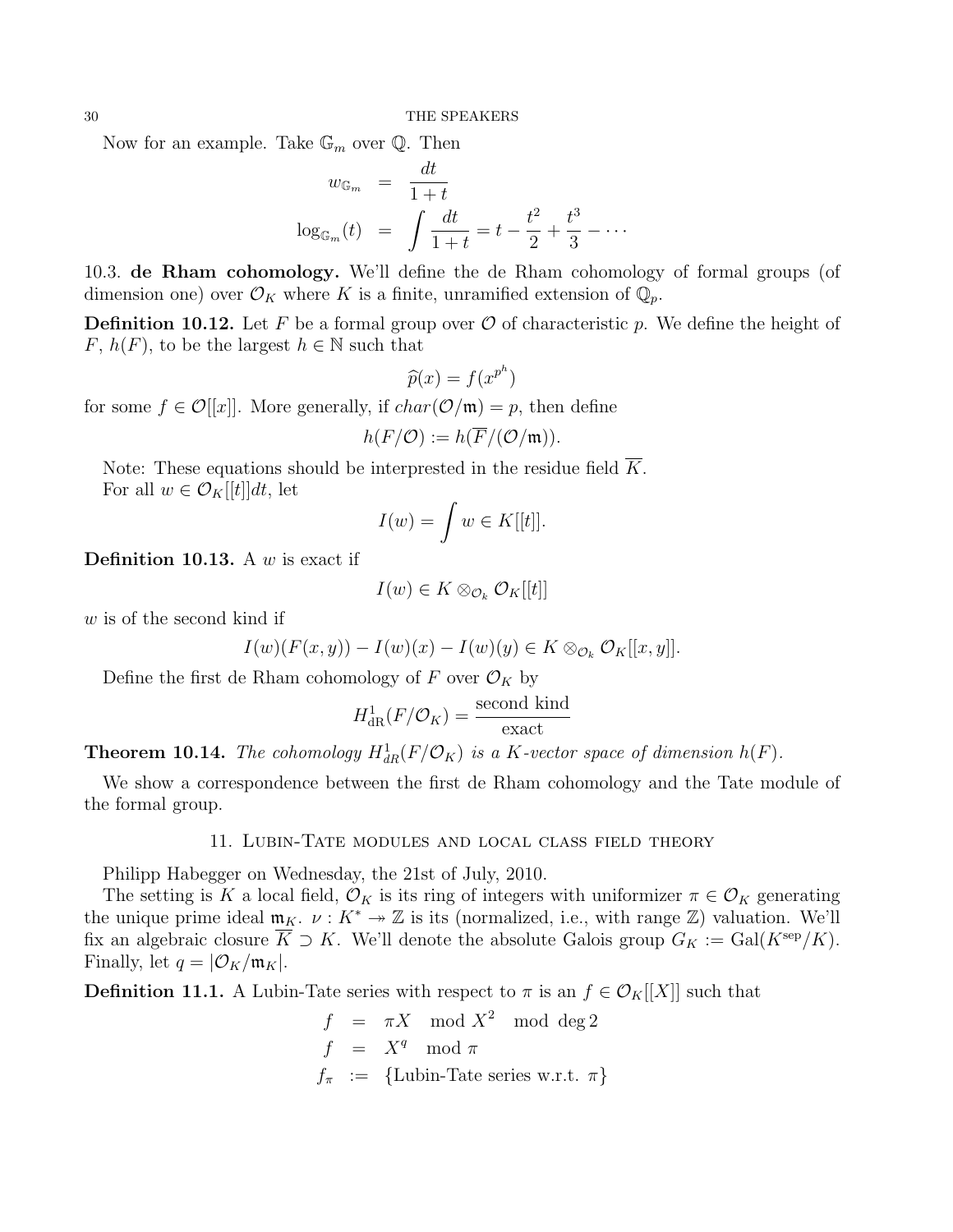Now for an example. Take $\mathbb{G}_m$ over $\mathbb{Q}$. Then

$$
\begin{aligned}
w_{\mathbb{G}_m} &= \frac{dt}{1+t} \\
\log_{\mathbb{G}_m}(t) &= \int \frac{dt}{1+t} = t - \frac{t^2}{2} + \frac{t^3}{3} - \cdots
\end{aligned}
$$

10.3. **de Rham cohomology.** We'll define the de Rham cohomology of formal groups (of dimension one) over $\mathcal{O}_K$ where $K$ is a finite, unramified extension of $\mathbb{Q}_p$.

**Definition 10.12.** Let $F$ be a formal group over $\mathcal{O}$ of characteristic $p$. We define the height of $F$, $h(F)$, to be the largest $h \in \mathbb{N}$ such that

$$\widehat{p}(x) = f(x^{p^h})$$

for some $f \in \mathcal{O}[[x]]$. More generally, if $char(\mathcal{O}/\mathfrak{m}) = p$, then define

$$h(F/\mathcal{O}) := h(\overline{F}/(\mathcal{O}/\mathfrak{m})).$$

Note: These equations should be interpreted in the residue field $\overline{K}$.

For all $w \in \mathcal{O}_K[[t]]dt$, let

$$I(w) = \int w \in K[[t]].$$

**Definition 10.13.** A $w$ is exact if

$$I(w) \in K \otimes_{\mathcal{O}_k} \mathcal{O}_K[[t]]$$

$w$ is of the second kind if

$$I(w)(F(x,y)) - I(w)(x) - I(w)(y) \in K \otimes_{\mathcal{O}_k} \mathcal{O}_K[[x,y]].$$

Define the first de Rham cohomology of $F$ over $\mathcal{O}_K$ by

$$H^1_{\mathrm{dR}}(F/\mathcal{O}_K) = \frac{\text{second kind}}{\text{exact}}$$

**Theorem 10.14.** *The cohomology $H^1_{dR}(F/\mathcal{O}_K)$ is a $K$-vector space of dimension $h(F)$.*

We show a correspondence between the first de Rham cohomology and the Tate module of the formal group.

## 11. Lubin-Tate modules and local class field theory

Philipp Habegger on Wednesday, the 21st of July, 2010.

The setting is $K$ a local field, $\mathcal{O}_K$ is its ring of integers with uniformizer $\pi \in \mathcal{O}_K$ generating the unique prime ideal $\mathfrak{m}_K$. $\nu : K^* \twoheadrightarrow \mathbb{Z}$ is its (normalized, i.e., with range $\mathbb{Z}$) valuation. We'll fix an algebraic closure $\overline{K} \supset K$. We'll denote the absolute Galois group $G_K := \mathrm{Gal}(K^{\mathrm{sep}}/K)$. Finally, let $q = |\mathcal{O}_K/\mathfrak{m}_K|$.

**Definition 11.1.** A Lubin-Tate series with respect to $\pi$ is an $f \in \mathcal{O}_K[[X]]$ such that

$$
\begin{aligned}
f &= \pi X \mod X^2 \mod \deg 2 \\
f &= X^q \mod \pi \\
f_\pi &:= \{\text{Lubin-Tate series w.r.t. } \pi\}
\end{aligned}
$$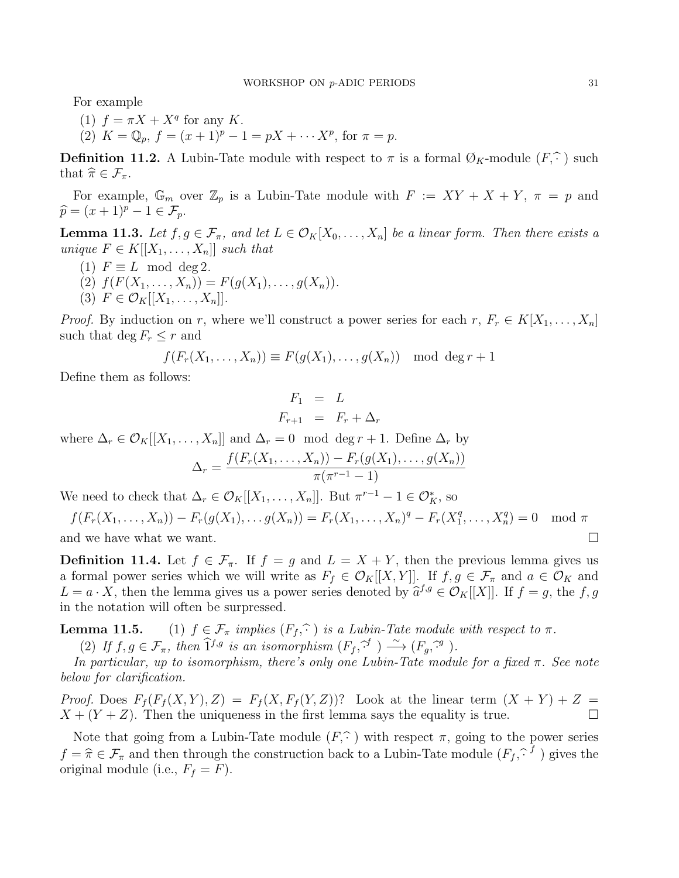For example

(1) $f = \pi X + X^q$ for any $K$.
(2) $K = \mathbb{Q}_p$, $f = (x+1)^p - 1 = pX + \cdots X^p$, for $\pi = p$.

**Definition 11.2.** A Lubin-Tate module with respect to $\pi$ is a formal $\emptyset_K$-module $(F, \widehat{\cdot}\ )$ such that $\widehat{\pi} \in \mathcal{F}_\pi$.

For example, $\mathbb{G}_m$ over $\mathbb{Z}_p$ is a Lubin-Tate module with $F := XY + X + Y$, $\pi = p$ and $\widehat{p} = (x+1)^p - 1 \in \mathcal{F}_p$.

**Lemma 11.3.** *Let $f, g \in \mathcal{F}_\pi$, and let $L \in \mathcal{O}_K[X_0, \ldots, X_n]$ be a linear form. Then there exists a unique $F \in K[[X_1, \ldots, X_n]]$ such that*

(1) $F \equiv L \mod \deg 2$.
(2) $f(F(X_1, \ldots, X_n)) = F(g(X_1), \ldots, g(X_n))$.
(3) $F \in \mathcal{O}_K[[X_1, \ldots, X_n]]$.

*Proof.* By induction on $r$, where we'll construct a power series for each $r$, $F_r \in K[X_1, \ldots, X_n]$ such that $\deg F_r \leq r$ and

$$f(F_r(X_1, \ldots, X_n)) \equiv F(g(X_1), \ldots, g(X_n)) \mod \deg r + 1$$

Define them as follows:

$$\begin{aligned} F_1 &= L \\ F_{r+1} &= F_r + \Delta_r \end{aligned}$$

where $\Delta_r \in \mathcal{O}_K[[X_1, \ldots, X_n]]$ and $\Delta_r = 0 \mod \deg r + 1$. Define $\Delta_r$ by

$$\Delta_r = \frac{f(F_r(X_1, \ldots, X_n)) - F_r(g(X_1), \ldots, g(X_n))}{\pi(\pi^{r-1} - 1)}$$

We need to check that $\Delta_r \in \mathcal{O}_K[[X_1, \ldots, X_n]]$. But $\pi^{r-1} - 1 \in \mathcal{O}_K^*$, so

$$f(F_r(X_1, \ldots, X_n)) - F_r(g(X_1), \ldots g(X_n)) = F_r(X_1, \ldots, X_n)^q - F_r(X_1^q, \ldots, X_n^q) = 0 \mod \pi$$

and we have what we want. $\square$

**Definition 11.4.** Let $f \in \mathcal{F}_\pi$. If $f = g$ and $L = X + Y$, then the previous lemma gives us a formal power series which we will write as $F_f \in \mathcal{O}_K[[X, Y]]$. If $f, g \in \mathcal{F}_\pi$ and $a \in \mathcal{O}_K$ and $L = a \cdot X$, then the lemma gives us a power series denoted by $\widehat{a}^{f,g} \in \mathcal{O}_K[[X]]$. If $f = g$, the $f, g$ in the notation will often be surpressed.

**Lemma 11.5.** (1) *$f \in \mathcal{F}_\pi$ implies $(F_f, \widehat{\cdot}\ )$ is a Lubin-Tate module with respect to $\pi$.*
(2) *If $f, g \in \mathcal{F}_\pi$, then $\widehat{1}^{f,g}$ is an isomorphism $(F_f, \widehat{\cdot}^f\ ) \xrightarrow{\sim} (F_g, \widehat{\cdot}^g\ )$.*

*In particular, up to isomorphism, there's only one Lubin-Tate module for a fixed $\pi$. See note below for clarification.*

*Proof.* Does $F_f(F_f(X, Y), Z) = F_f(X, F_f(Y, Z))$? Look at the linear term $(X + Y) + Z = X + (Y + Z)$. Then the uniqueness in the first lemma says the equality is true. $\square$

Note that going from a Lubin-Tate module $(F, \widehat{\cdot}\ )$ with respect $\pi$, going to the power series $f = \widehat{\pi} \in \mathcal{F}_\pi$ and then through the construction back to a Lubin-Tate module $(F_f, \widehat{\cdot}^f\ )$ gives the original module (i.e., $F_f = F$).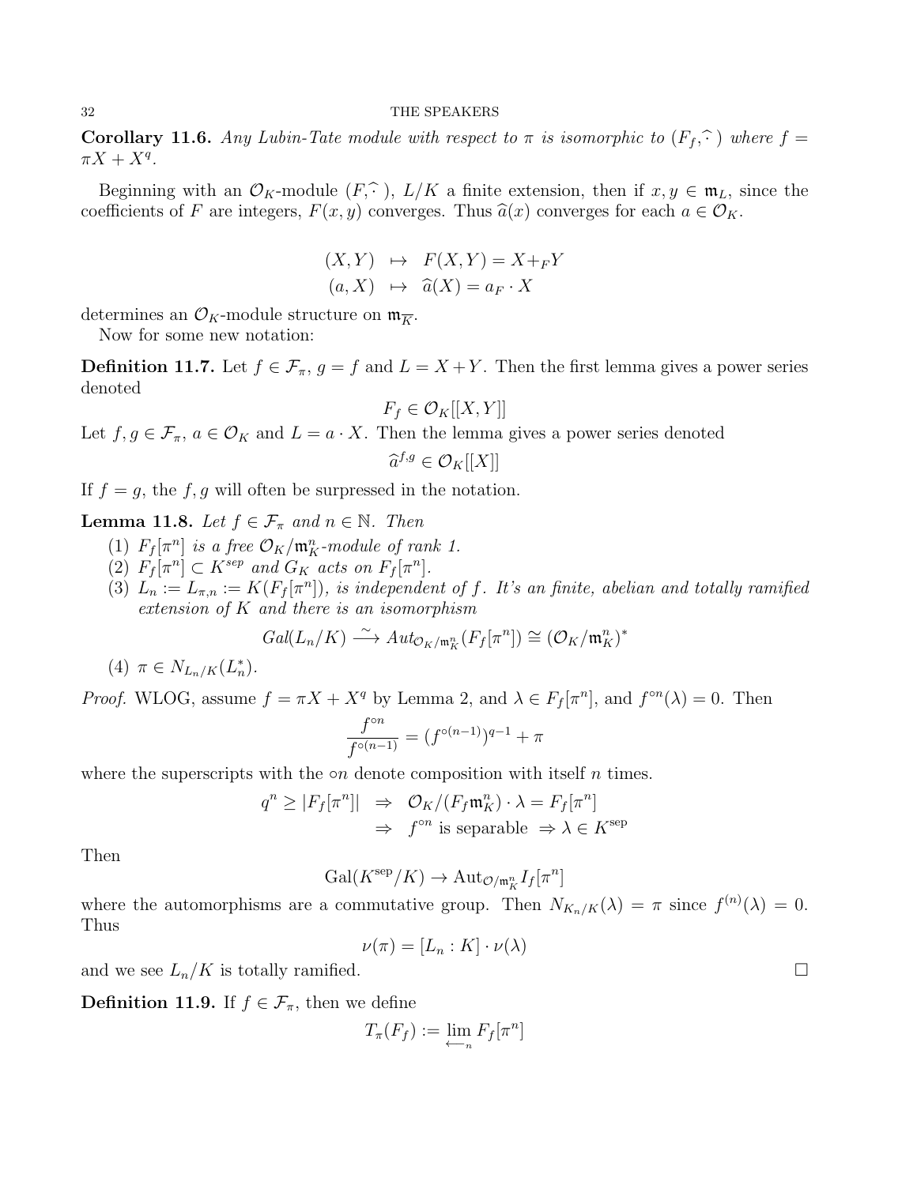**Corollary 11.6.** *Any Lubin-Tate module with respect to $\pi$ is isomorphic to $(F_f, \widehat{\cdot}\,)$ where $f = \pi X + X^q$.*

Beginning with an $\mathcal{O}_K$-module $(F, \widehat{\cdot}\,)$, $L/K$ a finite extension, then if $x, y \in \mathfrak{m}_L$, since the coefficients of $F$ are integers, $F(x, y)$ converges. Thus $\widehat{a}(x)$ converges for each $a \in \mathcal{O}_K$.

$$\begin{aligned}(X, Y) &\mapsto F(X, Y) = X +_F Y \\ (a, X) &\mapsto \widehat{a}(X) = a_F \cdot X\end{aligned}$$

determines an $\mathcal{O}_K$-module structure on $\mathfrak{m}_{\overline{K}}$.

Now for some new notation:

**Definition 11.7.** Let $f \in \mathcal{F}_\pi$, $g = f$ and $L = X + Y$. Then the first lemma gives a power series denoted

$$F_f \in \mathcal{O}_K[[X, Y]]$$

Let $f, g \in \mathcal{F}_\pi$, $a \in \mathcal{O}_K$ and $L = a \cdot X$. Then the lemma gives a power series denoted

$$\widehat{a}^{f,g} \in \mathcal{O}_K[[X]]$$

If $f = g$, the $f, g$ will often be surpressed in the notation.

**Lemma 11.8.** *Let $f \in \mathcal{F}_\pi$ and $n \in \mathbb{N}$. Then*

1. *$F_f[\pi^n]$ is a free $\mathcal{O}_K/\mathfrak{m}_K^n$-module of rank 1.*
2. *$F_f[\pi^n] \subset K^{sep}$ and $G_K$ acts on $F_f[\pi^n]$.*
3. *$L_n := L_{\pi,n} := K(F_f[\pi^n])$, is independent of $f$. It's an finite, abelian and totally ramified extension of $K$ and there is an isomorphism*
$$Gal(L_n/K) \xrightarrow{\sim} Aut_{\mathcal{O}_K/\mathfrak{m}_K^n}(F_f[\pi^n]) \cong (\mathcal{O}_K/\mathfrak{m}_K^n)^*$$
4. *$\pi \in N_{L_n/K}(L_n^*)$.*

*Proof.* WLOG, assume $f = \pi X + X^q$ by Lemma 2, and $\lambda \in F_f[\pi^n]$, and $f^{\circ n}(\lambda) = 0$. Then

$$\frac{f^{\circ n}}{f^{\circ(n-1)}} = (f^{\circ(n-1)})^{q-1} + \pi$$

where the superscripts with the $\circ n$ denote composition with itself $n$ times.

$$\begin{aligned}q^n \geq |F_f[\pi^n]| &\Rightarrow \mathcal{O}_K/(F_f\mathfrak{m}_K^n) \cdot \lambda = F_f[\pi^n] \\ &\Rightarrow f^{\circ n} \text{ is separable } \Rightarrow \lambda \in K^{\text{sep}}\end{aligned}$$

Then

$$\text{Gal}(K^{\text{sep}}/K) \to \text{Aut}_{\mathcal{O}/\mathfrak{m}_K^n} I_f[\pi^n]$$

where the automorphisms are a commutative group. Then $N_{K_n/K}(\lambda) = \pi$ since $f^{(n)}(\lambda) = 0$. Thus

$$\nu(\pi) = [L_n : K] \cdot \nu(\lambda)$$

and we see $L_n/K$ is totally ramified. $\square$

**Definition 11.9.** If $f \in \mathcal{F}_\pi$, then we define

$$T_\pi(F_f) := \varprojlim_n F_f[\pi^n]$$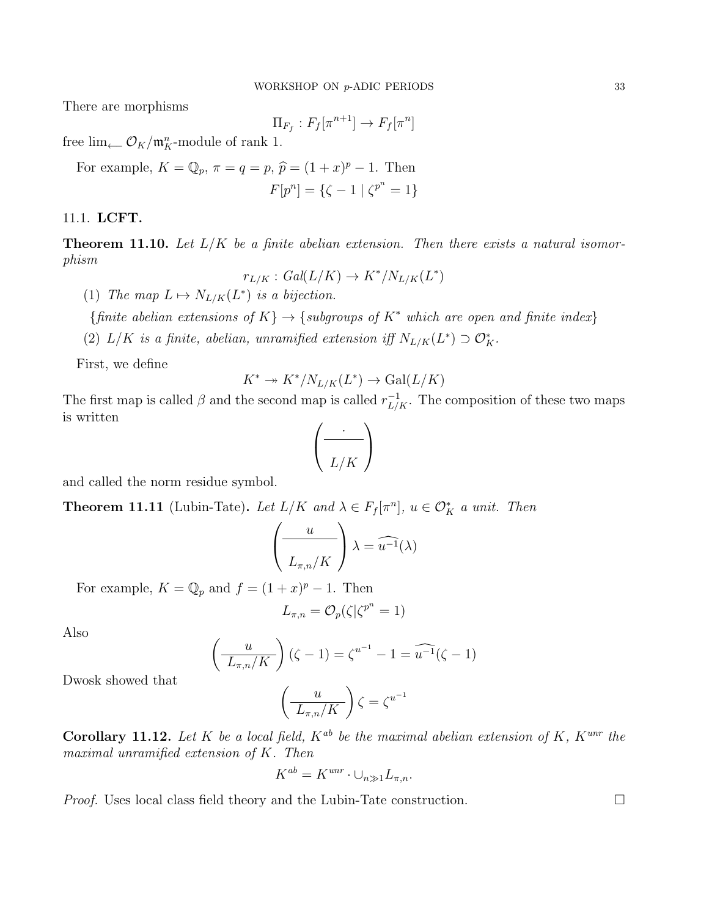There are morphisms

$$\Pi_{F_f} : F_f[\pi^{n+1}] \to F_f[\pi^n]$$

free $\lim_{\leftarrow} \mathcal{O}_K/\mathfrak{m}_K^n$-module of rank 1.

For example, $K = \mathbb{Q}_p$, $\pi = q = p$, $\widehat{p} = (1+x)^p - 1$. Then

$$F[p^n] = \{\zeta - 1 \mid \zeta^{p^n} = 1\}$$

## 11.1. LCFT.

**Theorem 11.10.** *Let $L/K$ be a finite abelian extension. Then there exists a natural isomorphism*

$$r_{L/K} : Gal(L/K) \to K^*/N_{L/K}(L^*)$$

(1) *The map $L \mapsto N_{L/K}(L^*)$ is a bijection.*

$$\{\textit{finite abelian extensions of } K\} \to \{\textit{subgroups of } K^* \textit{ which are open and finite index}\}$$

(2) *$L/K$ is a finite, abelian, unramified extension iff $N_{L/K}(L^*) \supset \mathcal{O}_K^*$.*

First, we define

$$K^* \twoheadrightarrow K^*/N_{L/K}(L^*) \to \mathrm{Gal}(L/K)$$

The first map is called $\beta$ and the second map is called $r_{L/K}^{-1}$. The composition of these two maps is written

$$\left(\frac{\cdot}{L/K}\right)$$

and called the norm residue symbol.

**Theorem 11.11** (Lubin-Tate)**.** *Let $L/K$ and $\lambda \in F_f[\pi^n]$, $u \in \mathcal{O}_K^*$ a unit. Then*

$$\left(\frac{u}{L_{\pi,n}/K}\right)\lambda = \widehat{u^{-1}}(\lambda)$$

For example, $K = \mathbb{Q}_p$ and $f = (1+x)^p - 1$. Then

$$L_{\pi,n} = \mathcal{O}_p(\zeta | \zeta^{p^n} = 1)$$

Also

$$\left(\frac{u}{L_{\pi,n}/K}\right)(\zeta - 1) = \zeta^{u^{-1}} - 1 = \widehat{u^{-1}}(\zeta - 1)$$

Dwosk showed that

$$\left(\frac{u}{L_{\pi,n}/K}\right)\zeta = \zeta^{u^{-1}}$$

**Corollary 11.12.** *Let $K$ be a local field, $K^{ab}$ be the maximal abelian extension of $K$, $K^{unr}$ the maximal unramified extension of $K$. Then*

$$K^{ab} = K^{unr} \cdot \cup_{n \gg 1} L_{\pi,n}.$$

*Proof.* Uses local class field theory and the Lubin-Tate construction. □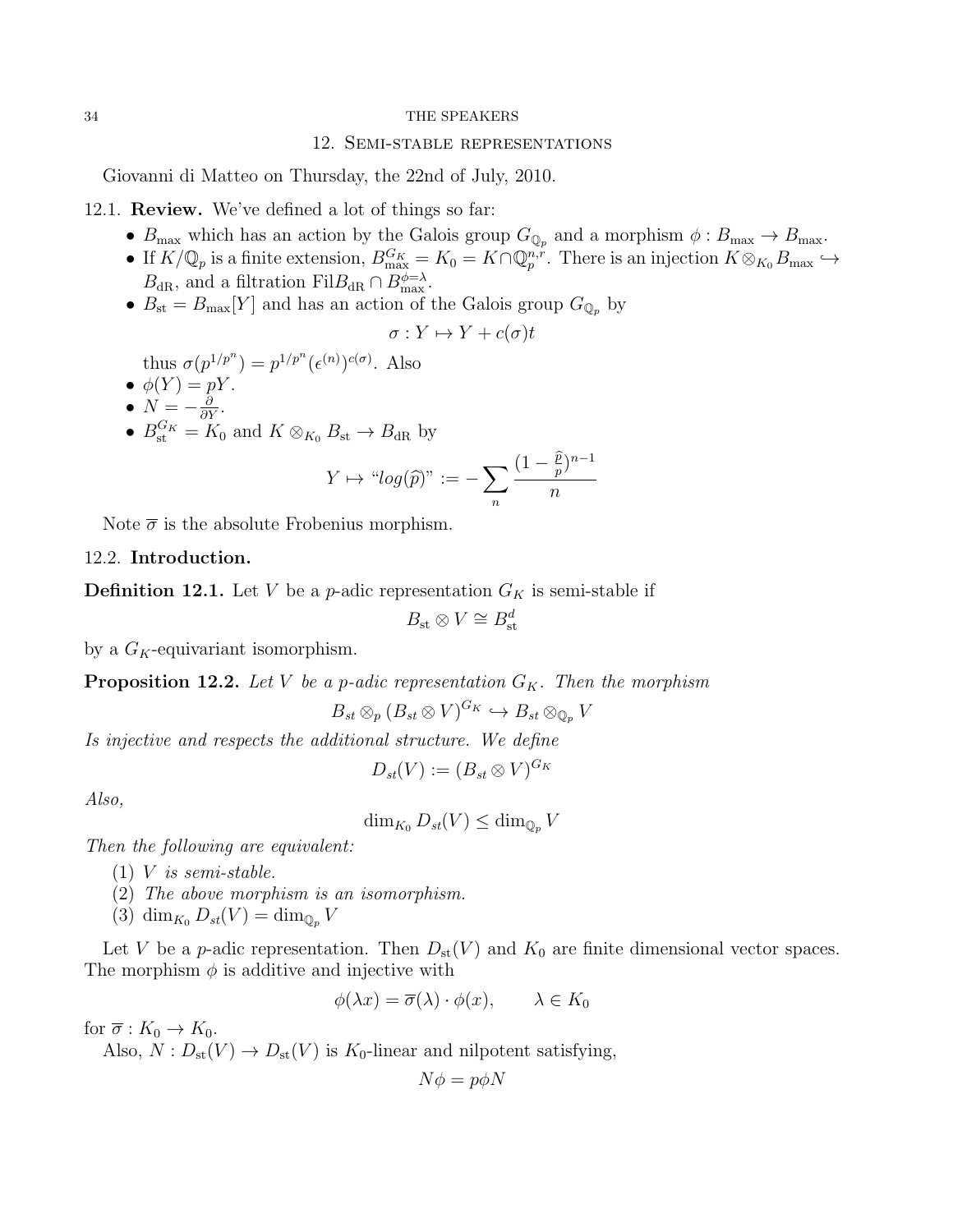## 12. Semi-stable representations

Giovanni di Matteo on Thursday, the 22nd of July, 2010.

### 12.1. Review.

We've defined a lot of things so far:

- $B_{\max}$ which has an action by the Galois group $G_{\mathbb{Q}_p}$ and a morphism $\phi : B_{\max} \to B_{\max}$.
- If $K/\mathbb{Q}_p$ is a finite extension, $B_{\max}^{G_K} = K_0 = K \cap \mathbb{Q}_p^{n,r}$. There is an injection $K \otimes_{K_0} B_{\max} \hookrightarrow B_{\mathrm{dR}}$, and a filtration $\mathrm{Fil}B_{\mathrm{dR}} \cap B_{\max}^{\phi=\lambda}$.
- $B_{\mathrm{st}} = B_{\max}[Y]$ and has an action of the Galois group $G_{\mathbb{Q}_p}$ by

$$\sigma : Y \mapsto Y + c(\sigma)t$$

  thus $\sigma(p^{1/p^n}) = p^{1/p^n}(\epsilon^{(n)})^{c(\sigma)}$. Also
- $\phi(Y) = pY$.
- $N = -\frac{\partial}{\partial Y}$.
- $B_{\mathrm{st}}^{G_K} = K_0$ and $K \otimes_{K_0} B_{\mathrm{st}} \to B_{\mathrm{dR}}$ by

$$Y \mapsto \text{“}log(\widehat{p})\text{”} := -\sum_n \frac{(1 - \frac{\widehat{p}}{p})^{n-1}}{n}$$

Note $\overline{\sigma}$ is the absolute Frobenius morphism.

### 12.2. Introduction.

**Definition 12.1.** Let $V$ be a $p$-adic representation $G_K$ is semi-stable if

$$B_{\mathrm{st}} \otimes V \cong B_{\mathrm{st}}^d$$

by a $G_K$-equivariant isomorphism.

**Proposition 12.2.** *Let $V$ be a $p$-adic representation $G_K$. Then the morphism*

$$B_{st} \otimes_p (B_{st} \otimes V)^{G_K} \hookrightarrow B_{st} \otimes_{\mathbb{Q}_p} V$$

*Is injective and respects the additional structure. We define*

$$D_{st}(V) := (B_{st} \otimes V)^{G_K}$$

*Also,*

$$\dim_{K_0} D_{st}(V) \leq \dim_{\mathbb{Q}_p} V$$

*Then the following are equivalent:*

1. *$V$ is semi-stable.*
2. *The above morphism is an isomorphism.*
3. *$\dim_{K_0} D_{st}(V) = \dim_{\mathbb{Q}_p} V$*

Let $V$ be a $p$-adic representation. Then $D_{\mathrm{st}}(V)$ and $K_0$ are finite dimensional vector spaces. The morphism $\phi$ is additive and injective with

$$\phi(\lambda x) = \overline{\sigma}(\lambda) \cdot \phi(x), \qquad \lambda \in K_0$$

for $\overline{\sigma} : K_0 \to K_0$.

Also, $N : D_{\mathrm{st}}(V) \to D_{\mathrm{st}}(V)$ is $K_0$-linear and nilpotent satisfying,

$$N\phi = p\phi N$$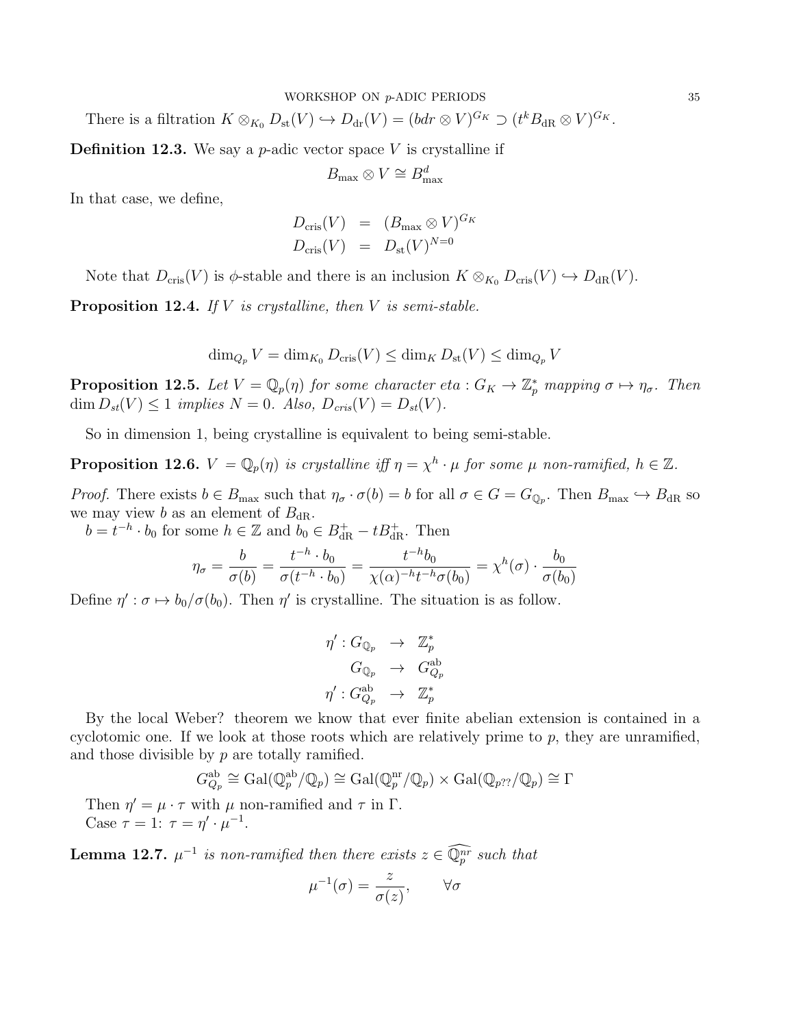There is a filtration $K \otimes_{K_0} D_{\rm st}(V) \hookrightarrow D_{\rm dr}(V) = (bdr \otimes V)^{G_K} \supset (t^k B_{\rm dR} \otimes V)^{G_K}$.

**Definition 12.3.** We say a $p$-adic vector space $V$ is crystalline if

$$B_{\max} \otimes V \cong B_{\max}^d$$

In that case, we define,

$$\begin{aligned} D_{\rm cris}(V) &= (B_{\max} \otimes V)^{G_K} \\ D_{\rm cris}(V) &= D_{\rm st}(V)^{N=0} \end{aligned}$$

Note that $D_{\rm cris}(V)$ is $\phi$-stable and there is an inclusion $K \otimes_{K_0} D_{\rm cris}(V) \hookrightarrow D_{\rm dR}(V)$.

**Proposition 12.4.** *If $V$ is crystalline, then $V$ is semi-stable.*

$$\dim_{Q_p} V = \dim_{K_0} D_{\rm cris}(V) \leq \dim_K D_{\rm st}(V) \leq \dim_{Q_p} V$$

**Proposition 12.5.** *Let $V = \mathbb{Q}_p(\eta)$ for some character eta : $G_K \to \mathbb{Z}_p^*$ mapping $\sigma \mapsto \eta_\sigma$. Then $\dim D_{st}(V) \leq 1$ implies $N = 0$. Also, $D_{cris}(V) = D_{st}(V)$.*

So in dimension 1, being crystalline is equivalent to being semi-stable.

**Proposition 12.6.** *$V = \mathbb{Q}_p(\eta)$ is crystalline iff $\eta = \chi^h \cdot \mu$ for some $\mu$ non-ramified, $h \in \mathbb{Z}$.*

*Proof.* There exists $b \in B_{\max}$ such that $\eta_\sigma \cdot \sigma(b) = b$ for all $\sigma \in G = G_{\mathbb{Q}_p}$. Then $B_{\max} \hookrightarrow B_{\rm dR}$ so we may view $b$ as an element of $B_{\rm dR}$.

$b = t^{-h} \cdot b_0$ for some $h \in \mathbb{Z}$ and $b_0 \in B_{\rm dR}^+ - tB_{\rm dR}^+$. Then

$$\eta_\sigma = \frac{b}{\sigma(b)} = \frac{t^{-h} \cdot b_0}{\sigma(t^{-h} \cdot b_0)} = \frac{t^{-h} b_0}{\chi(\alpha)^{-h} t^{-h} \sigma(b_0)} = \chi^h(\sigma) \cdot \frac{b_0}{\sigma(b_0)}$$

Define $\eta' : \sigma \mapsto b_0/\sigma(b_0)$. Then $\eta'$ is crystalline. The situation is as follow.

$$\begin{aligned} \eta' : G_{\mathbb{Q}_p} &\to \mathbb{Z}_p^* \\ G_{\mathbb{Q}_p} &\to G_{Q_p}^{\rm ab} \\ \eta' : G_{Q_p}^{\rm ab} &\to \mathbb{Z}_p^* \end{aligned}$$

By the local Weber? theorem we know that ever finite abelian extension is contained in a cyclotomic one. If we look at those roots which are relatively prime to $p$, they are unramified, and those divisible by $p$ are totally ramified.

$$G_{Q_p}^{\rm ab} \cong {\rm Gal}(\mathbb{Q}_p^{\rm ab}/\mathbb{Q}_p) \cong {\rm Gal}(\mathbb{Q}_p^{\rm nr}/\mathbb{Q}_p) \times {\rm Gal}(\mathbb{Q}_{p??}/\mathbb{Q}_p) \cong \Gamma$$

Then $\eta' = \mu \cdot \tau$ with $\mu$ non-ramified and $\tau$ in $\Gamma$.

Case $\tau = 1$: $\tau = \eta' \cdot \mu^{-1}$.

**Lemma 12.7.** *$\mu^{-1}$ is non-ramified then there exists $z \in \widehat{\mathbb{Q}_p^{nr}}$ such that*

$$\mu^{-1}(\sigma) = \frac{z}{\sigma(z)}, \qquad \forall \sigma$$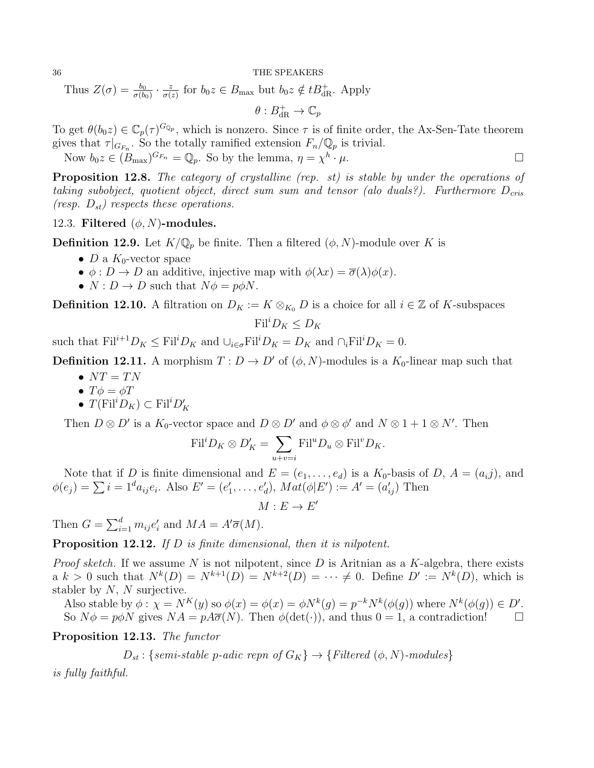Thus $Z(\sigma) = \frac{b_0}{\sigma(b_0)} \cdot \frac{z}{\sigma(z)}$ for $b_0 z \in B_{\max}$ but $b_0 z \notin tB^+_{\mathrm{dR}}$. Apply

$$\theta : B^+_{\mathrm{dR}} \to \mathbb{C}_p$$

To get $\theta(b_0 z) \in \mathbb{C}_p(\tau)^{G_{\mathbb{Q}_p}}$, which is nonzero. Since $\tau$ is of finite order, the Ax-Sen-Tate theorem gives that $\tau|_{G_{F_n}}$. So the totally ramified extension $F_n/\mathbb{Q}_p$ is trivial.

Now $b_0 z \in (B_{\max})^{G_{F_n}} = \mathbb{Q}_p$. So by the lemma, $\eta = \chi^h \cdot \mu$. $\square$

**Proposition 12.8.** *The category of crystalline (rep. st) is stable by under the operations of taking subobject, quotient object, direct sum sum and tensor (alo duals?). Furthermore $D_{cris}$ (resp. $D_{st}$) respects these operations.*

### 12.3. Filtered $(\phi, N)$-modules.

**Definition 12.9.** Let $K/\mathbb{Q}_p$ be finite. Then a filtered $(\phi, N)$-module over $K$ is

- $D$ a $K_0$-vector space
- $\phi : D \to D$ an additive, injective map with $\phi(\lambda x) = \overline{\sigma}(\lambda)\phi(x)$.
- $N : D \to D$ such that $N\phi = p\phi N$.

**Definition 12.10.** A filtration on $D_K := K \otimes_{K_0} D$ is a choice for all $i \in \mathbb{Z}$ of $K$-subspaces

$$\mathrm{Fil}^i D_K \leq D_K$$

such that $\mathrm{Fil}^{i+1} D_K \leq \mathrm{Fil}^i D_K$ and $\cup_{i \in \sigma} \mathrm{Fil}^i D_K = D_K$ and $\cap_i \mathrm{Fil}^i D_K = 0$.

**Definition 12.11.** A morphism $T : D \to D'$ of $(\phi, N)$-modules is a $K_0$-linear map such that

- $NT = TN$
- $T\phi = \phi T$
- $T(\mathrm{Fil}^i D_K) \subset \mathrm{Fil}^i D'_K$

Then $D \otimes D'$ is a $K_0$-vector space and $D \otimes D'$ and $\phi \otimes \phi'$ and $N \otimes 1 + 1 \otimes N'$. Then

$$\mathrm{Fil}^i D_K \otimes D'_K = \sum_{u+v=i} \mathrm{Fil}^u D_u \otimes \mathrm{Fil}^v D_K.$$

Note that if $D$ is finite dimensional and $E = (e_1, \ldots, e_d)$ is a $K_0$-basis of $D$, $A = (a_i j)$, and $\phi(e_j) = \sum i = 1^d a_{ij} e_i$. Also $E' = (e'_1, \ldots, e'_d)$, $Mat(\phi|E') := A' = (a'_{ij})$ Then

$$M : E \to E'$$

Then $G = \sum_{i=1}^d m_{ij} e'_i$ and $MA = A'\overline{\sigma}(M)$.

**Proposition 12.12.** *If $D$ is finite dimensional, then it is nilpotent.*

*Proof sketch.* If we assume $N$ is not nilpotent, since $D$ is Aritnian as a $K$-algebra, there exists a $k > 0$ such that $N^k(D) = N^{k+1}(D) = N^{k+2}(D) = \cdots \neq 0$. Define $D' := N^k(D)$, which is stabler by $N$, $N$ surjective.

Also stable by $\phi$: $\chi = N^K(y)$ so $\phi(x) = \phi(x) = \phi N^k(g) = p^{-k} N^k(\phi(g))$ where $N^k(\phi(g)) \in D'$. So $N\phi = p\phi N$ gives $NA = pA\overline{\sigma}(N)$. Then $\phi(\det(\cdot))$, and thus $0 = 1$, a contradiction! $\square$

**Proposition 12.13.** *The functor*

$$D_{st} : \{\textit{semi-stable } p\textit{-adic repn of } G_K\} \to \{\textit{Filtered } (\phi, N)\textit{-modules}\}$$

*is fully faithful.*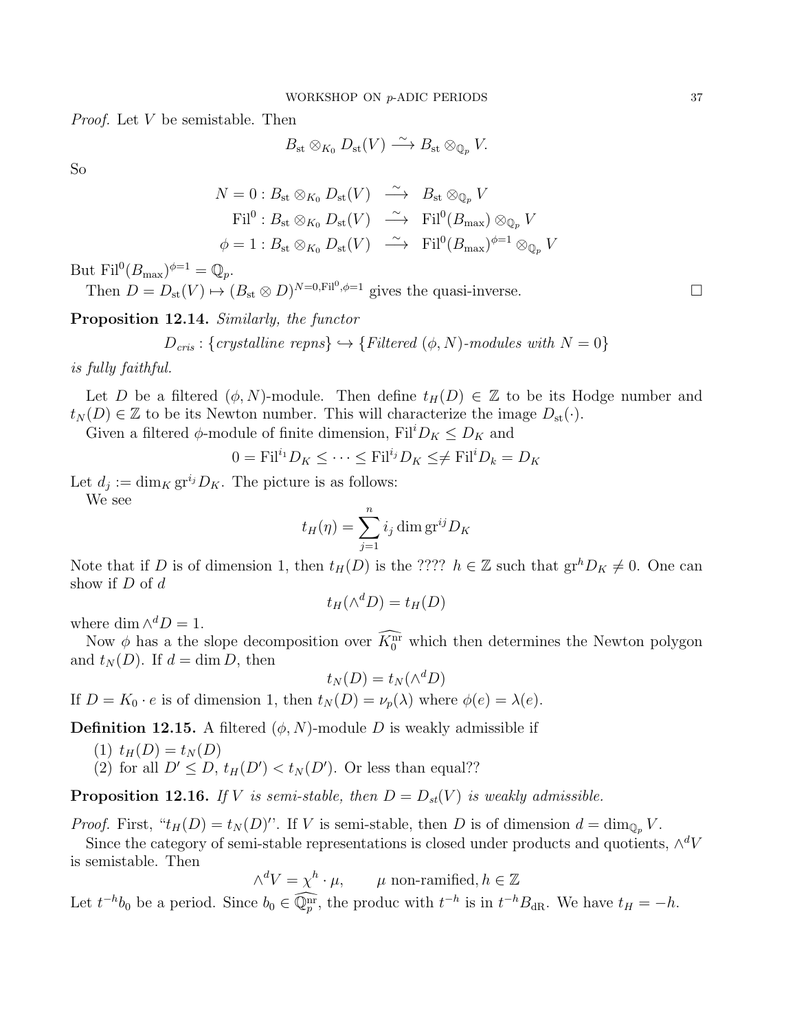*Proof.* Let $V$ be semistable. Then

$$B_{\mathrm{st}} \otimes_{K_0} D_{\mathrm{st}}(V) \xrightarrow{\sim} B_{\mathrm{st}} \otimes_{\mathbb{Q}_p} V.$$

So

$$\begin{aligned} N = 0 : B_{\mathrm{st}} \otimes_{K_0} D_{\mathrm{st}}(V) &\xrightarrow{\sim} B_{\mathrm{st}} \otimes_{\mathbb{Q}_p} V \\ \mathrm{Fil}^0 : B_{\mathrm{st}} \otimes_{K_0} D_{\mathrm{st}}(V) &\xrightarrow{\sim} \mathrm{Fil}^0(B_{\max}) \otimes_{\mathbb{Q}_p} V \\ \phi = 1 : B_{\mathrm{st}} \otimes_{K_0} D_{\mathrm{st}}(V) &\xrightarrow{\sim} \mathrm{Fil}^0(B_{\max})^{\phi=1} \otimes_{\mathbb{Q}_p} V \end{aligned}$$

But $\mathrm{Fil}^0(B_{\max})^{\phi=1} = \mathbb{Q}_p$.

Then $D = D_{\mathrm{st}}(V) \mapsto (B_{\mathrm{st}} \otimes D)^{N=0, \mathrm{Fil}^0, \phi=1}$ gives the quasi-inverse. □

**Proposition 12.14.** *Similarly, the functor*

$$D_{cris} : \{\textit{crystalline repns}\} \hookrightarrow \{\textit{Filtered } (\phi, N)\textit{-modules with } N = 0\}$$

*is fully faithful.*

Let $D$ be a filtered $(\phi, N)$-module. Then define $t_H(D) \in \mathbb{Z}$ to be its Hodge number and $t_N(D) \in \mathbb{Z}$ to be its Newton number. This will characterize the image $D_{\mathrm{st}}(\cdot)$.

Given a filtered $\phi$-module of finite dimension, $\mathrm{Fil}^i D_K \leq D_K$ and

$$0 = \mathrm{Fil}^{i_1} D_K \leq \cdots \leq \mathrm{Fil}^{i_j} D_K \lneq \mathrm{Fil}^i D_k = D_K$$

Let $d_j := \dim_K \mathrm{gr}^{i_j} D_K$. The picture is as follows:

We see

$$t_H(\eta) = \sum_{j=1}^{n} i_j \dim \mathrm{gr}^{ij} D_K$$

Note that if $D$ is of dimension 1, then $t_H(D)$ is the ???? $h \in \mathbb{Z}$ such that $\mathrm{gr}^h D_K \neq 0$. One can show if $D$ of $d$

$$t_H(\wedge^d D) = t_H(D)$$

where $\dim \wedge^d D = 1$.

Now $\phi$ has a the slope decomposition over $\widehat{K_0^{\mathrm{nr}}}$ which then determines the Newton polygon and $t_N(D)$. If $d = \dim D$, then

$$t_N(D) = t_N(\wedge^d D)$$

If $D = K_0 \cdot e$ is of dimension 1, then $t_N(D) = \nu_p(\lambda)$ where $\phi(e) = \lambda(e)$.

**Definition 12.15.** A filtered $(\phi, N)$-module $D$ is weakly admissible if

1. $t_H(D) = t_N(D)$
2. for all $D' \leq D$, $t_H(D') < t_N(D')$. Or less than equal??

**Proposition 12.16.** *If $V$ is semi-stable, then $D = D_{st}(V)$ is weakly admissible.*

*Proof.* First, "$t_H(D) = t_N(D)$'". If $V$ is semi-stable, then $D$ is of dimension $d = \dim_{\mathbb{Q}_p} V$.

Since the category of semi-stable representations is closed under products and quotients, $\wedge^d V$ is semistable. Then

$$\wedge^d V = \chi^h \cdot \mu, \qquad \mu \text{ non-ramified}, h \in \mathbb{Z}$$

Let $t^{-h} b_0$ be a period. Since $b_0 \in \widehat{\mathbb{Q}_p^{\mathrm{nr}}}$, the produc with $t^{-h}$ is in $t^{-h} B_{\mathrm{dR}}$. We have $t_H = -h$.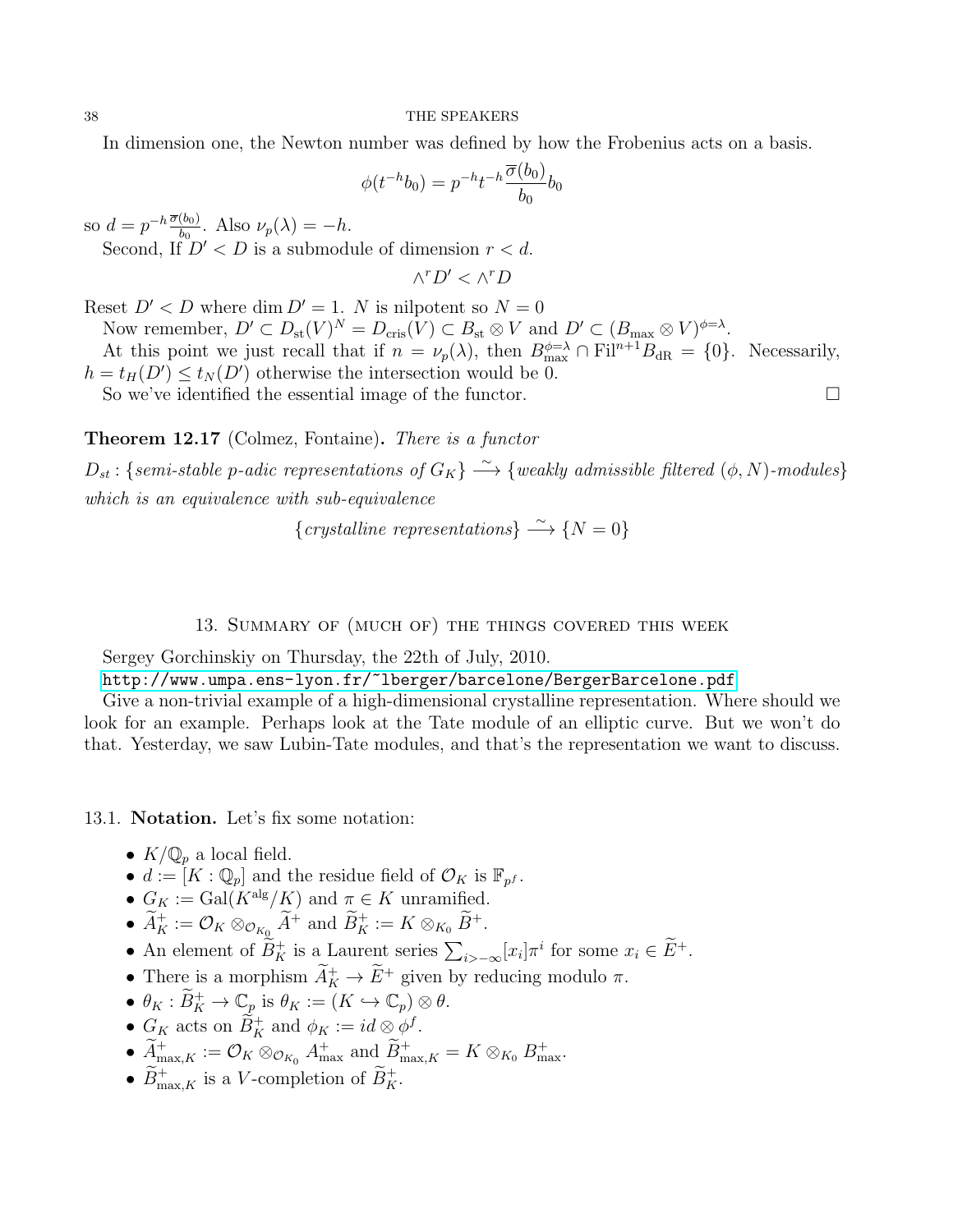In dimension one, the Newton number was defined by how the Frobenius acts on a basis.

$$\phi(t^{-h}b_0) = p^{-h}t^{-h}\frac{\overline{\sigma}(b_0)}{b_0}b_0$$

so $d = p^{-h}\frac{\overline{\sigma}(b_0)}{b_0}$. Also $\nu_p(\lambda) = -h$.

Second, If $D' < D$ is a submodule of dimension $r < d$.

$$\wedge^r D' < \wedge^r D$$

Reset $D' < D$ where $\dim D' = 1$. $N$ is nilpotent so $N = 0$

Now remember, $D' \subset D_{\mathrm{st}}(V)^N = D_{\mathrm{cris}}(V) \subset B_{\mathrm{st}} \otimes V$ and $D' \subset (B_{\max} \otimes V)^{\phi=\lambda}$.

At this point we just recall that if $n = \nu_p(\lambda)$, then $B_{\max}^{\phi=\lambda} \cap \mathrm{Fil}^{n+1}B_{\mathrm{dR}} = \{0\}$. Necessarily, $h = t_H(D') \leq t_N(D')$ otherwise the intersection would be 0.

So we've identified the essential image of the functor. □

**Theorem 12.17** (Colmez, Fontaine)**.** *There is a functor*

$D_{st}$ : {*semi-stable p-adic representations of* $G_K$} $\xrightarrow{\sim}$ {*weakly admissible filtered* $(\phi, N)$*-modules*}
*which is an equivalence with sub-equivalence*

$$\{\textit{crystalline representations}\} \xrightarrow{\sim} \{N = 0\}$$

## 13. Summary of (much of) the things covered this week

Sergey Gorchinskiy on Thursday, the 22th of July, 2010.

http://www.umpa.ens-lyon.fr/~lberger/barcelone/BergerBarcelone.pdf

Give a non-trivial example of a high-dimensional crystalline representation. Where should we look for an example. Perhaps look at the Tate module of an elliptic curve. But we won't do that. Yesterday, we saw Lubin-Tate modules, and that's the representation we want to discuss.

### 13.1. Notation.

Let's fix some notation:

- $K/\mathbb{Q}_p$ a local field.
- $d := [K : \mathbb{Q}_p]$ and the residue field of $\mathcal{O}_K$ is $\mathbb{F}_{p^f}$.
- $G_K := \mathrm{Gal}(K^{\mathrm{alg}}/K)$ and $\pi \in K$ unramified.
- $\widetilde{A}_K^+ := \mathcal{O}_K \otimes_{\mathcal{O}_{K_0}} \widetilde{A}^+$ and $\widetilde{B}_K^+ := K \otimes_{K_0} \widetilde{B}^+$.
- An element of $\widetilde{B}_K^+$ is a Laurent series $\sum_{i > -\infty}[x_i]\pi^i$ for some $x_i \in \widetilde{E}^+$.
- There is a morphism $\widetilde{A}_K^+ \to \widetilde{E}^+$ given by reducing modulo $\pi$.
- $\theta_K : \widetilde{B}_K^+ \to \mathbb{C}_p$ is $\theta_K := (K \hookrightarrow \mathbb{C}_p) \otimes \theta$.
- $G_K$ acts on $\widetilde{B}_K^+$ and $\phi_K := id \otimes \phi^f$.
- $\widetilde{A}_{\max,K}^+ := \mathcal{O}_K \otimes_{\mathcal{O}_{K_0}} A_{\max}^+$ and $\widetilde{B}_{\max,K}^+ = K \otimes_{K_0} B_{\max}^+$.
- $\widetilde{B}_{\max,K}^+$ is a $V$-completion of $\widetilde{B}_K^+$.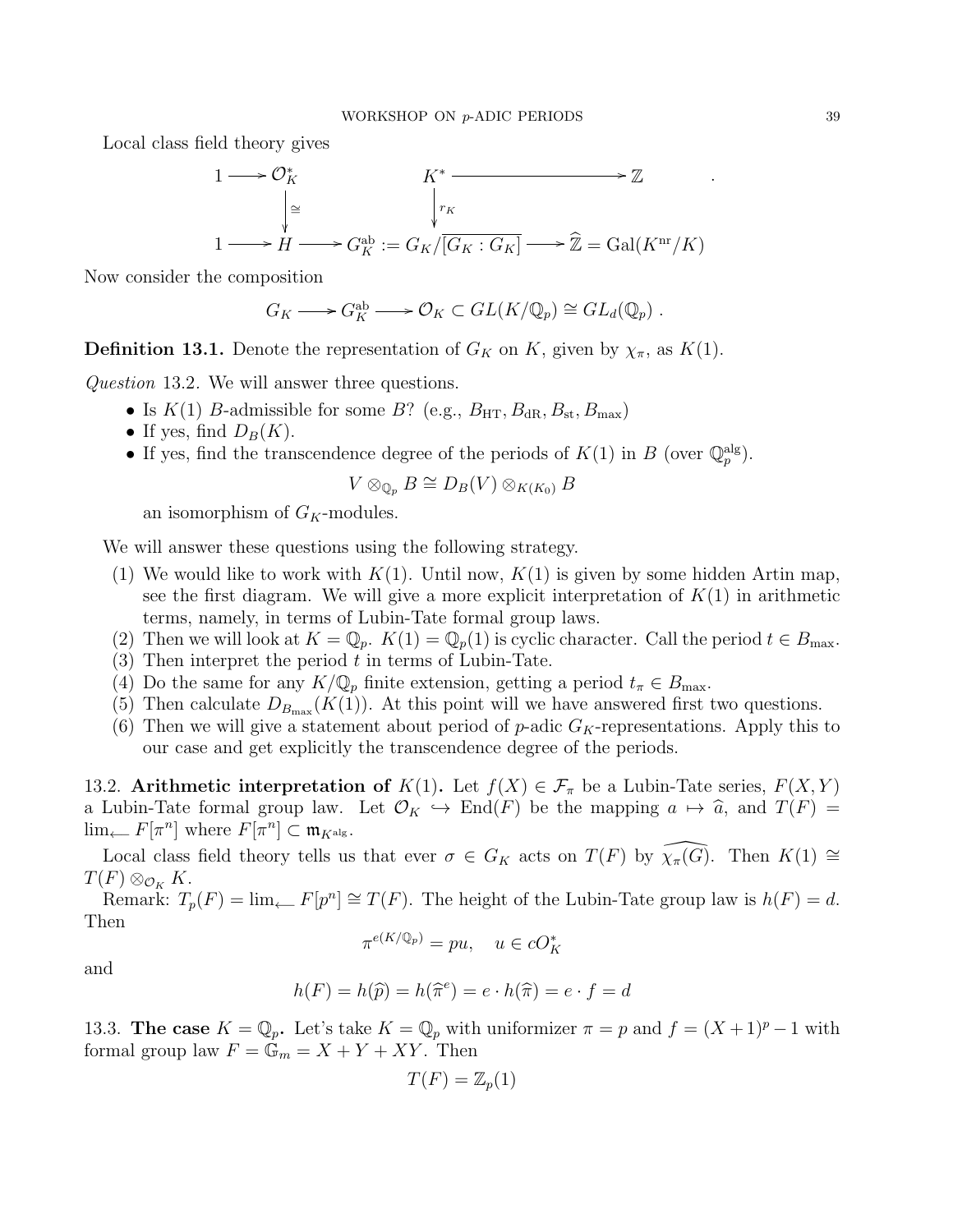Local class field theory gives

$$\begin{array}{ccccccc} 1 & \longrightarrow & \mathcal{O}_K^* & & K^* & \longrightarrow & \mathbb{Z} \\ & & \downarrow \cong & & \downarrow r_K & & \\ 1 & \longrightarrow & H & \longrightarrow & G_K^{\mathrm{ab}} := G_K/\overline{[G_K : G_K]} & \longrightarrow & \widehat{\mathbb{Z}} = \mathrm{Gal}(K^{\mathrm{nr}}/K) \end{array} .$$

Now consider the composition

$$G_K \longrightarrow G_K^{\mathrm{ab}} \longrightarrow \mathcal{O}_K \subset GL(K/\mathbb{Q}_p) \cong GL_d(\mathbb{Q}_p) .$$

**Definition 13.1.** Denote the representation of $G_K$ on $K$, given by $\chi_\pi$, as $K(1)$.

*Question* 13.2. We will answer three questions.

- Is $K(1)$ $B$-admissible for some $B$? (e.g., $B_{\mathrm{HT}}, B_{\mathrm{dR}}, B_{\mathrm{st}}, B_{\max}$)
- If yes, find $D_B(K)$.
- If yes, find the transcendence degree of the periods of $K(1)$ in $B$ (over $\mathbb{Q}_p^{\mathrm{alg}}$).

  $$V \otimes_{\mathbb{Q}_p} B \cong D_B(V) \otimes_{K(K_0)} B$$

  an isomorphism of $G_K$-modules.

We will answer these questions using the following strategy.

1. We would like to work with $K(1)$. Until now, $K(1)$ is given by some hidden Artin map, see the first diagram. We will give a more explicit interpretation of $K(1)$ in arithmetic terms, namely, in terms of Lubin-Tate formal group laws.
2. Then we will look at $K = \mathbb{Q}_p$. $K(1) = \mathbb{Q}_p(1)$ is cyclic character. Call the period $t \in B_{\max}$.
3. Then interpret the period $t$ in terms of Lubin-Tate.
4. Do the same for any $K/\mathbb{Q}_p$ finite extension, getting a period $t_\pi \in B_{\max}$.
5. Then calculate $D_{B_{\max}}(K(1))$. At this point will we have answered first two questions.
6. Then we will give a statement about period of $p$-adic $G_K$-representations. Apply this to our case and get explicitly the transcendence degree of the periods.

13.2. **Arithmetic interpretation of $K(1)$.** Let $f(X) \in \mathcal{F}_\pi$ be a Lubin-Tate series, $F(X,Y)$ a Lubin-Tate formal group law. Let $\mathcal{O}_K \hookrightarrow \mathrm{End}(F)$ be the mapping $a \mapsto \widehat{a}$, and $T(F) = \lim_{\leftarrow} F[\pi^n]$ where $F[\pi^n] \subset \mathfrak{m}_{K^{\mathrm{alg}}}$.

Local class field theory tells us that ever $\sigma \in G_K$ acts on $T(F)$ by $\widehat{\chi_\pi(G)}$. Then $K(1) \cong T(F) \otimes_{\mathcal{O}_K} K$.

Remark: $T_p(F) = \lim_{\leftarrow} F[p^n] \cong T(F)$. The height of the Lubin-Tate group law is $h(F) = d$. Then

$$\pi^{e(K/\mathbb{Q}_p)} = pu, \quad u \in c\mathcal{O}_K^*$$

and

$$h(F) = h(\widehat{p}) = h(\widehat{\pi}^e) = e \cdot h(\widehat{\pi}) = e \cdot f = d$$

13.3. **The case $K = \mathbb{Q}_p$.** Let's take $K = \mathbb{Q}_p$ with uniformizer $\pi = p$ and $f = (X+1)^p - 1$ with formal group law $F = \mathbb{G}_m = X + Y + XY$. Then

$$T(F) = \mathbb{Z}_p(1)$$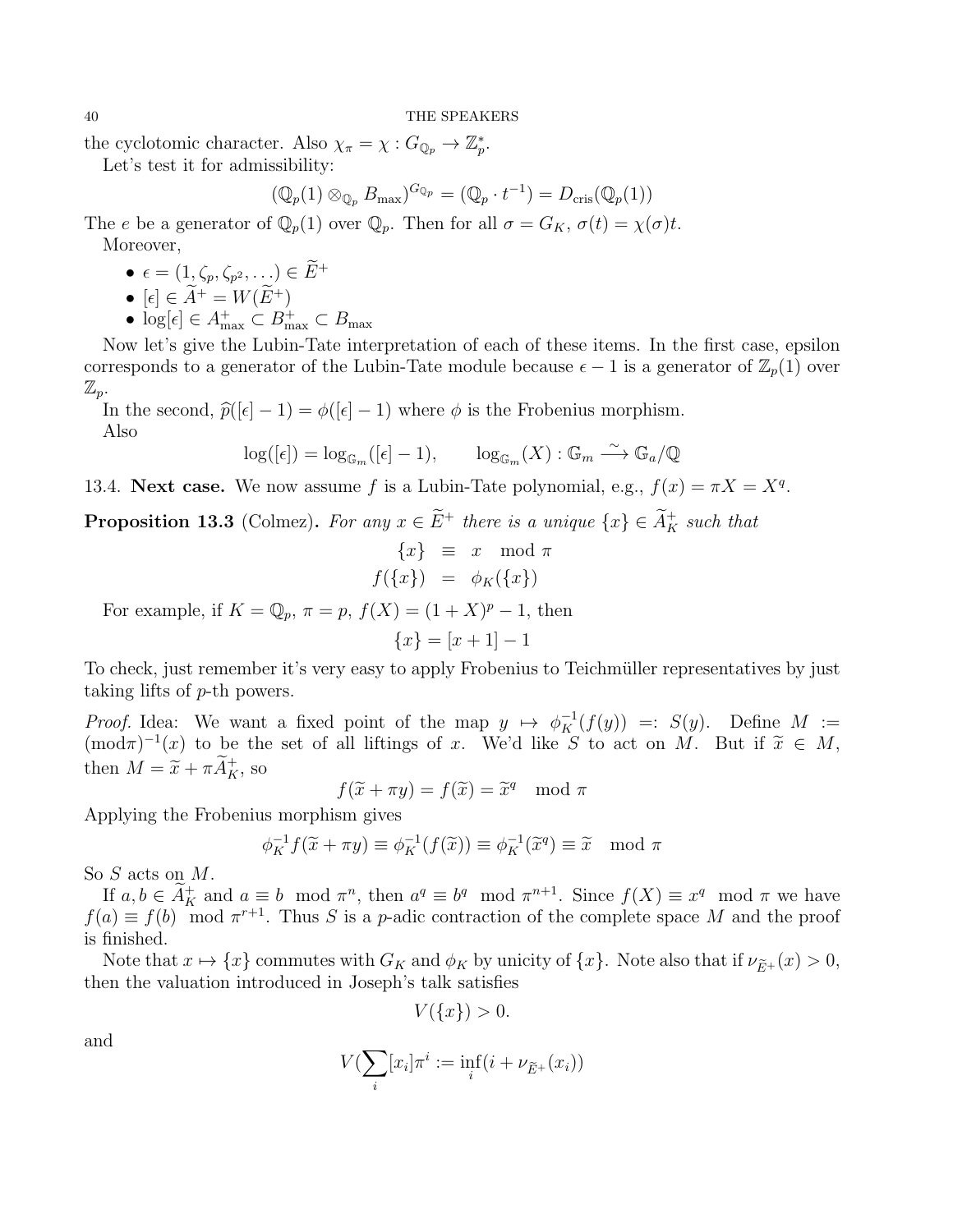the cyclotomic character. Also $\chi_\pi = \chi : G_{\mathbb{Q}_p} \to \mathbb{Z}_p^*$.

Let's test it for admissibility:

$$(\mathbb{Q}_p(1) \otimes_{\mathbb{Q}_p} B_{\max})^{G_{\mathbb{Q}_p}} = (\mathbb{Q}_p \cdot t^{-1}) = D_{\mathrm{cris}}(\mathbb{Q}_p(1))$$

The $e$ be a generator of $\mathbb{Q}_p(1)$ over $\mathbb{Q}_p$. Then for all $\sigma = G_K$, $\sigma(t) = \chi(\sigma)t$.

Moreover,

- $\epsilon = (1, \zeta_p, \zeta_{p^2}, \dots) \in \widetilde{E}^+$
- $[\epsilon] \in \widetilde{A}^+ = W(\widetilde{E}^+)$
- $\log[\epsilon] \in A^+_{\max} \subset B^+_{\max} \subset B_{\max}$

Now let's give the Lubin-Tate interpretation of each of these items. In the first case, epsilon corresponds to a generator of the Lubin-Tate module because $\epsilon - 1$ is a generator of $\mathbb{Z}_p(1)$ over $\mathbb{Z}_p$.

In the second, $\widehat{p}([\epsilon]-1) = \phi([\epsilon]-1)$ where $\phi$ is the Frobenius morphism.

Also

$$\log([\epsilon]) = \log_{\mathbb{G}_m}([\epsilon]-1), \qquad \log_{\mathbb{G}_m}(X) : \mathbb{G}_m \xrightarrow{\sim} \mathbb{G}_a/\mathbb{Q}$$

13.4. **Next case.** We now assume $f$ is a Lubin-Tate polynomial, e.g., $f(x) = \pi X = X^q$.

**Proposition 13.3** (Colmez)**.** *For any $x \in \widetilde{E}^+$ there is a unique $\{x\} \in \widetilde{A}^+_K$ such that*

$$\begin{aligned} \{x\} &\equiv x \mod \pi \\ f(\{x\}) &= \phi_K(\{x\}) \end{aligned}$$

For example, if $K = \mathbb{Q}_p$, $\pi = p$, $f(X) = (1+X)^p - 1$, then

$$\{x\} = [x+1] - 1$$

To check, just remember it's very easy to apply Frobenius to Teichmüller representatives by just taking lifts of $p$-th powers.

*Proof.* Idea: We want a fixed point of the map $y \mapsto \phi_K^{-1}(f(y)) =: S(y)$. Define $M := (\mathrm{mod}\pi)^{-1}(x)$ to be the set of all liftings of $x$. We'd like $S$ to act on $M$. But if $\widetilde{x} \in M$, then $M = \widetilde{x} + \pi\widetilde{A}^+_K$, so

$$f(\widetilde{x} + \pi y) = f(\widetilde{x}) = \widetilde{x}^q \mod \pi$$

Applying the Frobenius morphism gives

$$\phi_K^{-1} f(\widetilde{x} + \pi y) \equiv \phi_K^{-1}(f(\widetilde{x})) \equiv \phi_K^{-1}(\widetilde{x}^q) \equiv \widetilde{x} \mod \pi$$

So $S$ acts on $M$.

If $a, b \in \widetilde{A}^+_K$ and $a \equiv b \mod \pi^n$, then $a^q \equiv b^q \mod \pi^{n+1}$. Since $f(X) \equiv x^q \mod \pi$ we have $f(a) \equiv f(b) \mod \pi^{r+1}$. Thus $S$ is a $p$-adic contraction of the complete space $M$ and the proof is finished.

Note that $x \mapsto \{x\}$ commutes with $G_K$ and $\phi_K$ by unicity of $\{x\}$. Note also that if $\nu_{\widetilde{E}^+}(x) > 0$, then the valuation introduced in Joseph's talk satisfies

$$V(\{x\}) > 0.$$

and

$$V(\sum_i [x_i]\pi^i := \inf_i(i + \nu_{\widetilde{E}^+}(x_i))$$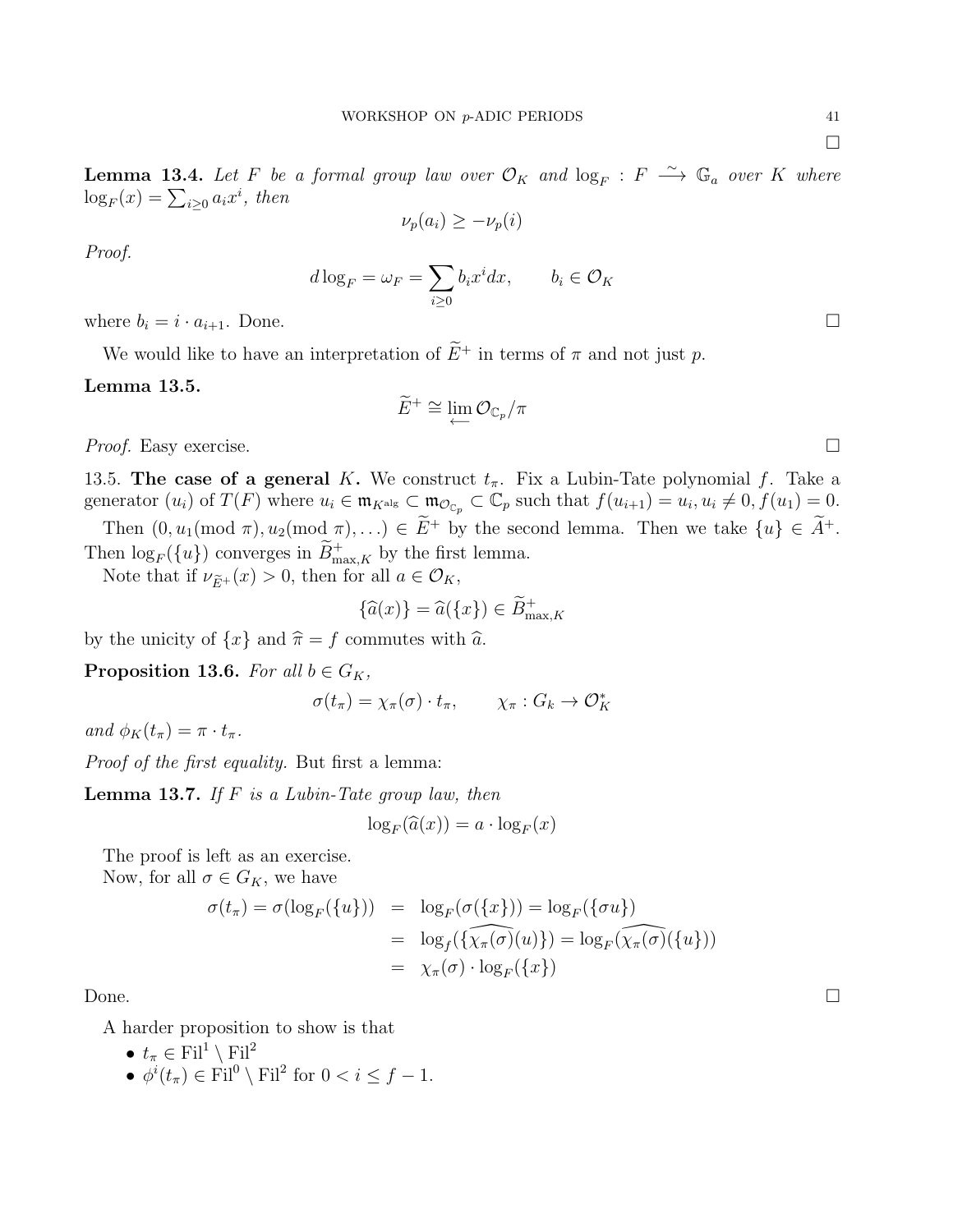□

**Lemma 13.4.** *Let $F$ be a formal group law over $\mathcal{O}_K$ and $\log_F : F \xrightarrow{\sim} \mathbb{G}_a$ over $K$ where $\log_F(x) = \sum_{i \geq 0} a_i x^i$, then*

$$\nu_p(a_i) \geq -\nu_p(i)$$

*Proof.*

$$d \log_F = \omega_F = \sum_{i \geq 0} b_i x^i dx, \qquad b_i \in \mathcal{O}_K$$

where $b_i = i \cdot a_{i+1}$. Done. □

We would like to have an interpretation of $\widetilde{E}^+$ in terms of $\pi$ and not just $p$.

**Lemma 13.5.**

$$\widetilde{E}^+ \cong \varprojlim \mathcal{O}_{\mathbb{C}_p}/\pi$$

*Proof.* Easy exercise. □

13.5. **The case of a general $K$.** We construct $t_\pi$. Fix a Lubin-Tate polynomial $f$. Take a generator $(u_i)$ of $T(F)$ where $u_i \in \mathfrak{m}_{K^{\mathrm{alg}}} \subset \mathfrak{m}_{\mathcal{O}_{\mathbb{C}_p}} \subset \mathbb{C}_p$ such that $f(u_{i+1}) = u_i, u_i \neq 0, f(u_1) = 0$.

Then $(0, u_1 (\text{mod } \pi), u_2 (\text{mod } \pi), \ldots) \in \widetilde{E}^+$ by the second lemma. Then we take $\{u\} \in \widetilde{A}^+$. Then $\log_F(\{u\})$ converges in $\widetilde{B}^+_{\max,K}$ by the first lemma.

Note that if $\nu_{\widetilde{E}^+}(x) > 0$, then for all $a \in \mathcal{O}_K$,

$$\{\widehat{a}(x)\} = \widehat{a}(\{x\}) \in \widetilde{B}^+_{\max,K}$$

by the unicity of $\{x\}$ and $\widehat{\pi} = f$ commutes with $\widehat{a}$.

**Proposition 13.6.** *For all $b \in G_K$,*

$$\sigma(t_\pi) = \chi_\pi(\sigma) \cdot t_\pi, \qquad \chi_\pi : G_k \to \mathcal{O}_K^*$$

*and $\phi_K(t_\pi) = \pi \cdot t_\pi$.*

*Proof of the first equality.* But first a lemma:

**Lemma 13.7.** *If $F$ is a Lubin-Tate group law, then*

$$\log_F(\widehat{a}(x)) = a \cdot \log_F(x)$$

The proof is left as an exercise.

Now, for all $\sigma \in G_K$, we have

$$\begin{aligned}
\sigma(t_\pi) = \sigma(\log_F(\{u\})) &= \log_F(\sigma(\{x\})) = \log_F(\{\sigma u\}) \\
&= \log_f(\{\widehat{\chi_\pi(\sigma)}(u)\}) = \log_F(\widehat{\chi_\pi(\sigma)}(\{u\})) \\
&= \chi_\pi(\sigma) \cdot \log_F(\{x\})
\end{aligned}$$

Done. □

A harder proposition to show is that

- $t_\pi \in \mathrm{Fil}^1 \setminus \mathrm{Fil}^2$
- $\phi^i(t_\pi) \in \mathrm{Fil}^0 \setminus \mathrm{Fil}^2$ for $0 < i \leq f - 1$.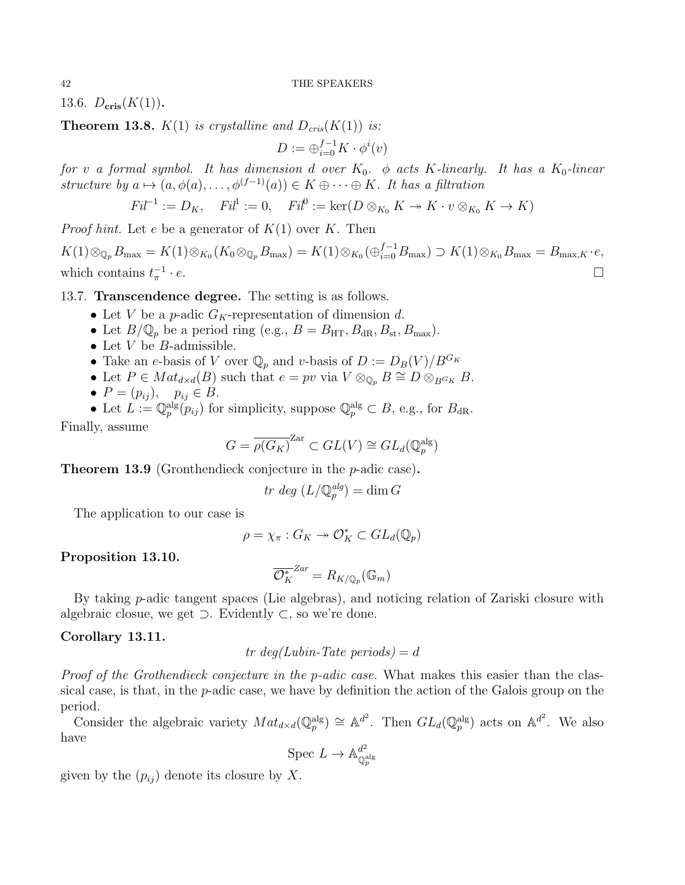### 13.6. $D_{\mathbf{cris}}(K(1))$.

**Theorem 13.8.** *$K(1)$ is crystalline and $D_{cris}(K(1))$ is:*

$$D := \oplus_{i=0}^{f-1} K \cdot \phi^i(v)$$

*for $v$ a formal symbol. It has dimension $d$ over $K_0$. $\phi$ acts $K$-linearly. It has a $K_0$-linear structure by $a \mapsto (a, \phi(a), \ldots, \phi^{(f-1)}(a)) \in K \oplus \cdots \oplus K$. It has a filtration*

$$Fil^{-1} := D_K, \quad Fil^1 := 0, \quad Fil^0 := \ker(D \otimes_{K_0} K \twoheadrightarrow K \cdot v \otimes_{K_0} K \to K)$$

*Proof hint.* Let $e$ be a generator of $K(1)$ over $K$. Then

$K(1) \otimes_{\mathbb{Q}_p} B_{\max} = K(1) \otimes_{K_0} (K_0 \otimes_{\mathbb{Q}_p} B_{\max}) = K(1) \otimes_{K_0} (\oplus_{i=0}^{f-1} B_{\max}) \supset K(1) \otimes_{K_0} B_{\max} = B_{\max,K} \cdot e$, which contains $t_\pi^{-1} \cdot e$. $\square$

### 13.7. Transcendence degree.

The setting is as follows.

- Let $V$ be a $p$-adic $G_K$-representation of dimension $d$.
- Let $B/\mathbb{Q}_p$ be a period ring (e.g., $B = B_{\mathrm{HT}}, B_{\mathrm{dR}}, B_{\mathrm{st}}, B_{\max}$).
- Let $V$ be $B$-admissible.
- Take an $e$-basis of $V$ over $\mathbb{Q}_p$ and $v$-basis of $D := D_B(V)/B^{G_K}$
- Let $P \in Mat_{d\times d}(B)$ such that $e = pv$ via $V \otimes_{\mathbb{Q}_p} B \cong D \otimes_{B^{G_K}} B$.
- $P = (p_{ij}), \quad p_{ij} \in B$.
- Let $L := \mathbb{Q}_p^{\mathrm{alg}}(p_{ij})$ for simplicity, suppose $\mathbb{Q}_p^{\mathrm{alg}} \subset B$, e.g., for $B_{\mathrm{dR}}$.

Finally, assume

$$G = \overline{\rho(G_K)}^{\mathrm{Zar}} \subset GL(V) \cong GL_d(\mathbb{Q}_p^{\mathrm{alg}})$$

**Theorem 13.9** (Gronthendieck conjecture in the $p$-adic case)**.**

$$tr\ deg\ (L/\mathbb{Q}_p^{alg}) = \dim G$$

The application to our case is

$$\rho = \chi_\pi : G_K \twoheadrightarrow \mathcal{O}_K^* \subset GL_d(\mathbb{Q}_p)$$

**Proposition 13.10.**

$$\overline{\mathcal{O}_K^*}^{Zar} = R_{K/\mathbb{Q}_p}(\mathbb{G}_m)$$

By taking $p$-adic tangent spaces (Lie algebras), and noticing relation of Zariski closure with algebraic closue, we get $\supset$. Evidently $\subset$, so we're done.

**Corollary 13.11.**

$$tr\ deg(\text{Lubin-Tate periods}) = d$$

*Proof of the Grothendieck conjecture in the $p$-adic case.* What makes this easier than the classical case, is that, in the $p$-adic case, we have by definition the action of the Galois group on the period.

Consider the algebraic variety $Mat_{d\times d}(\mathbb{Q}_p^{\mathrm{alg}}) \cong \mathbb{A}^{d^2}$. Then $GL_d(\mathbb{Q}_p^{\mathrm{alg}})$ acts on $\mathbb{A}^{d^2}$. We also have

$$\mathrm{Spec}\ L \to \mathbb{A}^{d^2}_{\mathbb{Q}_p^{\mathrm{alg}}}$$

given by the $(p_{ij})$ denote its closure by $X$.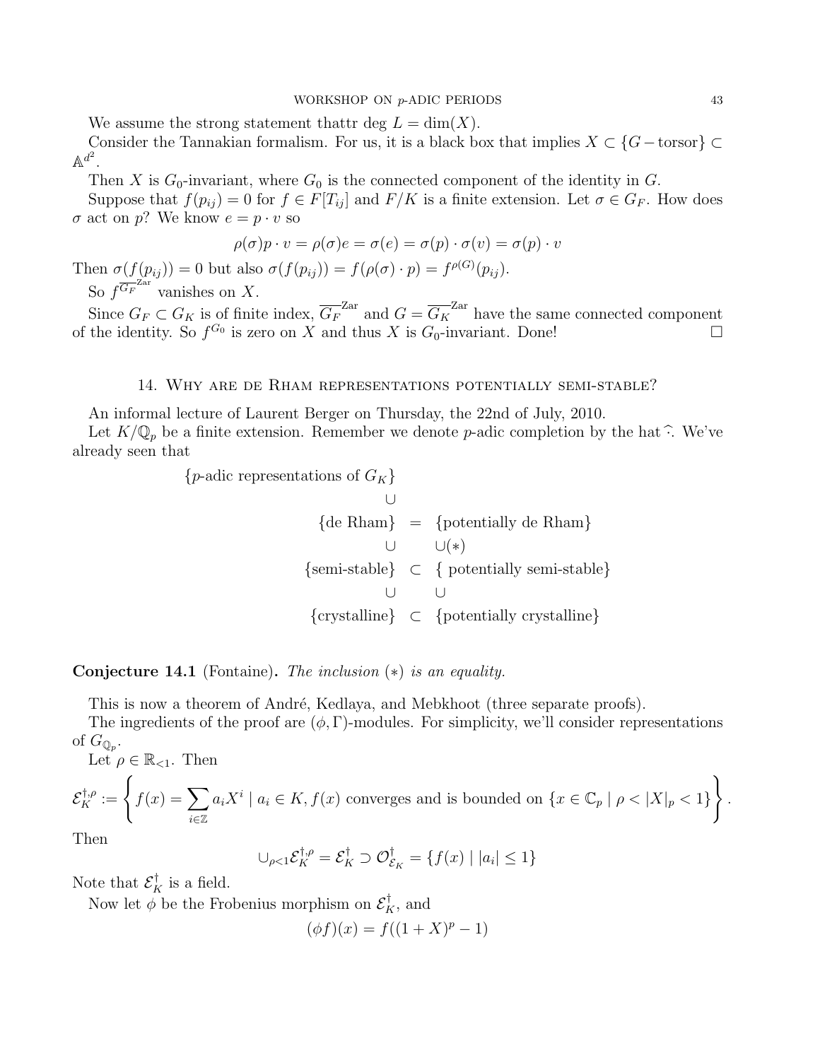We assume the strong statement thattr deg $L = \dim(X)$.

Consider the Tannakian formalism. For us, it is a black box that implies $X \subset \{G-\text{torsor}\} \subset \mathbb{A}^{d^2}$.

Then $X$ is $G_0$-invariant, where $G_0$ is the connected component of the identity in $G$.

Suppose that $f(p_{ij}) = 0$ for $f \in F[T_{ij}]$ and $F/K$ is a finite extension. Let $\sigma \in G_F$. How does $\sigma$ act on $p$? We know $e = p \cdot v$ so

$$\rho(\sigma)p \cdot v = \rho(\sigma)e = \sigma(e) = \sigma(p) \cdot \sigma(v) = \sigma(p) \cdot v$$

Then $\sigma(f(p_{ij})) = 0$ but also $\sigma(f(p_{ij})) = f(\rho(\sigma) \cdot p) = f^{\rho(G)}(p_{ij})$.

So $f^{\overline{G_F}^{\text{Zar}}}$ vanishes on $X$.

Since $G_F \subset G_K$ is of finite index, $\overline{G_F}^{\text{Zar}}$ and $G = \overline{G_K}^{\text{Zar}}$ have the same connected component of the identity. So $f^{G_0}$ is zero on $X$ and thus $X$ is $G_0$-invariant. Done! □

## 14. Why are de Rham representations potentially semi-stable?

An informal lecture of Laurent Berger on Thursday, the 22nd of July, 2010.

Let $K/\mathbb{Q}_p$ be a finite extension. Remember we denote $p$-adic completion by the hat $\widehat{\cdot}$. We've already seen that

$$\begin{array}{ccc}
\{p\text{-adic representations of } G_K\} & & \\
\cup & & \\
\{\text{de Rham}\} & = & \{\text{potentially de Rham}\} \\
\cup & & \cup(*) \\
\{\text{semi-stable}\} & \subset & \{\text{ potentially semi-stable}\} \\
\cup & & \cup \\
\{\text{crystalline}\} & \subset & \{\text{potentially crystalline}\}
\end{array}$$

**Conjecture 14.1** (Fontaine)**.** *The inclusion* $(*)$ *is an equality.*

This is now a theorem of André, Kedlaya, and Mebkhoot (three separate proofs).

The ingredients of the proof are $(\phi, \Gamma)$-modules. For simplicity, we'll consider representations of $G_{\mathbb{Q}_p}$.

Let $\rho \in \mathbb{R}_{<1}$. Then

$$\mathcal{E}_K^{\dagger,\rho} := \left\{ f(x) = \sum_{i \in \mathbb{Z}} a_i X^i \mid a_i \in K, f(x) \text{ converges and is bounded on } \{x \in \mathbb{C}_p \mid \rho < |X|_p < 1\} \right\}.$$

Then

$$\cup_{\rho<1} \mathcal{E}_K^{\dagger,\rho} = \mathcal{E}_K^\dagger \supset \mathcal{O}_{\mathcal{E}_K}^\dagger = \{f(x) \mid |a_i| \leq 1\}$$

Note that $\mathcal{E}_K^\dagger$ is a field.

Now let $\phi$ be the Frobenius morphism on $\mathcal{E}_K^\dagger$, and

$$(\phi f)(x) = f((1+X)^p - 1)$$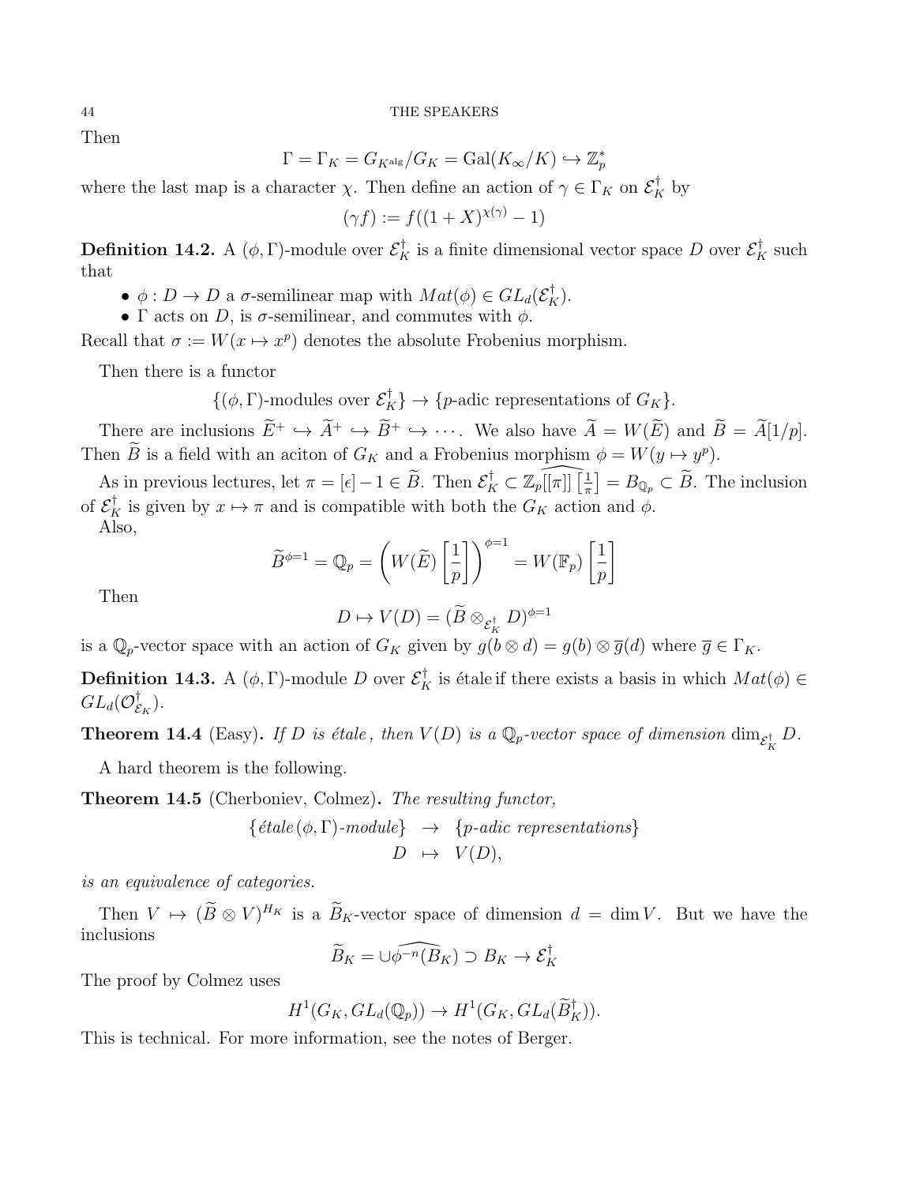Then

$$\Gamma = \Gamma_K = G_{K^{\mathrm{alg}}}/G_K = \mathrm{Gal}(K_\infty/K) \hookrightarrow \mathbb{Z}_p^*$$

where the last map is a character $\chi$. Then define an action of $\gamma \in \Gamma_K$ on $\mathcal{E}_K^\dagger$ by

$$(\gamma f) := f((1+X)^{\chi(\gamma)} - 1)$$

**Definition 14.2.** A $(\phi, \Gamma)$-module over $\mathcal{E}_K^\dagger$ is a finite dimensional vector space $D$ over $\mathcal{E}_K^\dagger$ such that

- $\phi : D \to D$ a $\sigma$-semilinear map with $Mat(\phi) \in GL_d(\mathcal{E}_K^\dagger)$.
- $\Gamma$ acts on $D$, is $\sigma$-semilinear, and commutes with $\phi$.

Recall that $\sigma := W(x \mapsto x^p)$ denotes the absolute Frobenius morphism.

Then there is a functor

$$\{(\phi, \Gamma)\text{-modules over } \mathcal{E}_K^\dagger\} \to \{p\text{-adic representations of } G_K\}.$$

There are inclusions $\widetilde{E}^+ \hookrightarrow \widetilde{A}^+ \hookrightarrow \widetilde{B}^+ \hookrightarrow \cdots$. We also have $\widetilde{A} = W(\widetilde{E})$ and $\widetilde{B} = \widetilde{A}[1/p]$. Then $\widetilde{B}$ is a field with an aciton of $G_K$ and a Frobenius morphism $\phi = W(y \mapsto y^p)$.

As in previous lectures, let $\pi = [\epsilon] - 1 \in \widetilde{B}$. Then $\mathcal{E}_K^\dagger \subset \widehat{\mathbb{Z}_p[[\pi]]}\left[\frac{1}{\pi}\right] = B_{\mathbb{Q}_p} \subset \widetilde{B}$. The inclusion of $\mathcal{E}_K^\dagger$ is given by $x \mapsto \pi$ and is compatible with both the $G_K$ action and $\phi$.

Also,

$$\widetilde{B}^{\phi=1} = \mathbb{Q}_p = \left(W(\widetilde{E})\left[\frac{1}{p}\right]\right)^{\phi=1} = W(\mathbb{F}_p)\left[\frac{1}{p}\right]$$

Then

$$D \mapsto V(D) = (\widetilde{B} \otimes_{\mathcal{E}_K^\dagger} D)^{\phi=1}$$

is a $\mathbb{Q}_p$-vector space with an action of $G_K$ given by $g(b \otimes d) = g(b) \otimes \overline{g}(d)$ where $\overline{g} \in \Gamma_K$.

**Definition 14.3.** A $(\phi, \Gamma)$-module $D$ over $\mathcal{E}_K^\dagger$ is étale if there exists a basis in which $Mat(\phi) \in GL_d(\mathcal{O}_{\mathcal{E}_K}^\dagger)$.

**Theorem 14.4** (Easy). *If $D$ is étale, then $V(D)$ is a $\mathbb{Q}_p$-vector space of dimension $\dim_{\mathcal{E}_K^\dagger} D$.*

A hard theorem is the following.

**Theorem 14.5** (Cherboniev, Colmez). *The resulting functor,*

$$\begin{aligned} \{\text{étale}\,(\phi,\Gamma)\text{-module}\} &\to \{p\text{-adic representations}\} \\ D &\mapsto V(D), \end{aligned}$$

*is an equivalence of categories.*

Then $V \mapsto (\widetilde{B} \otimes V)^{H_K}$ is a $\widetilde{B}_K$-vector space of dimension $d = \dim V$. But we have the inclusions

$$\widetilde{B}_K = \widehat{\cup \phi^{-n}(B_K)} \supset B_K \to \mathcal{E}_K^\dagger$$

The proof by Colmez uses

$$H^1(G_K, GL_d(\mathbb{Q}_p)) \to H^1(G_K, GL_d(\widetilde{B}_K^\dagger)).$$

This is technical. For more information, see the notes of Berger.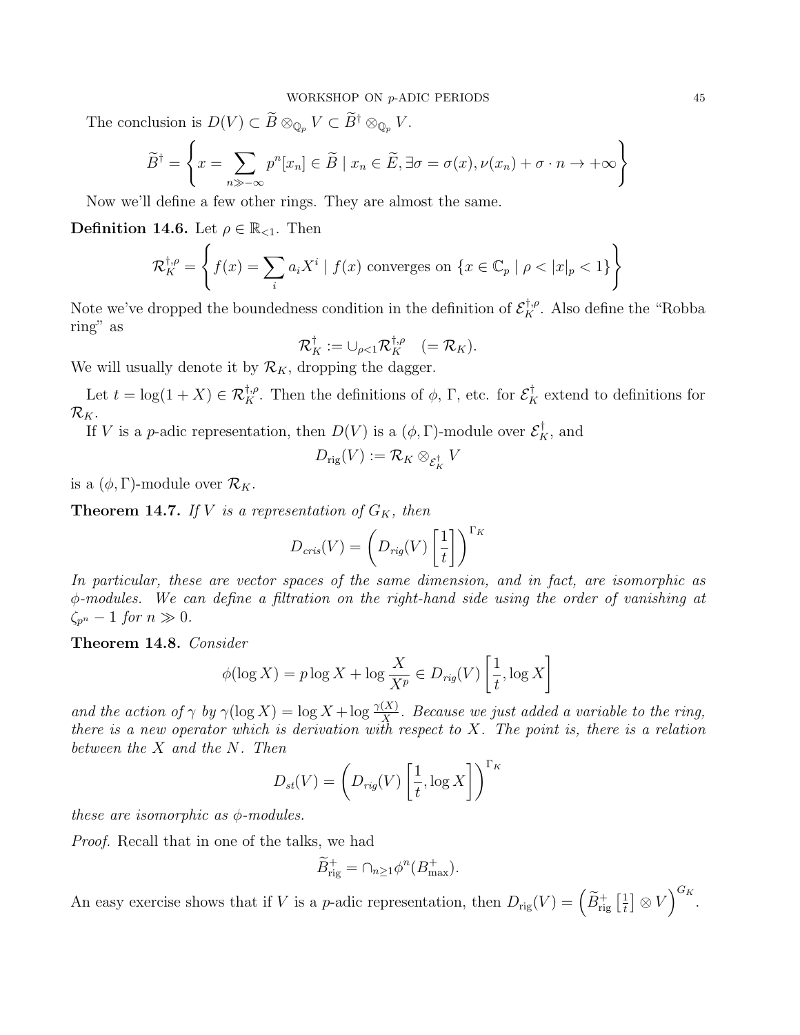The conclusion is $D(V) \subset \widetilde{B} \otimes_{\mathbb{Q}_p} V \subset \widetilde{B}^\dagger \otimes_{\mathbb{Q}_p} V$.

$$\widetilde{B}^\dagger = \left\{ x = \sum_{n \gg -\infty} p^n [x_n] \in \widetilde{B} \mid x_n \in \widetilde{E}, \exists \sigma = \sigma(x), \nu(x_n) + \sigma \cdot n \to +\infty \right\}$$

Now we'll define a few other rings. They are almost the same.

**Definition 14.6.** Let $\rho \in \mathbb{R}_{<1}$. Then

$$\mathcal{R}_K^{\dagger,\rho} = \left\{ f(x) = \sum_i a_i X^i \mid f(x) \text{ converges on } \{x \in \mathbb{C}_p \mid \rho < |x|_p < 1\} \right\}$$

Note we've dropped the boundedness condition in the definition of $\mathcal{E}_K^{\dagger,\rho}$. Also define the "Robba ring" as

$$\mathcal{R}_K^\dagger := \cup_{\rho<1} \mathcal{R}_K^{\dagger,\rho} \quad (= \mathcal{R}_K).$$

We will usually denote it by $\mathcal{R}_K$, dropping the dagger.

Let $t = \log(1+X) \in \mathcal{R}_K^{\dagger,\rho}$. Then the definitions of $\phi$, $\Gamma$, etc. for $\mathcal{E}_K^\dagger$ extend to definitions for $\mathcal{R}_K$.

If $V$ is a $p$-adic representation, then $D(V)$ is a $(\phi, \Gamma)$-module over $\mathcal{E}_K^\dagger$, and

$$D_{\text{rig}}(V) := \mathcal{R}_K \otimes_{\mathcal{E}_K^\dagger} V$$

is a $(\phi, \Gamma)$-module over $\mathcal{R}_K$.

**Theorem 14.7.** *If $V$ is a representation of $G_K$, then*

$$D_{cris}(V) = \left( D_{rig}(V) \left[ \frac{1}{t} \right] \right)^{\Gamma_K}$$

*In particular, these are vector spaces of the same dimension, and in fact, are isomorphic as $\phi$-modules. We can define a filtration on the right-hand side using the order of vanishing at $\zeta_{p^n} - 1$ for $n \gg 0$.*

**Theorem 14.8.** *Consider*

$$\phi(\log X) = p \log X + \log \frac{X}{X^p} \in D_{rig}(V) \left[ \frac{1}{t}, \log X \right]$$

*and the action of $\gamma$ by $\gamma(\log X) = \log X + \log \frac{\gamma(X)}{X}$. Because we just added a variable to the ring, there is a new operator which is derivation with respect to $X$. The point is, there is a relation between the $X$ and the $N$. Then*

$$D_{st}(V) = \left( D_{rig}(V) \left[ \frac{1}{t}, \log X \right] \right)^{\Gamma_K}$$

*these are isomorphic as $\phi$-modules.*

*Proof.* Recall that in one of the talks, we had

$$\widetilde{B}^+_{\text{rig}} = \cap_{n \geq 1} \phi^n(B^+_{\max}).$$

An easy exercise shows that if $V$ is a $p$-adic representation, then $D_{\text{rig}}(V) = \left( \widetilde{B}^+_{\text{rig}} \left[ \frac{1}{t} \right] \otimes V \right)^{G_K}$.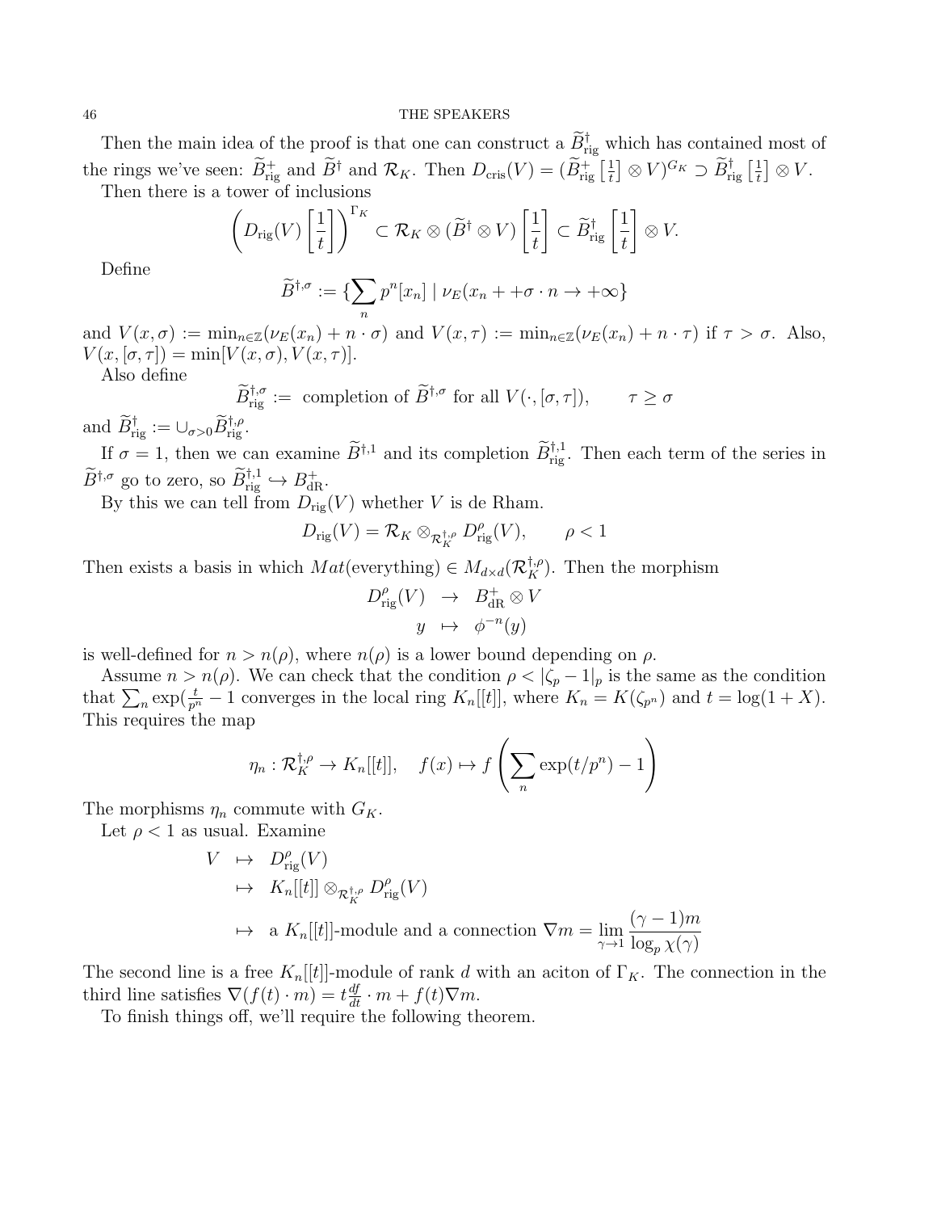Then the main idea of the proof is that one can construct a $\widetilde{B}^{\dagger}_{\rm rig}$ which has contained most of the rings we've seen: $\widetilde{B}^{+}_{\rm rig}$ and $\widetilde{B}^{\dagger}$ and $\mathcal{R}_K$. Then $D_{\rm cris}(V) = (\widetilde{B}^{+}_{\rm rig}\left[\frac{1}{t}\right] \otimes V)^{G_K} \supset \widetilde{B}^{\dagger}_{\rm rig}\left[\frac{1}{t}\right] \otimes V$.

Then there is a tower of inclusions

$$\left(D_{\rm rig}(V)\left[\frac{1}{t}\right]\right)^{\Gamma_K} \subset \mathcal{R}_K \otimes (\widetilde{B}^{\dagger} \otimes V)\left[\frac{1}{t}\right] \subset \widetilde{B}^{\dagger}_{\rm rig}\left[\frac{1}{t}\right] \otimes V.$$

Define

$$\widetilde{B}^{\dagger,\sigma} := \{\sum_n p^n[x_n] \mid \nu_E(x_n + +\sigma \cdot n \to +\infty\}$$

and $V(x,\sigma) := \min_{n\in\mathbb{Z}}(\nu_E(x_n) + n\cdot\sigma)$ and $V(x,\tau) := \min_{n\in\mathbb{Z}}(\nu_E(x_n) + n\cdot\tau)$ if $\tau > \sigma$. Also, $V(x,[\sigma,\tau]) = \min[V(x,\sigma), V(x,\tau)]$.

Also define

$$\widetilde{B}^{\dagger,\sigma}_{\rm rig} := \text{ completion of } \widetilde{B}^{\dagger,\sigma} \text{ for all } V(\cdot,[\sigma,\tau]), \qquad \tau \geq \sigma$$

and $\widetilde{B}^{\dagger}_{\rm rig} := \cup_{\sigma>0}\widetilde{B}^{\dagger,\rho}_{\rm rig}$.

If $\sigma = 1$, then we can examine $\widetilde{B}^{\dagger,1}$ and its completion $\widetilde{B}^{\dagger,1}_{\rm rig}$. Then each term of the series in $\widetilde{B}^{\dagger,\sigma}$ go to zero, so $\widetilde{B}^{\dagger,1}_{\rm rig} \hookrightarrow B^{+}_{\rm dR}$.

By this we can tell from $D_{\rm rig}(V)$ whether $V$ is de Rham.

$$D_{\rm rig}(V) = \mathcal{R}_K \otimes_{\mathcal{R}^{\dagger,\rho}_K} D^{\rho}_{\rm rig}(V), \qquad \rho < 1$$

Then exists a basis in which $Mat(\text{everything}) \in M_{d\times d}(\mathcal{R}^{\dagger,\rho}_K)$. Then the morphism

$$\begin{array}{rcl} D^{\rho}_{\rm rig}(V) & \to & B^{+}_{\rm dR} \otimes V \\ y & \mapsto & \phi^{-n}(y) \end{array}$$

is well-defined for $n > n(\rho)$, where $n(\rho)$ is a lower bound depending on $\rho$.

Assume $n > n(\rho)$. We can check that the condition $\rho < |\zeta_p - 1|_p$ is the same as the condition that $\sum_n \exp(\frac{t}{p^n} - 1$ converges in the local ring $K_n[[t]]$, where $K_n = K(\zeta_{p^n})$ and $t = \log(1+X)$. This requires the map

$$\eta_n : \mathcal{R}^{\dagger,\rho}_K \to K_n[[t]], \quad f(x) \mapsto f\left(\sum_n \exp(t/p^n) - 1\right)$$

The morphisms $\eta_n$ commute with $G_K$.

Let $\rho < 1$ as usual. Examine

$$\begin{array}{rcl} V & \mapsto & D^{\rho}_{\rm rig}(V) \\ & \mapsto & K_n[[t]] \otimes_{\mathcal{R}^{\dagger,\rho}_K} D^{\rho}_{\rm rig}(V) \\ & \mapsto & \text{a } K_n[[t]]\text{-module and a connection } \nabla m = \displaystyle\lim_{\gamma\to 1} \frac{(\gamma-1)m}{\log_p \chi(\gamma)} \end{array}$$

The second line is a free $K_n[[t]]$-module of rank $d$ with an aciton of $\Gamma_K$. The connection in the third line satisfies $\nabla(f(t)\cdot m) = t\frac{df}{dt}\cdot m + f(t)\nabla m$.

To finish things off, we'll require the following theorem.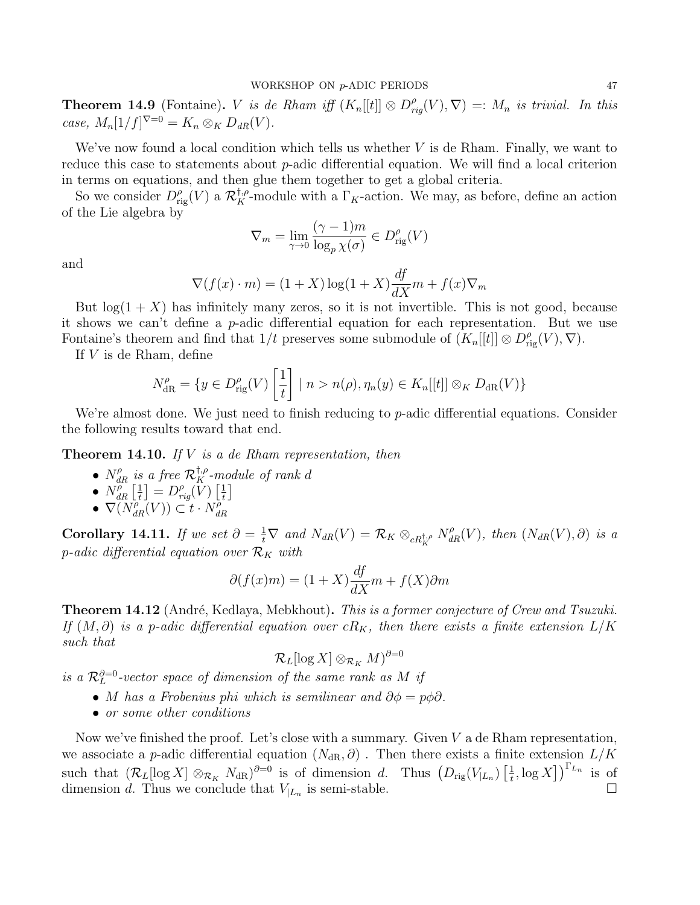**Theorem 14.9** (Fontaine)**.** *$V$ is de Rham iff $(K_n[[t]] \otimes D^{\rho}_{rig}(V), \nabla) =: M_n$ is trivial. In this case, $M_n[1/f]^{\nabla=0} = K_n \otimes_K D_{dR}(V)$.*

We've now found a local condition which tells us whether $V$ is de Rham. Finally, we want to reduce this case to statements about $p$-adic differential equation. We will find a local criterion in terms on equations, and then glue them together to get a global criteria.

So we consider $D^{\rho}_{\mathrm{rig}}(V)$ a $\mathcal{R}^{\dagger,\rho}_K$-module with a $\Gamma_K$-action. We may, as before, define an action of the Lie algebra by

$$\nabla_m = \lim_{\gamma \to 0} \frac{(\gamma - 1)m}{\log_p \chi(\sigma)} \in D^{\rho}_{\mathrm{rig}}(V)$$

and

$$\nabla(f(x) \cdot m) = (1+X)\log(1+X)\frac{df}{dX}m + f(x)\nabla_m$$

But $\log(1+X)$ has infinitely many zeros, so it is not invertible. This is not good, because it shows we can't define a $p$-adic differential equation for each representation. But we use Fontaine's theorem and find that $1/t$ preserves some submodule of $(K_n[[t]] \otimes D^{\rho}_{\mathrm{rig}}(V), \nabla)$.

If $V$ is de Rham, define

$$N^{\rho}_{\mathrm{dR}} = \{y \in D^{\rho}_{\mathrm{rig}}(V)\left[\frac{1}{t}\right] \mid n > n(\rho), \eta_n(y) \in K_n[[t]] \otimes_K D_{\mathrm{dR}}(V)\}$$

We're almost done. We just need to finish reducing to $p$-adic differential equations. Consider the following results toward that end.

**Theorem 14.10.** *If $V$ is a de Rham representation, then*

- *$N^{\rho}_{dR}$ is a free $\mathcal{R}^{\dagger,\rho}_K$-module of rank $d$*
- *$N^{\rho}_{dR}\left[\frac{1}{t}\right] = D^{\rho}_{rig}(V)\left[\frac{1}{t}\right]$*
- *$\nabla(N^{\rho}_{dR}(V)) \subset t \cdot N^{\rho}_{dR}$*

**Corollary 14.11.** *If we set $\partial = \frac{1}{t}\nabla$ and $N_{dR}(V) = \mathcal{R}_K \otimes_{c\mathcal{R}^{\dagger,\rho}_K} N^{\rho}_{dR}(V)$, then $(N_{dR}(V), \partial)$ is a $p$-adic differential equation over $\mathcal{R}_K$ with*

$$\partial(f(x)m) = (1+X)\frac{df}{dX}m + f(X)\partial m$$

**Theorem 14.12** (André, Kedlaya, Mebkhout)**.** *This is a former conjecture of Crew and Tsuzuki. If $(M, \partial)$ is a $p$-adic differential equation over $cR_K$, then there exists a finite extension $L/K$ such that*

$$\mathcal{R}_L[\log X] \otimes_{\mathcal{R}_K} M)^{\partial=0}$$

*is a $\mathcal{R}^{\partial=0}_L$-vector space of dimension of the same rank as $M$ if*

- *$M$ has a Frobenius phi which is semilinear and $\partial\phi = p\phi\partial$.*
- *or some other conditions*

Now we've finished the proof. Let's close with a summary. Given $V$ a de Rham representation, we associate a $p$-adic differential equation $(N_{\mathrm{dR}}, \partial)$ . Then there exists a finite extension $L/K$ such that $(\mathcal{R}_L[\log X] \otimes_{\mathcal{R}_K} N_{\mathrm{dR}})^{\partial=0}$ is of dimension $d$. Thus $\left(D_{\mathrm{rig}}(V_{|L_n})\left[\frac{1}{t}, \log X\right]\right)^{\Gamma_{L_n}}$ is of dimension $d$. Thus we conclude that $V_{|L_n}$ is semi-stable. □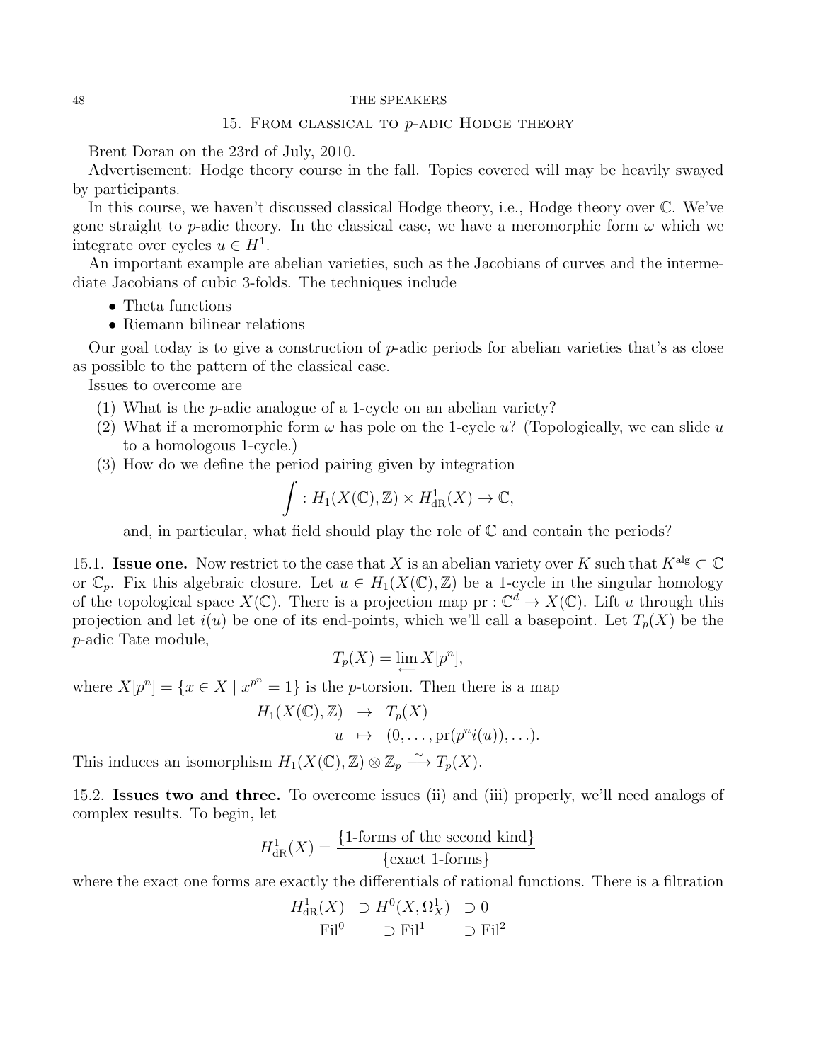## 15. From classical to $p$-adic Hodge theory

Brent Doran on the 23rd of July, 2010.

Advertisement: Hodge theory course in the fall. Topics covered will may be heavily swayed by participants.

In this course, we haven't discussed classical Hodge theory, i.e., Hodge theory over $\mathbb{C}$. We've gone straight to $p$-adic theory. In the classical case, we have a meromorphic form $\omega$ which we integrate over cycles $u \in H^1$.

An important example are abelian varieties, such as the Jacobians of curves and the intermediate Jacobians of cubic 3-folds. The techniques include

- Theta functions
- Riemann bilinear relations

Our goal today is to give a construction of $p$-adic periods for abelian varieties that's as close as possible to the pattern of the classical case.

Issues to overcome are

1. What is the $p$-adic analogue of a 1-cycle on an abelian variety?
2. What if a meromorphic form $\omega$ has pole on the 1-cycle $u$? (Topologically, we can slide $u$ to a homologous 1-cycle.)
3. How do we define the period pairing given by integration
$$\int : H_1(X(\mathbb{C}), \mathbb{Z}) \times H^1_{\mathrm{dR}}(X) \to \mathbb{C},$$
and, in particular, what field should play the role of $\mathbb{C}$ and contain the periods?

15.1. **Issue one.** Now restrict to the case that $X$ is an abelian variety over $K$ such that $K^{\mathrm{alg}} \subset \mathbb{C}$ or $\mathbb{C}_p$. Fix this algebraic closure. Let $u \in H_1(X(\mathbb{C}), \mathbb{Z})$ be a 1-cycle in the singular homology of the topological space $X(\mathbb{C})$. There is a projection map $\mathrm{pr} : \mathbb{C}^d \to X(\mathbb{C})$. Lift $u$ through this projection and let $i(u)$ be one of its end-points, which we'll call a basepoint. Let $T_p(X)$ be the $p$-adic Tate module,

$$T_p(X) = \varprojlim X[p^n],$$

where $X[p^n] = \{x \in X \mid x^{p^n} = 1\}$ is the $p$-torsion. Then there is a map

$$\begin{array}{rcl} H_1(X(\mathbb{C}), \mathbb{Z}) & \to & T_p(X) \\ u & \mapsto & (0, \ldots, \mathrm{pr}(p^n i(u)), \ldots). \end{array}$$

This induces an isomorphism $H_1(X(\mathbb{C}), \mathbb{Z}) \otimes \mathbb{Z}_p \xrightarrow{\sim} T_p(X)$.

15.2. **Issues two and three.** To overcome issues (ii) and (iii) properly, we'll need analogs of complex results. To begin, let

$$H^1_{\mathrm{dR}}(X) = \frac{\{\text{1-forms of the second kind}\}}{\{\text{exact 1-forms}\}}$$

where the exact one forms are exactly the differentials of rational functions. There is a filtration

$$\begin{array}{ccccc} H^1_{\mathrm{dR}}(X) & \supset & H^0(X, \Omega^1_X) & \supset & 0 \\ \mathrm{Fil}^0 & \supset & \mathrm{Fil}^1 & \supset & \mathrm{Fil}^2 \end{array}$$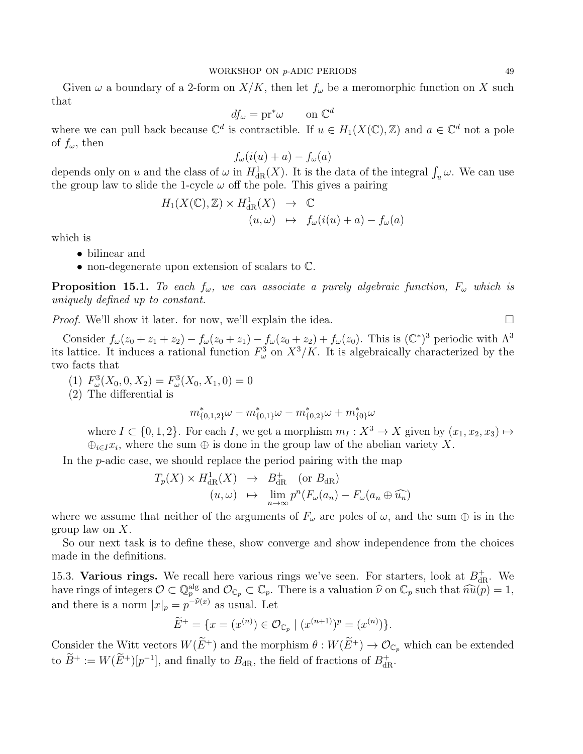Given $\omega$ a boundary of a 2-form on $X/K$, then let $f_\omega$ be a meromorphic function on $X$ such that

$$df_\omega = \mathrm{pr}^*\omega \qquad \text{on } \mathbb{C}^d$$

where we can pull back because $\mathbb{C}^d$ is contractible. If $u \in H_1(X(\mathbb{C}), \mathbb{Z})$ and $a \in \mathbb{C}^d$ not a pole of $f_\omega$, then

$$f_\omega(i(u) + a) - f_\omega(a)$$

depends only on $u$ and the class of $\omega$ in $H^1_{\mathrm{dR}}(X)$. It is the data of the integral $\int_u \omega$. We can use the group law to slide the 1-cycle $\omega$ off the pole. This gives a pairing

$$\begin{array}{rcl} H_1(X(\mathbb{C}), \mathbb{Z}) \times H^1_{\mathrm{dR}}(X) & \to & \mathbb{C} \\ (u, \omega) & \mapsto & f_\omega(i(u) + a) - f_\omega(a) \end{array}$$

which is

- bilinear and
- non-degenerate upon extension of scalars to $\mathbb{C}$.

**Proposition 15.1.** *To each $f_\omega$, we can associate a purely algebraic function, $F_\omega$ which is uniquely defined up to constant.*

*Proof.* We'll show it later. for now, we'll explain the idea. $\square$

Consider $f_\omega(z_0 + z_1 + z_2) - f_\omega(z_0 + z_1) - f_\omega(z_0 + z_2) + f_\omega(z_0)$. This is $(\mathbb{C}^*)^3$ periodic with $\Lambda^3$ its lattice. It induces a rational function $F^3_\omega$ on $X^3/K$. It is algebraically characterized by the two facts that

(1) $F^3_\omega(X_0, 0, X_2) = F^3_\omega(X_0, X_1, 0) = 0$
(2) The differential is

$$m^*_{\{0,1,2\}}\omega - m^*_{\{0,1\}}\omega - m^*_{\{0,2\}}\omega + m^*_{\{0\}}\omega$$

where $I \subset \{0, 1, 2\}$. For each $I$, we get a morphism $m_I : X^3 \to X$ given by $(x_1, x_2, x_3) \mapsto \oplus_{i \in I} x_i$, where the sum $\oplus$ is done in the group law of the abelian variety $X$.

In the $p$-adic case, we should replace the period pairing with the map

$$\begin{array}{rcl} T_p(X) \times H^1_{\mathrm{dR}}(X) & \to & B^+_{\mathrm{dR}} \quad (\text{or } B_{\mathrm{dR}}) \\ (u, \omega) & \mapsto & \lim_{n \to \infty} p^n(F_\omega(a_n) - F_\omega(a_n \oplus \widehat{u_n}) \end{array}$$

where we assume that neither of the arguments of $F_\omega$ are poles of $\omega$, and the sum $\oplus$ is in the group law on $X$.

So our next task is to define these, show converge and show independence from the choices made in the definitions.

15.3. **Various rings.** We recall here various rings we've seen. For starters, look at $B^+_{\mathrm{dR}}$. We have rings of integers $\mathcal{O} \subset \mathbb{Q}_p^{\mathrm{alg}}$ and $\mathcal{O}_{\mathbb{C}_p} \subset \mathbb{C}_p$. There is a valuation $\widehat{\nu}$ on $\mathbb{C}_p$ such that $\widehat{nu}(p) = 1$, and there is a norm $|x|_p = p^{-\widehat{\nu}(x)}$ as usual. Let

$$\widetilde{E}^+ = \{x = (x^{(n)}) \in \mathcal{O}_{\mathbb{C}_p} \mid (x^{(n+1)})^p = (x^{(n)})\}.$$

Consider the Witt vectors $W(\widetilde{E}^+)$ and the morphism $\theta : W(\widetilde{E}^+) \to \mathcal{O}_{\mathbb{C}_p}$ which can be extended to $\widetilde{B}^+ := W(\widetilde{E}^+)[p^{-1}]$, and finally to $B_{\mathrm{dR}}$, the field of fractions of $B^+_{\mathrm{dR}}$.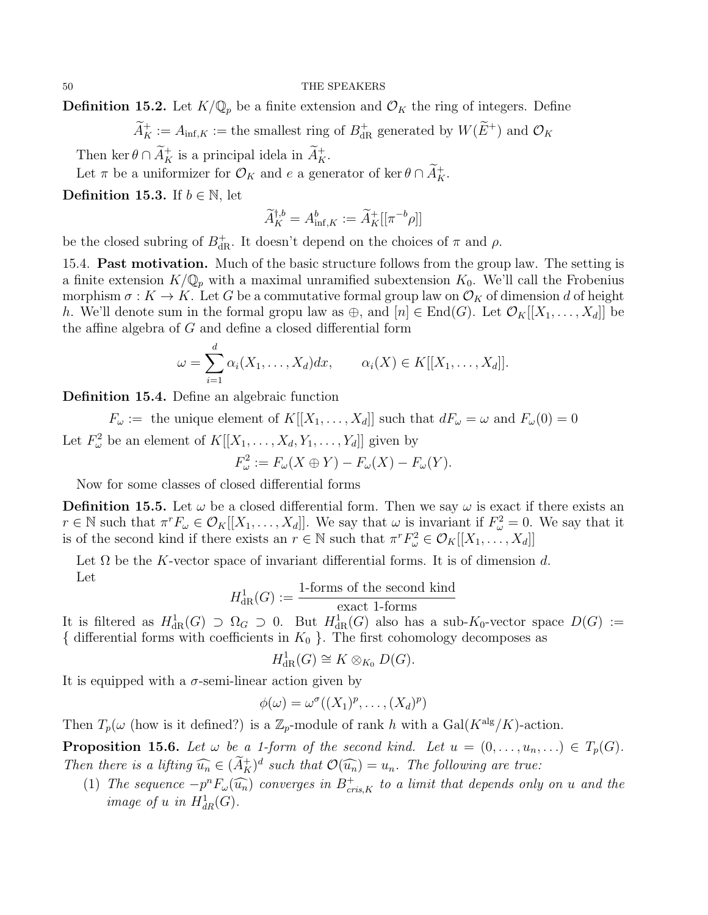**Definition 15.2.** Let $K/\mathbb{Q}_p$ be a finite extension and $\mathcal{O}_K$ the ring of integers. Define

$$\widetilde{A}_K^+ := A_{\mathrm{inf},K} := \text{the smallest ring of } B_{\mathrm{dR}}^+ \text{ generated by } W(\widetilde{E}^+) \text{ and } \mathcal{O}_K$$

Then $\ker\theta \cap \widetilde{A}_K^+$ is a principal idela in $\widetilde{A}_K^+$.

Let $\pi$ be a uniformizer for $\mathcal{O}_K$ and $e$ a generator of $\ker\theta \cap \widetilde{A}_K^+$.

**Definition 15.3.** If $b \in \mathbb{N}$, let

$$\widetilde{A}_K^{\dagger,b} = A_{\mathrm{inf},K}^b := \widetilde{A}_K^+[[\pi^{-b}\rho]]$$

be the closed subring of $B_{\mathrm{dR}}^+$. It doesn't depend on the choices of $\pi$ and $\rho$.

15.4. **Past motivation.** Much of the basic structure follows from the group law. The setting is a finite extension $K/\mathbb{Q}_p$ with a maximal unramified subextension $K_0$. We'll call the Frobenius morphism $\sigma : K \to K$. Let $G$ be a commutative formal group law on $\mathcal{O}_K$ of dimension $d$ of height $h$. We'll denote sum in the formal gropu law as $\oplus$, and $[n] \in \mathrm{End}(G)$. Let $\mathcal{O}_K[[X_1, \ldots, X_d]]$ be the affine algebra of $G$ and define a closed differential form

$$\omega = \sum_{i=1}^{d} \alpha_i(X_1, \ldots, X_d)dx, \qquad \alpha_i(X) \in K[[X_1, \ldots, X_d]].$$

**Definition 15.4.** Define an algebraic function

$$F_\omega := \text{ the unique element of } K[[X_1, \ldots, X_d]] \text{ such that } dF_\omega = \omega \text{ and } F_\omega(0) = 0$$

Let $F_\omega^2$ be an element of $K[[X_1, \ldots, X_d, Y_1, \ldots, Y_d]]$ given by

$$F_\omega^2 := F_\omega(X \oplus Y) - F_\omega(X) - F_\omega(Y).$$

Now for some classes of closed differential forms

**Definition 15.5.** Let $\omega$ be a closed differential form. Then we say $\omega$ is exact if there exists an $r \in \mathbb{N}$ such that $\pi^r F_\omega \in \mathcal{O}_K[[X_1, \ldots, X_d]]$. We say that $\omega$ is invariant if $F_\omega^2 = 0$. We say that it is of the second kind if there exists an $r \in \mathbb{N}$ such that $\pi^r F_\omega^2 \in \mathcal{O}_K[[X_1, \ldots, X_d]]$

Let $\Omega$ be the $K$-vector space of invariant differential forms. It is of dimension $d$.

Let

$$H^1_{\mathrm{dR}}(G) := \frac{\text{1-forms of the second kind}}{\text{exact 1-forms}}$$

It is filtered as $H^1_{\mathrm{dR}}(G) \supset \Omega_G \supset 0$. But $H^1_{\mathrm{dR}}(G)$ also has a sub-$K_0$-vector space $D(G) := \{$ differential forms with coefficients in $K_0$ $\}$. The first cohomology decomposes as

$$H^1_{\mathrm{dR}}(G) \cong K \otimes_{K_0} D(G).$$

It is equipped with a $\sigma$-semi-linear action given by

$$\phi(\omega) = \omega^\sigma((X_1)^p, \ldots, (X_d)^p)$$

Then $T_p(\omega$ (how is it defined?) is a $\mathbb{Z}_p$-module of rank $h$ with a $\mathrm{Gal}(K^{\mathrm{alg}}/K)$-action.

**Proposition 15.6.** *Let $\omega$ be a 1-form of the second kind. Let $u = (0, \ldots, u_n, \ldots) \in T_p(G)$. Then there is a lifting $\widehat{u_n} \in (\widetilde{A}_K^+)^d$ such that $\mathcal{O}(\widehat{u_n}) = u_n$. The following are true:*

1. *The sequence $-p^n F_\omega(\widehat{u_n})$ converges in $B^+_{cris,K}$ to a limit that depends only on $u$ and the image of $u$ in $H^1_{dR}(G)$.*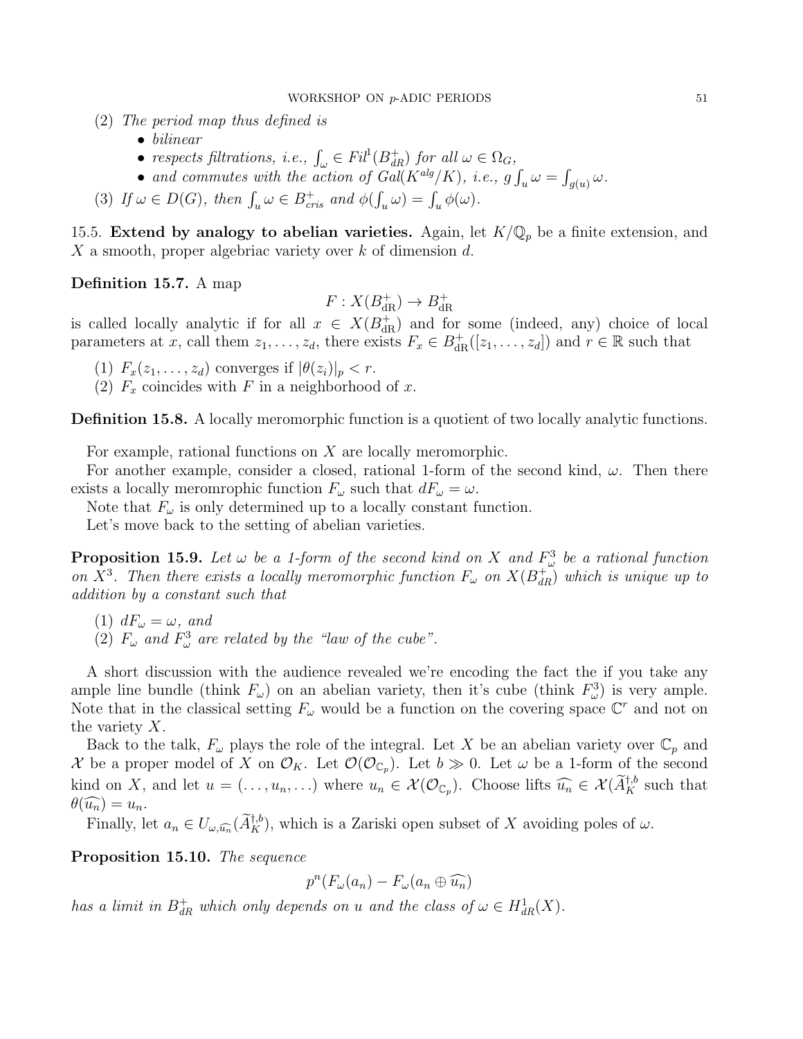(2) *The period map thus defined is*
   - *bilinear*
   - *respects filtrations, i.e.,* $\int_\omega \in Fil^1(B^+_{dR})$ *for all* $\omega \in \Omega_G$,
   - *and commutes with the action of* $Gal(K^{alg}/K)$*, i.e.,* $g\int_u \omega = \int_{g(u)} \omega$.

(3) *If* $\omega \in D(G)$*, then* $\int_u \omega \in B^+_{cris}$ *and* $\phi(\int_u \omega) = \int_u \phi(\omega)$.

15.5. **Extend by analogy to abelian varieties.** Again, let $K/\mathbb{Q}_p$ be a finite extension, and $X$ a smooth, proper algebriac variety over $k$ of dimension $d$.

**Definition 15.7.** A map

$$F : X(B^+_{\mathrm{dR}}) \to B^+_{\mathrm{dR}}$$

is called locally analytic if for all $x \in X(B^+_{\mathrm{dR}})$ and for some (indeed, any) choice of local parameters at $x$, call them $z_1, \ldots, z_d$, there exists $F_x \in B^+_{\mathrm{dR}}([z_1, \ldots, z_d])$ and $r \in \mathbb{R}$ such that

(1) $F_x(z_1, \ldots, z_d)$ converges if $|\theta(z_i)|_p < r$.
(2) $F_x$ coincides with $F$ in a neighborhood of $x$.

**Definition 15.8.** A locally meromorphic function is a quotient of two locally analytic functions.

For example, rational functions on $X$ are locally meromorphic.

For another example, consider a closed, rational 1-form of the second kind, $\omega$. Then there exists a locally meromrophic function $F_\omega$ such that $dF_\omega = \omega$.

Note that $F_\omega$ is only determined up to a locally constant function.

Let's move back to the setting of abelian varieties.

**Proposition 15.9.** *Let* $\omega$ *be a 1-form of the second kind on* $X$ *and* $F^3_\omega$ *be a rational function on* $X^3$*. Then there exists a locally meromorphic function* $F_\omega$ *on* $X(B^+_{dR})$ *which is unique up to addition by a constant such that*

(1) $dF_\omega = \omega$*, and*
(2) $F_\omega$ *and* $F^3_\omega$ *are related by the "law of the cube".*

A short discussion with the audience revealed we're encoding the fact the if you take any ample line bundle (think $F_\omega$) on an abelian variety, then it's cube (think $F^3_\omega$) is very ample. Note that in the classical setting $F_\omega$ would be a function on the covering space $\mathbb{C}^r$ and not on the variety $X$.

Back to the talk, $F_\omega$ plays the role of the integral. Let $X$ be an abelian variety over $\mathbb{C}_p$ and $\mathcal{X}$ be a proper model of $X$ on $\mathcal{O}_K$. Let $\mathcal{O}(\mathcal{O}_{\mathbb{C}_p})$. Let $b \gg 0$. Let $\omega$ be a 1-form of the second kind on $X$, and let $u = (\ldots, u_n, \ldots)$ where $u_n \in \mathcal{X}(\mathcal{O}_{\mathbb{C}_p})$. Choose lifts $\widehat{u_n} \in \mathcal{X}(\widetilde{A}^{\dagger,b}_K$ such that $\theta(\widehat{u_n}) = u_n$.

Finally, let $a_n \in U_{\omega,\widehat{u_n}}(\widetilde{A}^{\dagger,b}_K)$, which is a Zariski open subset of $X$ avoiding poles of $\omega$.

**Proposition 15.10.** *The sequence*

$$p^n(F_\omega(a_n) - F_\omega(a_n \oplus \widehat{u_n})$$

*has a limit in* $B^+_{dR}$ *which only depends on* $u$ *and the class of* $\omega \in H^1_{dR}(X)$.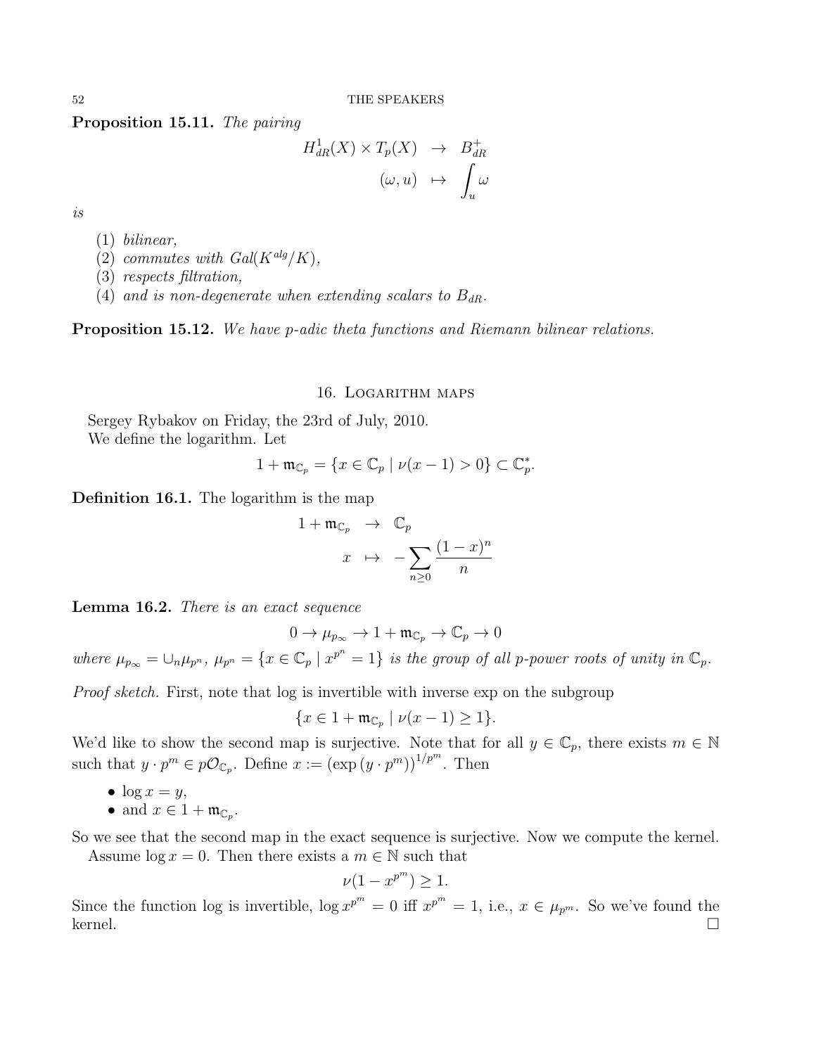**Proposition 15.11.** *The pairing*

$$\begin{array}{rcl} H^1_{dR}(X) \times T_p(X) & \to & B^+_{dR} \\ (\omega, u) & \mapsto & \displaystyle\int_u \omega \end{array}$$

*is*

1. *bilinear,*
2. *commutes with* $Gal(K^{alg}/K)$*,*
3. *respects filtration,*
4. *and is non-degenerate when extending scalars to* $B_{dR}$*.*

**Proposition 15.12.** *We have p-adic theta functions and Riemann bilinear relations.*

## 16. Logarithm maps

Sergey Rybakov on Friday, the 23rd of July, 2010.

We define the logarithm. Let

$$1 + \mathfrak{m}_{\mathbb{C}_p} = \{x \in \mathbb{C}_p \mid \nu(x-1) > 0\} \subset \mathbb{C}_p^*.$$

**Definition 16.1.** The logarithm is the map

$$\begin{array}{rcl} 1 + \mathfrak{m}_{\mathbb{C}_p} & \to & \mathbb{C}_p \\ x & \mapsto & -\displaystyle\sum_{n \geq 0} \frac{(1-x)^n}{n} \end{array}$$

**Lemma 16.2.** *There is an exact sequence*

$$0 \to \mu_{p_\infty} \to 1 + \mathfrak{m}_{\mathbb{C}_p} \to \mathbb{C}_p \to 0$$

*where* $\mu_{p_\infty} = \cup_n \mu_{p^n}$*,* $\mu_{p^n} = \{x \in \mathbb{C}_p \mid x^{p^n} = 1\}$ *is the group of all p-power roots of unity in* $\mathbb{C}_p$*.*

*Proof sketch.* First, note that log is invertible with inverse exp on the subgroup

$$\{x \in 1 + \mathfrak{m}_{\mathbb{C}_p} \mid \nu(x-1) \geq 1\}.$$

We'd like to show the second map is surjective. Note that for all $y \in \mathbb{C}_p$, there exists $m \in \mathbb{N}$ such that $y \cdot p^m \in p\mathcal{O}_{\mathbb{C}_p}$. Define $x := (\exp(y \cdot p^m))^{1/p^m}$. Then

- $\log x = y$,
- and $x \in 1 + \mathfrak{m}_{\mathbb{C}_p}$.

So we see that the second map in the exact sequence is surjective. Now we compute the kernel.

Assume $\log x = 0$. Then there exists a $m \in \mathbb{N}$ such that

$$\nu(1 - x^{p^m}) \geq 1.$$

Since the function log is invertible, $\log x^{p^m} = 0$ iff $x^{p^m} = 1$, i.e., $x \in \mu_{p^m}$. So we've found the kernel. □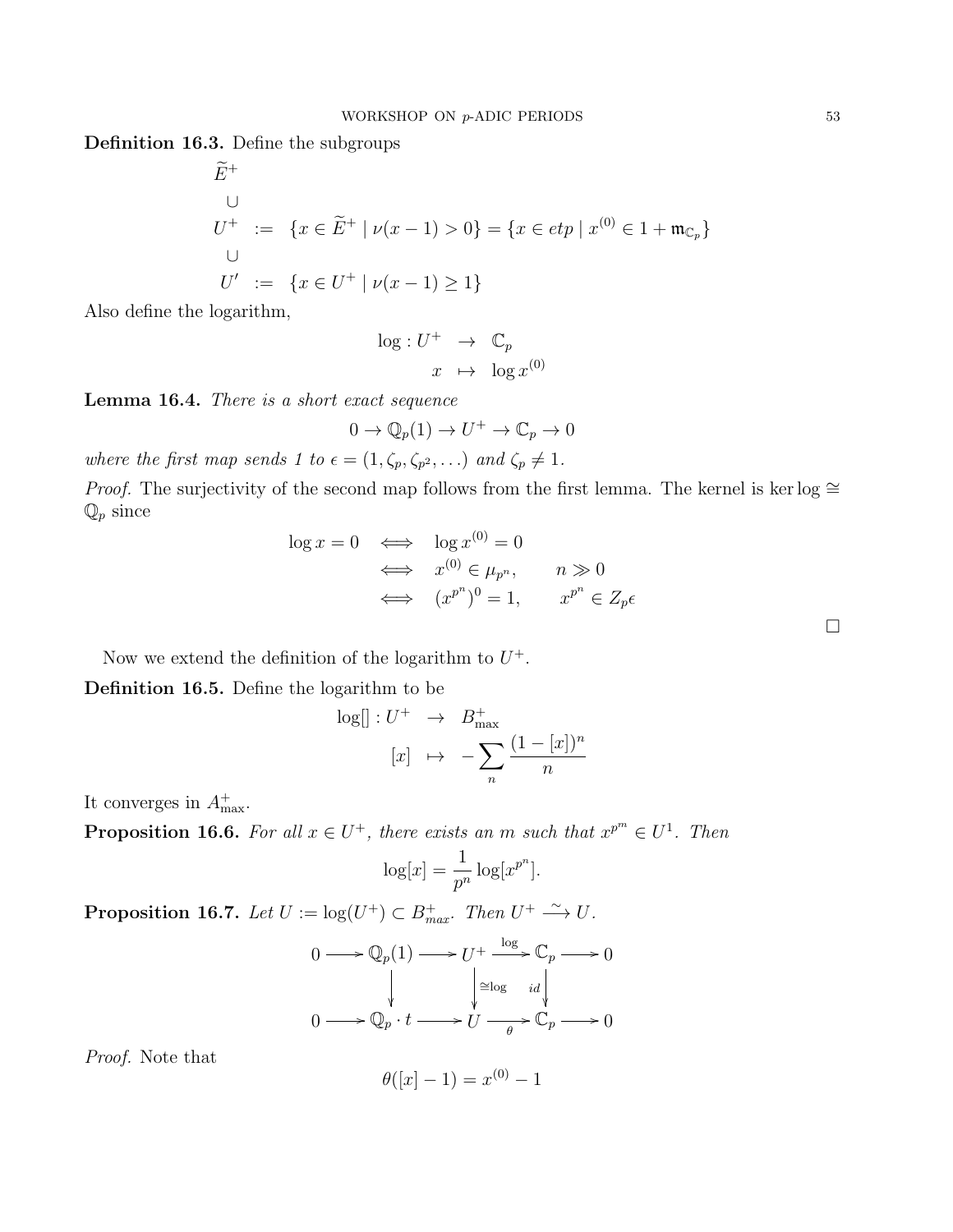**Definition 16.3.** Define the subgroups

$$
\begin{array}{rcl}
\widetilde{E}^+ & & \\
\cup & & \\
U^+ & := & \{x \in \widetilde{E}^+ \mid \nu(x-1) > 0\} = \{x \in etp \mid x^{(0)} \in 1 + \mathfrak{m}_{\mathbb{C}_p}\} \\
\cup & & \\
U' & := & \{x \in U^+ \mid \nu(x-1) \geq 1\}
\end{array}
$$

Also define the logarithm,

$$
\begin{array}{rcl}
\log : U^+ & \to & \mathbb{C}_p \\
x & \mapsto & \log x^{(0)}
\end{array}
$$

**Lemma 16.4.** *There is a short exact sequence*

$$0 \to \mathbb{Q}_p(1) \to U^+ \to \mathbb{C}_p \to 0$$

*where the first map sends 1 to $\epsilon = (1, \zeta_p, \zeta_{p^2}, \ldots)$ and $\zeta_p \neq 1$.*

*Proof.* The surjectivity of the second map follows from the first lemma. The kernel is $\ker \log \cong \mathbb{Q}_p$ since

$$
\begin{array}{rcl}
\log x = 0 & \iff & \log x^{(0)} = 0 \\
& \iff & x^{(0)} \in \mu_{p^n}, \qquad n \gg 0 \\
& \iff & (x^{p^n})^0 = 1, \qquad x^{p^n} \in Z_p \epsilon
\end{array}
$$

$\square$

Now we extend the definition of the logarithm to $U^+$.

**Definition 16.5.** Define the logarithm to be

$$
\begin{array}{rcl}
\log[] : U^+ & \to & B^+_{\max} \\
[x] & \mapsto & -\displaystyle\sum_n \frac{(1-[x])^n}{n}
\end{array}
$$

It converges in $A^+_{\max}$.

**Proposition 16.6.** *For all $x \in U^+$, there exists an $m$ such that $x^{p^m} \in U^1$. Then*

$$\log[x] = \frac{1}{p^n} \log[x^{p^n}].$$

**Proposition 16.7.** *Let $U := \log(U^+) \subset B^+_{max}$. Then $U^+ \xrightarrow{\sim} U$.*

$$
\begin{array}{ccccccccc}
0 & \longrightarrow & \mathbb{Q}_p(1) & \longrightarrow & U^+ & \xrightarrow{\log} & \mathbb{C}_p & \longrightarrow & 0 \\
& & \downarrow & & \downarrow \cong\log & & \downarrow id & & \\
0 & \longrightarrow & \mathbb{Q}_p \cdot t & \longrightarrow & U & \xrightarrow[\theta]{} & \mathbb{C}_p & \longrightarrow & 0
\end{array}
$$

*Proof.* Note that

$$\theta([x] - 1) = x^{(0)} - 1$$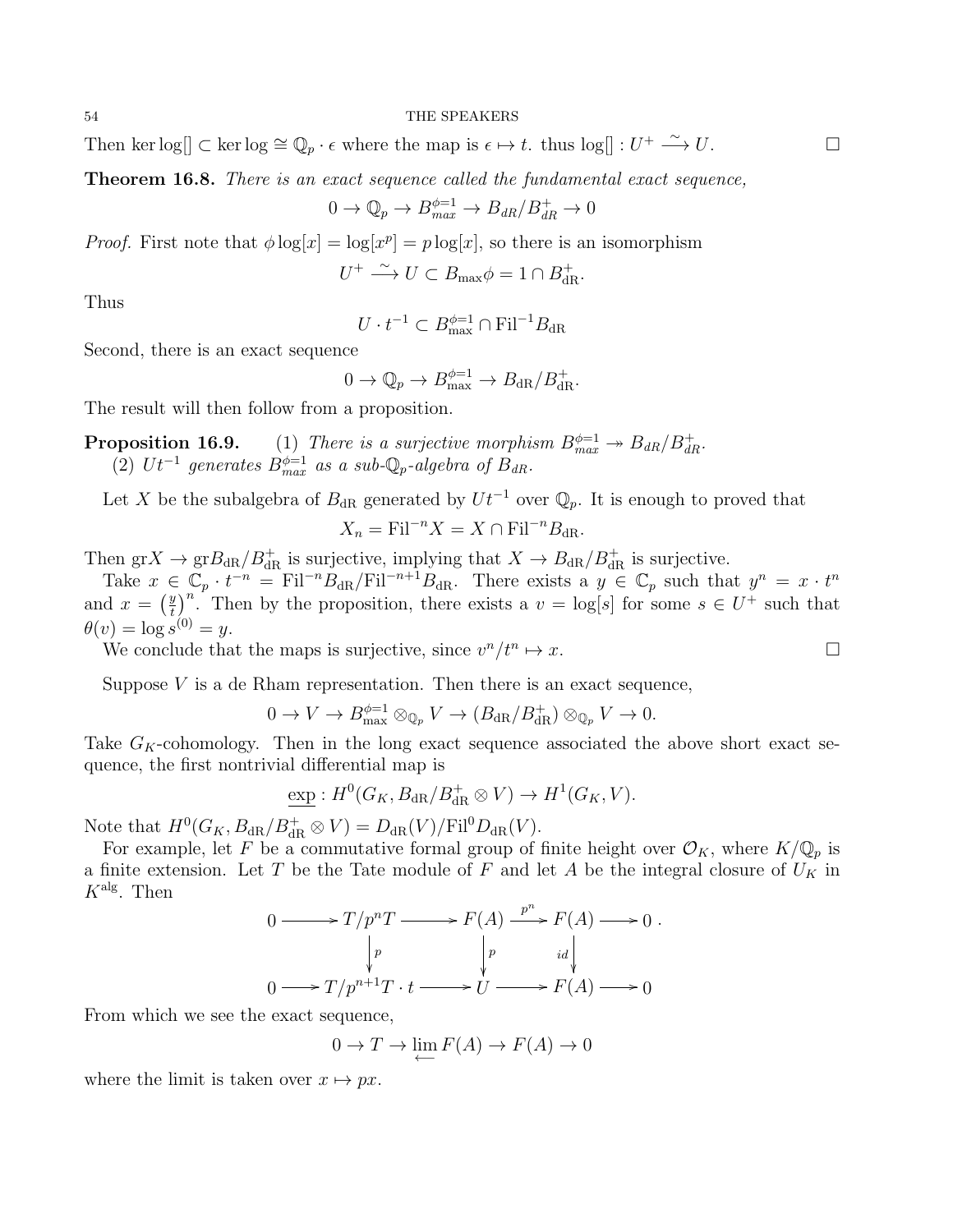Then $\ker \log[] \subset \ker \log \cong \mathbb{Q}_p \cdot \epsilon$ where the map is $\epsilon \mapsto t$. thus $\log[] : U^+ \xrightarrow{\sim} U$. $\square$

**Theorem 16.8.** *There is an exact sequence called the fundamental exact sequence,*

$$0 \to \mathbb{Q}_p \to B_{max}^{\phi=1} \to B_{dR}/B_{dR}^+ \to 0$$

*Proof.* First note that $\phi \log[x] = \log[x^p] = p \log[x]$, so there is an isomorphism

$$U^+ \xrightarrow{\sim} U \subset B_{\max}\phi = 1 \cap B_{\mathrm{dR}}^+.$$

Thus

$$U \cdot t^{-1} \subset B_{\max}^{\phi=1} \cap \mathrm{Fil}^{-1} B_{\mathrm{dR}}$$

Second, there is an exact sequence

$$0 \to \mathbb{Q}_p \to B_{\max}^{\phi=1} \to B_{\mathrm{dR}}/B_{\mathrm{dR}}^+.$$

The result will then follow from a proposition.

**Proposition 16.9.** (1) *There is a surjective morphism $B_{max}^{\phi=1} \twoheadrightarrow B_{dR}/B_{dR}^+$.*
(2) *$Ut^{-1}$ generates $B_{max}^{\phi=1}$ as a sub-$\mathbb{Q}_p$-algebra of $B_{dR}$.*

Let $X$ be the subalgebra of $B_{\mathrm{dR}}$ generated by $Ut^{-1}$ over $\mathbb{Q}_p$. It is enough to proved that

$$X_n = \mathrm{Fil}^{-n} X = X \cap \mathrm{Fil}^{-n} B_{\mathrm{dR}}.$$

Then $\mathrm{gr}X \to \mathrm{gr}B_{\mathrm{dR}}/B_{\mathrm{dR}}^+$ is surjective, implying that $X \to B_{\mathrm{dR}}/B_{\mathrm{dR}}^+$ is surjective.

Take $x \in \mathbb{C}_p \cdot t^{-n} = \mathrm{Fil}^{-n} B_{\mathrm{dR}}/\mathrm{Fil}^{-n+1} B_{\mathrm{dR}}$. There exists a $y \in \mathbb{C}_p$ such that $y^n = x \cdot t^n$ and $x = \left(\frac{y}{t}\right)^n$. Then by the proposition, there exists a $v = \log[s]$ for some $s \in U^+$ such that $\theta(v) = \log s^{(0)} = y$.

We conclude that the maps is surjective, since $v^n/t^n \mapsto x$. $\square$

Suppose $V$ is a de Rham representation. Then there is an exact sequence,

$$0 \to V \to B_{\max}^{\phi=1} \otimes_{\mathbb{Q}_p} V \to (B_{\mathrm{dR}}/B_{\mathrm{dR}}^+) \otimes_{\mathbb{Q}_p} V \to 0.$$

Take $G_K$-cohomology. Then in the long exact sequence associated the above short exact sequence, the first nontrivial differential map is

$$\underline{\exp} : H^0(G_K, B_{\mathrm{dR}}/B_{\mathrm{dR}}^+ \otimes V) \to H^1(G_K, V).$$

Note that $H^0(G_K, B_{\mathrm{dR}}/B_{\mathrm{dR}}^+ \otimes V) = D_{\mathrm{dR}}(V)/\mathrm{Fil}^0 D_{\mathrm{dR}}(V)$.

For example, let $F$ be a commutative formal group of finite height over $\mathcal{O}_K$, where $K/\mathbb{Q}_p$ is a finite extension. Let $T$ be the Tate module of $F$ and let $A$ be the integral closure of $U_K$ in $K^{\mathrm{alg}}$. Then

$$\begin{array}{ccccccccc} 0 & \longrightarrow & T/p^nT & \longrightarrow & F(A) & \xrightarrow{p^n} & F(A) & \longrightarrow & 0 \\ & & \downarrow p & & \downarrow p & & \downarrow id & & \\ 0 & \longrightarrow & T/p^{n+1}T \cdot t & \longrightarrow & U & \longrightarrow & F(A) & \longrightarrow & 0 \end{array}$$

From which we see the exact sequence,

$$0 \to T \to \varprojlim F(A) \to F(A) \to 0$$

where the limit is taken over $x \mapsto px$.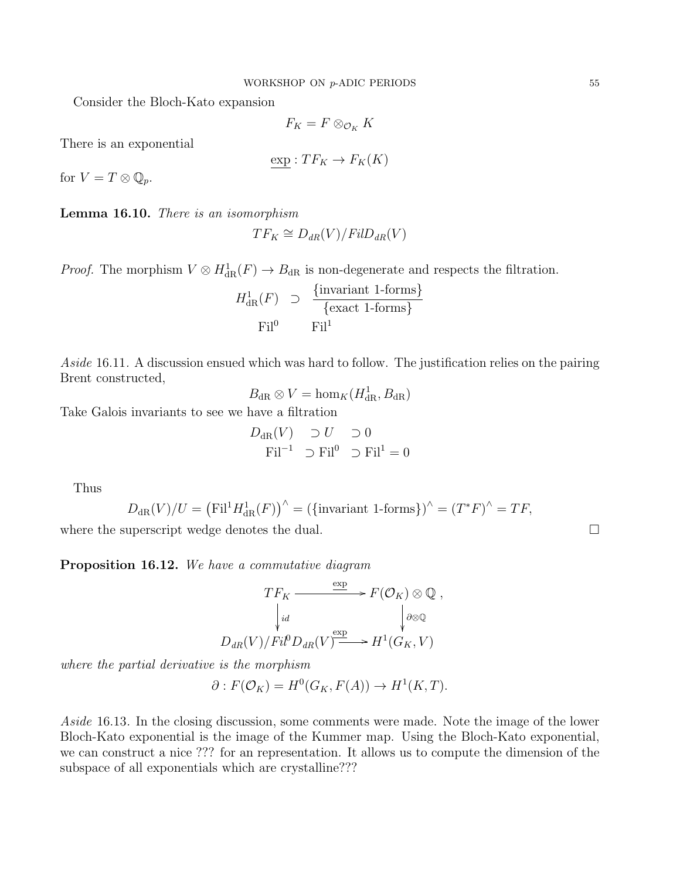Consider the Bloch-Kato expansion

$$F_K = F \otimes_{\mathcal{O}_K} K$$

There is an exponential

$$\underline{\exp} : TF_K \to F_K(K)$$

for $V = T \otimes \mathbb{Q}_p$.

**Lemma 16.10.** *There is an isomorphism*

$$TF_K \cong D_{dR}(V)/FilD_{dR}(V)$$

*Proof.* The morphism $V \otimes H^1_{\mathrm{dR}}(F) \to B_{\mathrm{dR}}$ is non-degenerate and respects the filtration.

$$\begin{array}{ccc} H^1_{\mathrm{dR}}(F) & \supset & \dfrac{\{\text{invariant 1-forms}\}}{\{\text{exact 1-forms}\}} \\ \mathrm{Fil}^0 & & \mathrm{Fil}^1 \end{array}$$

*Aside* 16.11. A discussion ensued which was hard to follow. The justification relies on the pairing Brent constructed,

$$B_{\mathrm{dR}} \otimes V = \hom_K(H^1_{\mathrm{dR}}, B_{\mathrm{dR}})$$

Take Galois invariants to see we have a filtration

$$\begin{array}{ccc} D_{\mathrm{dR}}(V) & \supset U & \supset 0 \\ \mathrm{Fil}^{-1} & \supset \mathrm{Fil}^0 & \supset \mathrm{Fil}^1 = 0 \end{array}$$

Thus

$$D_{\mathrm{dR}}(V)/U = \left(\mathrm{Fil}^1 H^1_{\mathrm{dR}}(F)\right)^{\wedge} = (\{\text{invariant 1-forms}\})^{\wedge} = (T^*F)^{\wedge} = TF,$$

where the superscript wedge denotes the dual. □

**Proposition 16.12.** *We have a commutative diagram*

$$\begin{array}{ccc} TF_K & \xrightarrow{\exp} & F(\mathcal{O}_K) \otimes \mathbb{Q} \\ \downarrow{\scriptstyle id} & & \downarrow{\scriptstyle \partial \otimes \mathbb{Q}} \\ D_{dR}(V)/Fil^0 D_{dR}(V) & \xrightarrow{\exp} & H^1(G_K, V) \end{array}$$

*where the partial derivative is the morphism*

$$\partial : F(\mathcal{O}_K) = H^0(G_K, F(A)) \to H^1(K, T).$$

*Aside* 16.13. In the closing discussion, some comments were made. Note the image of the lower Bloch-Kato exponential is the image of the Kummer map. Using the Bloch-Kato exponential, we can construct a nice ??? for an representation. It allows us to compute the dimension of the subspace of all exponentials which are crystalline???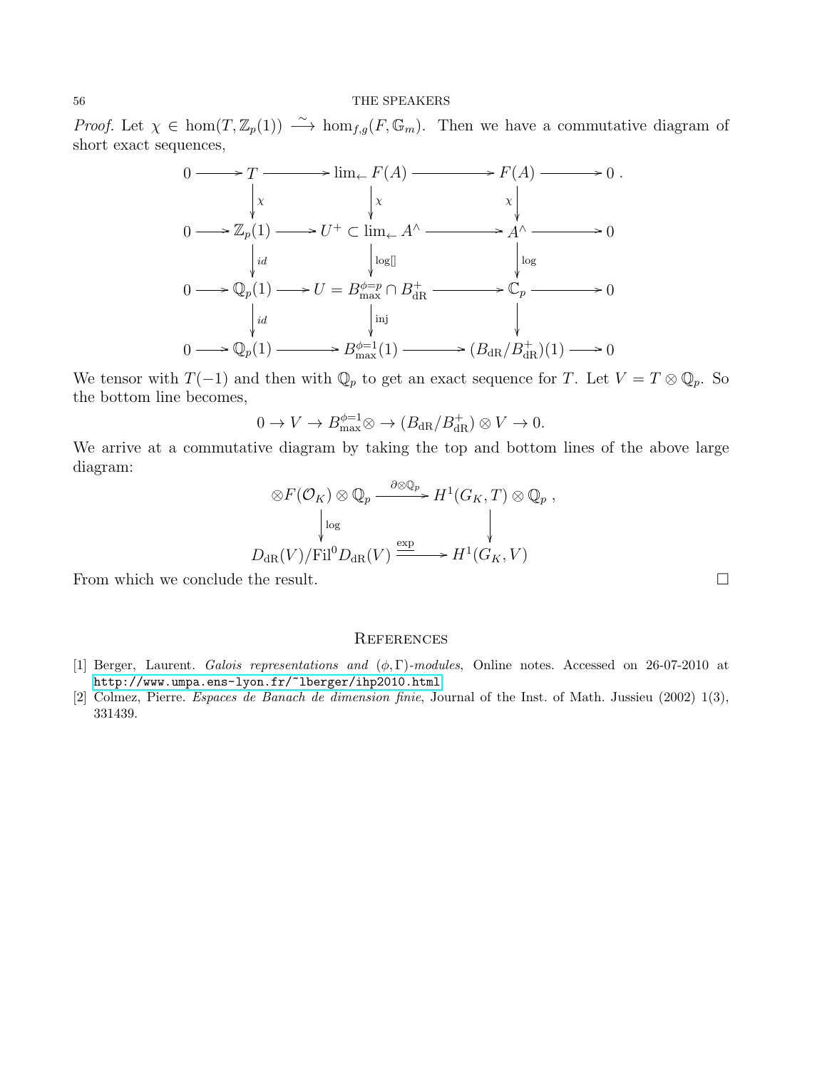*Proof.* Let $\chi \in \hom(T, \mathbb{Z}_p(1)) \xrightarrow{\sim} \hom_{f,g}(F, \mathbb{G}_m)$. Then we have a commutative diagram of short exact sequences,

$$
\begin{array}{ccccccccc}
0 & \longrightarrow & T & \longrightarrow & \lim_{\leftarrow} F(A) & \longrightarrow & F(A) & \longrightarrow & 0\,. \\
 & & \downarrow \chi & & \downarrow \chi & & \chi \downarrow & & \\
0 & \longrightarrow & \mathbb{Z}_p(1) & \longrightarrow & U^+ \subset \lim_{\leftarrow} A^\wedge & \longrightarrow & A^\wedge & \longrightarrow & 0 \\
 & & \downarrow id & & \downarrow \log[] & & \downarrow \log & & \\
0 & \longrightarrow & \mathbb{Q}_p(1) & \longrightarrow & U = B_{\max}^{\phi=p} \cap B_{\mathrm{dR}}^+ & \longrightarrow & \mathbb{C}_p & \longrightarrow & 0 \\
 & & \downarrow id & & \downarrow \mathrm{inj} & & \downarrow & & \\
0 & \longrightarrow & \mathbb{Q}_p(1) & \longrightarrow & B_{\max}^{\phi=1}(1) & \longrightarrow & (B_{\mathrm{dR}}/B_{\mathrm{dR}}^+)(1) & \longrightarrow & 0
\end{array}
$$

We tensor with $T(-1)$ and then with $\mathbb{Q}_p$ to get an exact sequence for $T$. Let $V = T \otimes \mathbb{Q}_p$. So the bottom line becomes,

$$0 \to V \to B_{\max}^{\phi=1} \otimes \to (B_{\mathrm{dR}}/B_{\mathrm{dR}}^+) \otimes V \to 0.$$

We arrive at a commutative diagram by taking the top and bottom lines of the above large diagram:

$$
\begin{array}{ccc}
\otimes F(\mathcal{O}_K) \otimes \mathbb{Q}_p & \xrightarrow{\partial \otimes \mathbb{Q}_p} & H^1(G_K, T) \otimes \mathbb{Q}_p\,, \\
\downarrow \log & & \downarrow \\
D_{\mathrm{dR}}(V)/\mathrm{Fil}^0 D_{\mathrm{dR}}(V) & \xrightarrow{\exp} & H^1(G_K, V)
\end{array}
$$

From which we conclude the result. □

## References

[1] Berger, Laurent. *Galois representations and $(\phi, \Gamma)$-modules*, Online notes. Accessed on 26-07-2010 at http://www.umpa.ens-lyon.fr/~lberger/ihp2010.html

[2] Colmez, Pierre. *Espaces de Banach de dimension finie*, Journal of the Inst. of Math. Jussieu (2002) 1(3), 331439.